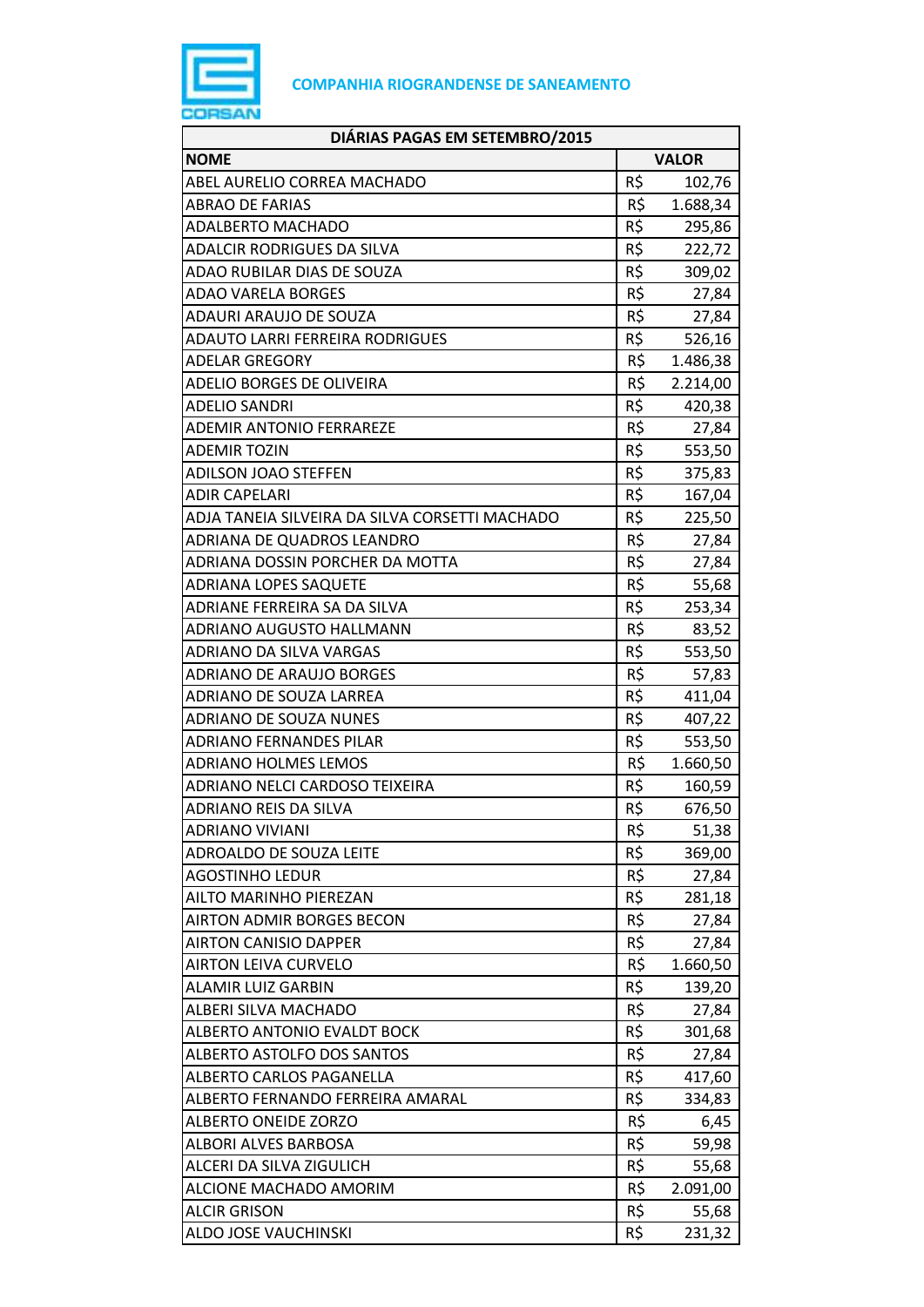**COMPANHIA RIOGRANDENSE DE SANEAMENTO**

| DIÁRIAS PAGAS EM SETEMBRO/2015 | | |
|---|---|---|
| **NOME** | **VALOR** | |
| ABEL AURELIO CORREA MACHADO | R$ | 102,76 |
| ABRAO DE FARIAS | R$ | 1.688,34 |
| ADALBERTO MACHADO | R$ | 295,86 |
| ADALCIR RODRIGUES DA SILVA | R$ | 222,72 |
| ADAO RUBILAR DIAS DE SOUZA | R$ | 309,02 |
| ADAO VARELA BORGES | R$ | 27,84 |
| ADAURI ARAUJO DE SOUZA | R$ | 27,84 |
| ADAUTO LARRI FERREIRA RODRIGUES | R$ | 526,16 |
| ADELAR GREGORY | R$ | 1.486,38 |
| ADELIO BORGES DE OLIVEIRA | R$ | 2.214,00 |
| ADELIO SANDRI | R$ | 420,38 |
| ADEMIR ANTONIO FERRAREZE | R$ | 27,84 |
| ADEMIR TOZIN | R$ | 553,50 |
| ADILSON JOAO STEFFEN | R$ | 375,83 |
| ADIR CAPELARI | R$ | 167,04 |
| ADJA TANEIA SILVEIRA DA SILVA CORSETTI MACHADO | R$ | 225,50 |
| ADRIANA DE QUADROS LEANDRO | R$ | 27,84 |
| ADRIANA DOSSIN PORCHER DA MOTTA | R$ | 27,84 |
| ADRIANA LOPES SAQUETE | R$ | 55,68 |
| ADRIANE FERREIRA SA DA SILVA | R$ | 253,34 |
| ADRIANO AUGUSTO HALLMANN | R$ | 83,52 |
| ADRIANO DA SILVA VARGAS | R$ | 553,50 |
| ADRIANO DE ARAUJO BORGES | R$ | 57,83 |
| ADRIANO DE SOUZA LARREA | R$ | 411,04 |
| ADRIANO DE SOUZA NUNES | R$ | 407,22 |
| ADRIANO FERNANDES PILAR | R$ | 553,50 |
| ADRIANO HOLMES LEMOS | R$ | 1.660,50 |
| ADRIANO NELCI CARDOSO TEIXEIRA | R$ | 160,59 |
| ADRIANO REIS DA SILVA | R$ | 676,50 |
| ADRIANO VIVIANI | R$ | 51,38 |
| ADROALDO DE SOUZA LEITE | R$ | 369,00 |
| AGOSTINHO LEDUR | R$ | 27,84 |
| AILTO MARINHO PIEREZAN | R$ | 281,18 |
| AIRTON ADMIR BORGES BECON | R$ | 27,84 |
| AIRTON CANISIO DAPPER | R$ | 27,84 |
| AIRTON LEIVA CURVELO | R$ | 1.660,50 |
| ALAMIR LUIZ GARBIN | R$ | 139,20 |
| ALBERI SILVA MACHADO | R$ | 27,84 |
| ALBERTO ANTONIO EVALDT BOCK | R$ | 301,68 |
| ALBERTO ASTOLFO DOS SANTOS | R$ | 27,84 |
| ALBERTO CARLOS PAGANELLA | R$ | 417,60 |
| ALBERTO FERNANDO FERREIRA AMARAL | R$ | 334,83 |
| ALBERTO ONEIDE ZORZO | R$ | 6,45 |
| ALBORI ALVES BARBOSA | R$ | 59,98 |
| ALCERI DA SILVA ZIGULICH | R$ | 55,68 |
| ALCIONE MACHADO AMORIM | R$ | 2.091,00 |
| ALCIR GRISON | R$ | 55,68 |
| ALDO JOSE VAUCHINSKI | R$ | 231,32 |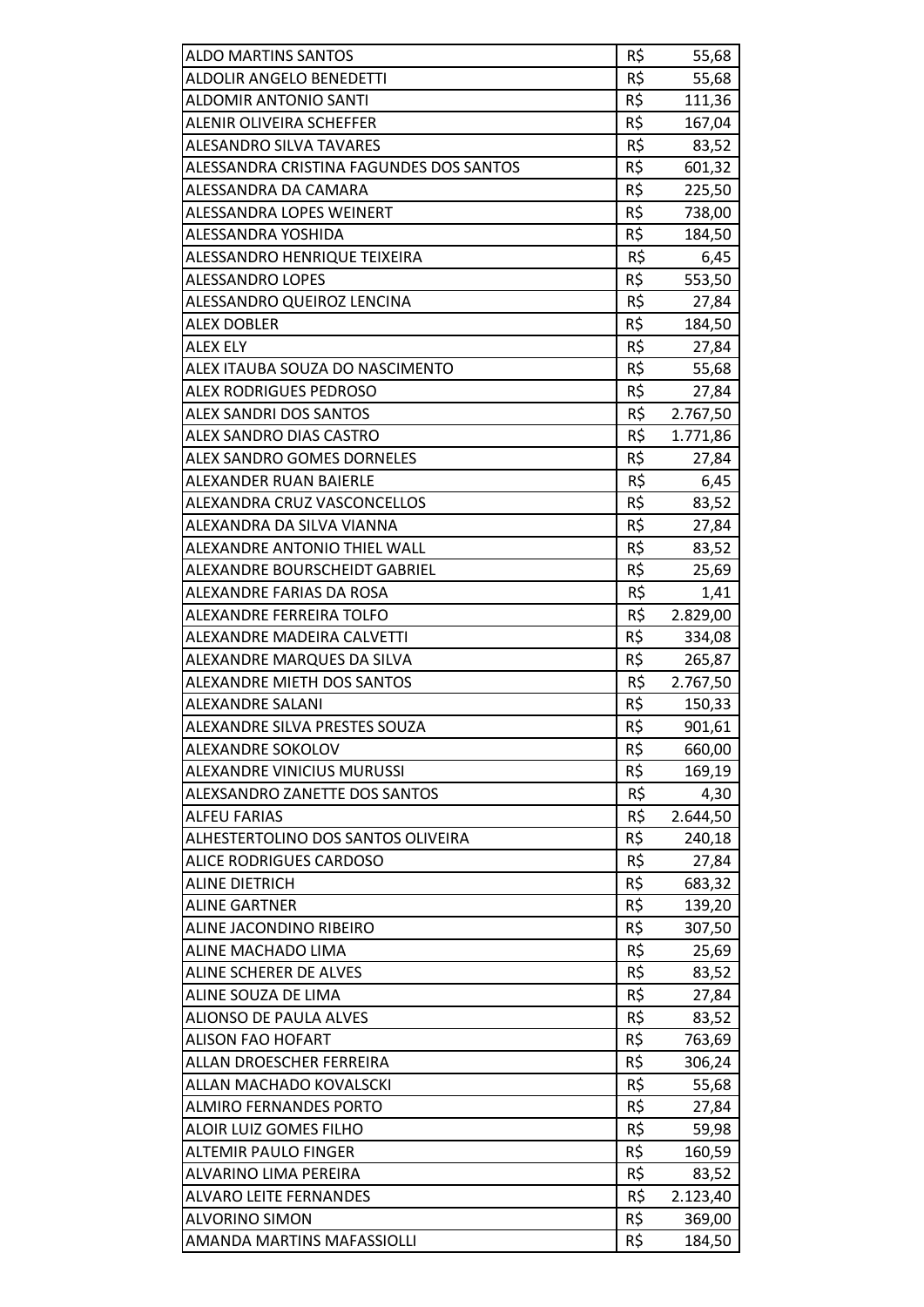| | | |
|---|---|---|
| ALDO MARTINS SANTOS | R$ | 55,68 |
| ALDOLIR ANGELO BENEDETTI | R$ | 55,68 |
| ALDOMIR ANTONIO SANTI | R$ | 111,36 |
| ALENIR OLIVEIRA SCHEFFER | R$ | 167,04 |
| ALESANDRO SILVA TAVARES | R$ | 83,52 |
| ALESSANDRA CRISTINA FAGUNDES DOS SANTOS | R$ | 601,32 |
| ALESSANDRA DA CAMARA | R$ | 225,50 |
| ALESSANDRA LOPES WEINERT | R$ | 738,00 |
| ALESSANDRA YOSHIDA | R$ | 184,50 |
| ALESSANDRO HENRIQUE TEIXEIRA | R$ | 6,45 |
| ALESSANDRO LOPES | R$ | 553,50 |
| ALESSANDRO QUEIROZ LENCINA | R$ | 27,84 |
| ALEX DOBLER | R$ | 184,50 |
| ALEX ELY | R$ | 27,84 |
| ALEX ITAUBA SOUZA DO NASCIMENTO | R$ | 55,68 |
| ALEX RODRIGUES PEDROSO | R$ | 27,84 |
| ALEX SANDRI DOS SANTOS | R$ | 2.767,50 |
| ALEX SANDRO DIAS CASTRO | R$ | 1.771,86 |
| ALEX SANDRO GOMES DORNELES | R$ | 27,84 |
| ALEXANDER RUAN BAIERLE | R$ | 6,45 |
| ALEXANDRA CRUZ VASCONCELLOS | R$ | 83,52 |
| ALEXANDRA DA SILVA VIANNA | R$ | 27,84 |
| ALEXANDRE ANTONIO THIEL WALL | R$ | 83,52 |
| ALEXANDRE BOURSCHEIDT GABRIEL | R$ | 25,69 |
| ALEXANDRE FARIAS DA ROSA | R$ | 1,41 |
| ALEXANDRE FERREIRA TOLFO | R$ | 2.829,00 |
| ALEXANDRE MADEIRA CALVETTI | R$ | 334,08 |
| ALEXANDRE MARQUES DA SILVA | R$ | 265,87 |
| ALEXANDRE MIETH DOS SANTOS | R$ | 2.767,50 |
| ALEXANDRE SALANI | R$ | 150,33 |
| ALEXANDRE SILVA PRESTES SOUZA | R$ | 901,61 |
| ALEXANDRE SOKOLOV | R$ | 660,00 |
| ALEXANDRE VINICIUS MURUSSI | R$ | 169,19 |
| ALEXSANDRO ZANETTE DOS SANTOS | R$ | 4,30 |
| ALFEU FARIAS | R$ | 2.644,50 |
| ALHESTERTOLINO DOS SANTOS OLIVEIRA | R$ | 240,18 |
| ALICE RODRIGUES CARDOSO | R$ | 27,84 |
| ALINE DIETRICH | R$ | 683,32 |
| ALINE GARTNER | R$ | 139,20 |
| ALINE JACONDINO RIBEIRO | R$ | 307,50 |
| ALINE MACHADO LIMA | R$ | 25,69 |
| ALINE SCHERER DE ALVES | R$ | 83,52 |
| ALINE SOUZA DE LIMA | R$ | 27,84 |
| ALIONSO DE PAULA ALVES | R$ | 83,52 |
| ALISON FAO HOFART | R$ | 763,69 |
| ALLAN DROESCHER FERREIRA | R$ | 306,24 |
| ALLAN MACHADO KOVALSCKI | R$ | 55,68 |
| ALMIRO FERNANDES PORTO | R$ | 27,84 |
| ALOIR LUIZ GOMES FILHO | R$ | 59,98 |
| ALTEMIR PAULO FINGER | R$ | 160,59 |
| ALVARINO LIMA PEREIRA | R$ | 83,52 |
| ALVARO LEITE FERNANDES | R$ | 2.123,40 |
| ALVORINO SIMON | R$ | 369,00 |
| AMANDA MARTINS MAFASSIOLLI | R$ | 184,50 |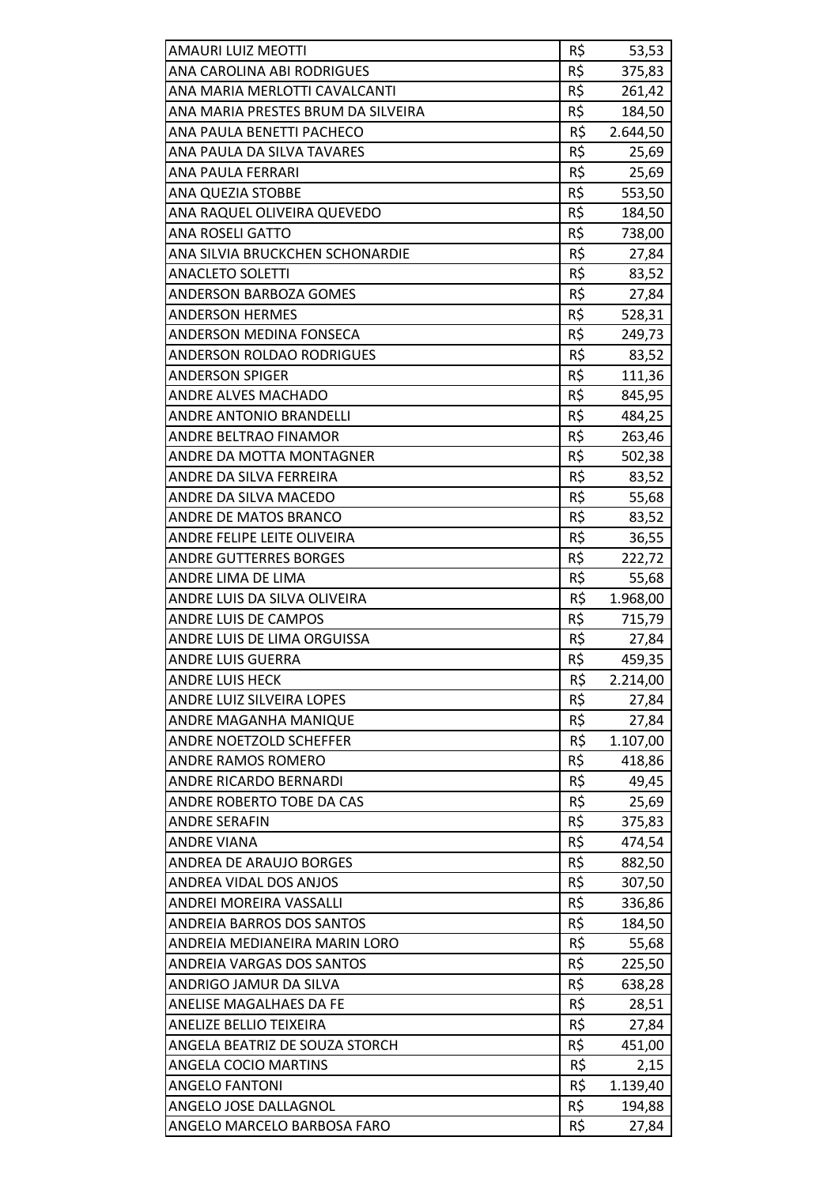| | | |
|---|---|---|
| AMAURI LUIZ MEOTTI | R$ | 53,53 |
| ANA CAROLINA ABI RODRIGUES | R$ | 375,83 |
| ANA MARIA MERLOTTI CAVALCANTI | R$ | 261,42 |
| ANA MARIA PRESTES BRUM DA SILVEIRA | R$ | 184,50 |
| ANA PAULA BENETTI PACHECO | R$ | 2.644,50 |
| ANA PAULA DA SILVA TAVARES | R$ | 25,69 |
| ANA PAULA FERRARI | R$ | 25,69 |
| ANA QUEZIA STOBBE | R$ | 553,50 |
| ANA RAQUEL OLIVEIRA QUEVEDO | R$ | 184,50 |
| ANA ROSELI GATTO | R$ | 738,00 |
| ANA SILVIA BRUCKCHEN SCHONARDIE | R$ | 27,84 |
| ANACLETO SOLETTI | R$ | 83,52 |
| ANDERSON BARBOZA GOMES | R$ | 27,84 |
| ANDERSON HERMES | R$ | 528,31 |
| ANDERSON MEDINA FONSECA | R$ | 249,73 |
| ANDERSON ROLDAO RODRIGUES | R$ | 83,52 |
| ANDERSON SPIGER | R$ | 111,36 |
| ANDRE ALVES MACHADO | R$ | 845,95 |
| ANDRE ANTONIO BRANDELLI | R$ | 484,25 |
| ANDRE BELTRAO FINAMOR | R$ | 263,46 |
| ANDRE DA MOTTA MONTAGNER | R$ | 502,38 |
| ANDRE DA SILVA FERREIRA | R$ | 83,52 |
| ANDRE DA SILVA MACEDO | R$ | 55,68 |
| ANDRE DE MATOS BRANCO | R$ | 83,52 |
| ANDRE FELIPE LEITE OLIVEIRA | R$ | 36,55 |
| ANDRE GUTTERRES BORGES | R$ | 222,72 |
| ANDRE LIMA DE LIMA | R$ | 55,68 |
| ANDRE LUIS DA SILVA OLIVEIRA | R$ | 1.968,00 |
| ANDRE LUIS DE CAMPOS | R$ | 715,79 |
| ANDRE LUIS DE LIMA ORGUISSA | R$ | 27,84 |
| ANDRE LUIS GUERRA | R$ | 459,35 |
| ANDRE LUIS HECK | R$ | 2.214,00 |
| ANDRE LUIZ SILVEIRA LOPES | R$ | 27,84 |
| ANDRE MAGANHA MANIQUE | R$ | 27,84 |
| ANDRE NOETZOLD SCHEFFER | R$ | 1.107,00 |
| ANDRE RAMOS ROMERO | R$ | 418,86 |
| ANDRE RICARDO BERNARDI | R$ | 49,45 |
| ANDRE ROBERTO TOBE DA CAS | R$ | 25,69 |
| ANDRE SERAFIN | R$ | 375,83 |
| ANDRE VIANA | R$ | 474,54 |
| ANDREA DE ARAUJO BORGES | R$ | 882,50 |
| ANDREA VIDAL DOS ANJOS | R$ | 307,50 |
| ANDREI MOREIRA VASSALLI | R$ | 336,86 |
| ANDREIA BARROS DOS SANTOS | R$ | 184,50 |
| ANDREIA MEDIANEIRA MARIN LORO | R$ | 55,68 |
| ANDREIA VARGAS DOS SANTOS | R$ | 225,50 |
| ANDRIGO JAMUR DA SILVA | R$ | 638,28 |
| ANELISE MAGALHAES DA FE | R$ | 28,51 |
| ANELIZE BELLIO TEIXEIRA | R$ | 27,84 |
| ANGELA BEATRIZ DE SOUZA STORCH | R$ | 451,00 |
| ANGELA COCIO MARTINS | R$ | 2,15 |
| ANGELO FANTONI | R$ | 1.139,40 |
| ANGELO JOSE DALLAGNOL | R$ | 194,88 |
| ANGELO MARCELO BARBOSA FARO | R$ | 27,84 |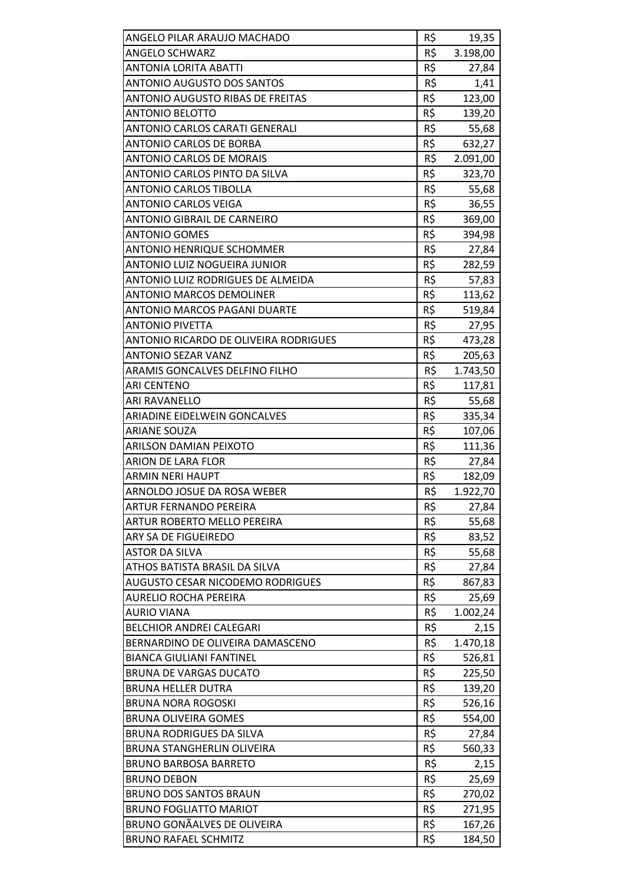| | | |
|---|---|---|
| ANGELO PILAR ARAUJO MACHADO | R$ | 19,35 |
| ANGELO SCHWARZ | R$ | 3.198,00 |
| ANTONIA LORITA ABATTI | R$ | 27,84 |
| ANTONIO AUGUSTO DOS SANTOS | R$ | 1,41 |
| ANTONIO AUGUSTO RIBAS DE FREITAS | R$ | 123,00 |
| ANTONIO BELOTTO | R$ | 139,20 |
| ANTONIO CARLOS CARATI GENERALI | R$ | 55,68 |
| ANTONIO CARLOS DE BORBA | R$ | 632,27 |
| ANTONIO CARLOS DE MORAIS | R$ | 2.091,00 |
| ANTONIO CARLOS PINTO DA SILVA | R$ | 323,70 |
| ANTONIO CARLOS TIBOLLA | R$ | 55,68 |
| ANTONIO CARLOS VEIGA | R$ | 36,55 |
| ANTONIO GIBRAIL DE CARNEIRO | R$ | 369,00 |
| ANTONIO GOMES | R$ | 394,98 |
| ANTONIO HENRIQUE SCHOMMER | R$ | 27,84 |
| ANTONIO LUIZ NOGUEIRA JUNIOR | R$ | 282,59 |
| ANTONIO LUIZ RODRIGUES DE ALMEIDA | R$ | 57,83 |
| ANTONIO MARCOS DEMOLINER | R$ | 113,62 |
| ANTONIO MARCOS PAGANI DUARTE | R$ | 519,84 |
| ANTONIO PIVETTA | R$ | 27,95 |
| ANTONIO RICARDO DE OLIVEIRA RODRIGUES | R$ | 473,28 |
| ANTONIO SEZAR VANZ | R$ | 205,63 |
| ARAMIS GONCALVES DELFINO FILHO | R$ | 1.743,50 |
| ARI CENTENO | R$ | 117,81 |
| ARI RAVANELLO | R$ | 55,68 |
| ARIADINE EIDELWEIN GONCALVES | R$ | 335,34 |
| ARIANE SOUZA | R$ | 107,06 |
| ARILSON DAMIAN PEIXOTO | R$ | 111,36 |
| ARION DE LARA FLOR | R$ | 27,84 |
| ARMIN NERI HAUPT | R$ | 182,09 |
| ARNOLDO JOSUE DA ROSA WEBER | R$ | 1.922,70 |
| ARTUR FERNANDO PEREIRA | R$ | 27,84 |
| ARTUR ROBERTO MELLO PEREIRA | R$ | 55,68 |
| ARY SA DE FIGUEIREDO | R$ | 83,52 |
| ASTOR DA SILVA | R$ | 55,68 |
| ATHOS BATISTA BRASIL DA SILVA | R$ | 27,84 |
| AUGUSTO CESAR NICODEMO RODRIGUES | R$ | 867,83 |
| AURELIO ROCHA PEREIRA | R$ | 25,69 |
| AURIO VIANA | R$ | 1.002,24 |
| BELCHIOR ANDREI CALEGARI | R$ | 2,15 |
| BERNARDINO DE OLIVEIRA DAMASCENO | R$ | 1.470,18 |
| BIANCA GIULIANI FANTINEL | R$ | 526,81 |
| BRUNA DE VARGAS DUCATO | R$ | 225,50 |
| BRUNA HELLER DUTRA | R$ | 139,20 |
| BRUNA NORA ROGOSKI | R$ | 526,16 |
| BRUNA OLIVEIRA GOMES | R$ | 554,00 |
| BRUNA RODRIGUES DA SILVA | R$ | 27,84 |
| BRUNA STANGHERLIN OLIVEIRA | R$ | 560,33 |
| BRUNO BARBOSA BARRETO | R$ | 2,15 |
| BRUNO DEBON | R$ | 25,69 |
| BRUNO DOS SANTOS BRAUN | R$ | 270,02 |
| BRUNO FOGLIATTO MARIOT | R$ | 271,95 |
| BRUNO GONÃALVES DE OLIVEIRA | R$ | 167,26 |
| BRUNO RAFAEL SCHMITZ | R$ | 184,50 |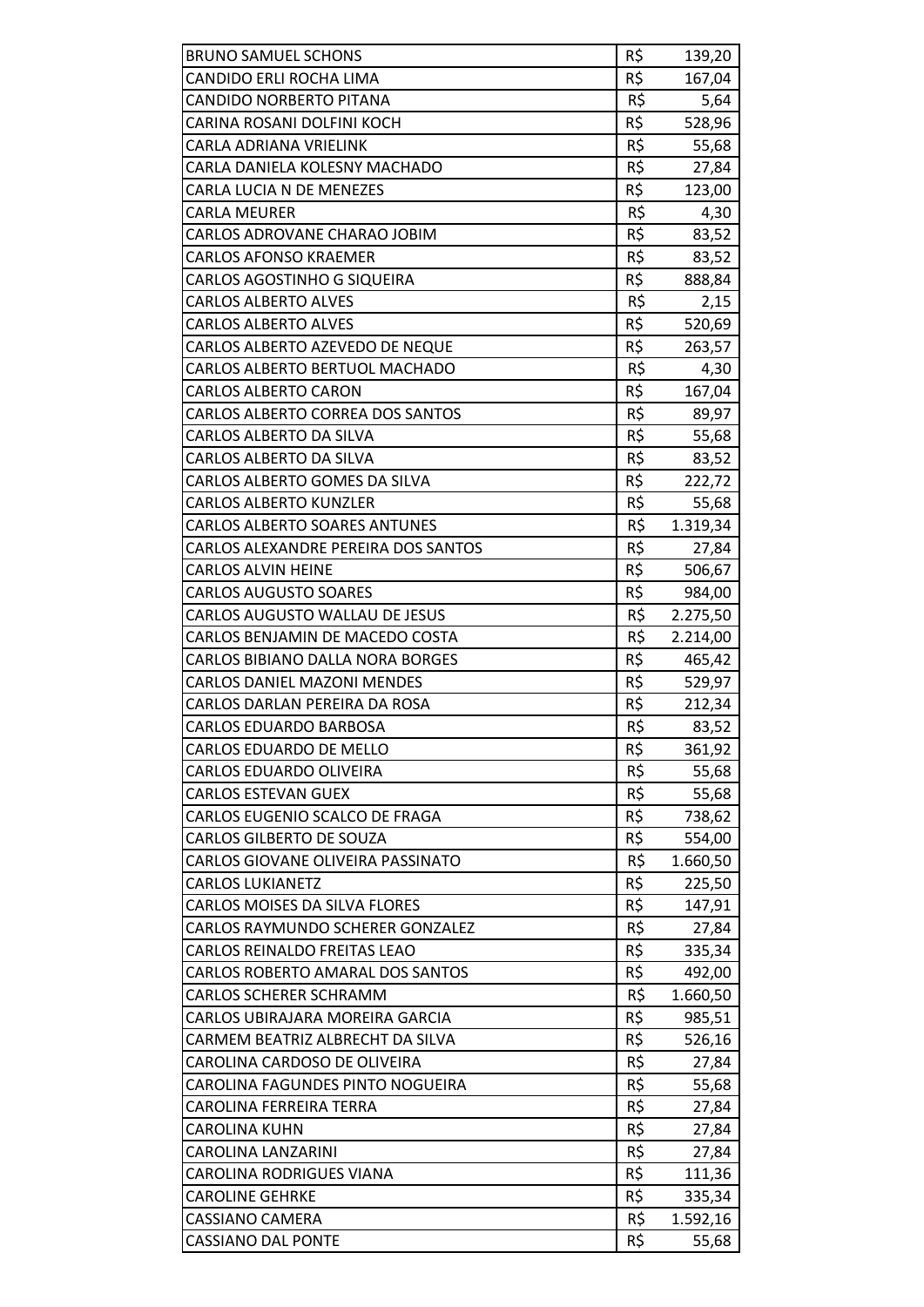| | | |
|---|---|---|
| BRUNO SAMUEL SCHONS | R$ | 139,20 |
| CANDIDO ERLI ROCHA LIMA | R$ | 167,04 |
| CANDIDO NORBERTO PITANA | R$ | 5,64 |
| CARINA ROSANI DOLFINI KOCH | R$ | 528,96 |
| CARLA ADRIANA VRIELINK | R$ | 55,68 |
| CARLA DANIELA KOLESNY MACHADO | R$ | 27,84 |
| CARLA LUCIA N DE MENEZES | R$ | 123,00 |
| CARLA MEURER | R$ | 4,30 |
| CARLOS ADROVANE CHARAO JOBIM | R$ | 83,52 |
| CARLOS AFONSO KRAEMER | R$ | 83,52 |
| CARLOS AGOSTINHO G SIQUEIRA | R$ | 888,84 |
| CARLOS ALBERTO ALVES | R$ | 2,15 |
| CARLOS ALBERTO ALVES | R$ | 520,69 |
| CARLOS ALBERTO AZEVEDO DE NEQUE | R$ | 263,57 |
| CARLOS ALBERTO BERTUOL MACHADO | R$ | 4,30 |
| CARLOS ALBERTO CARON | R$ | 167,04 |
| CARLOS ALBERTO CORREA DOS SANTOS | R$ | 89,97 |
| CARLOS ALBERTO DA SILVA | R$ | 55,68 |
| CARLOS ALBERTO DA SILVA | R$ | 83,52 |
| CARLOS ALBERTO GOMES DA SILVA | R$ | 222,72 |
| CARLOS ALBERTO KUNZLER | R$ | 55,68 |
| CARLOS ALBERTO SOARES ANTUNES | R$ | 1.319,34 |
| CARLOS ALEXANDRE PEREIRA DOS SANTOS | R$ | 27,84 |
| CARLOS ALVIN HEINE | R$ | 506,67 |
| CARLOS AUGUSTO SOARES | R$ | 984,00 |
| CARLOS AUGUSTO WALLAU DE JESUS | R$ | 2.275,50 |
| CARLOS BENJAMIN DE MACEDO COSTA | R$ | 2.214,00 |
| CARLOS BIBIANO DALLA NORA BORGES | R$ | 465,42 |
| CARLOS DANIEL MAZONI MENDES | R$ | 529,97 |
| CARLOS DARLAN PEREIRA DA ROSA | R$ | 212,34 |
| CARLOS EDUARDO BARBOSA | R$ | 83,52 |
| CARLOS EDUARDO DE MELLO | R$ | 361,92 |
| CARLOS EDUARDO OLIVEIRA | R$ | 55,68 |
| CARLOS ESTEVAN GUEX | R$ | 55,68 |
| CARLOS EUGENIO SCALCO DE FRAGA | R$ | 738,62 |
| CARLOS GILBERTO DE SOUZA | R$ | 554,00 |
| CARLOS GIOVANE OLIVEIRA PASSINATO | R$ | 1.660,50 |
| CARLOS LUKIANETZ | R$ | 225,50 |
| CARLOS MOISES DA SILVA FLORES | R$ | 147,91 |
| CARLOS RAYMUNDO SCHERER GONZALEZ | R$ | 27,84 |
| CARLOS REINALDO FREITAS LEAO | R$ | 335,34 |
| CARLOS ROBERTO AMARAL DOS SANTOS | R$ | 492,00 |
| CARLOS SCHERER SCHRAMM | R$ | 1.660,50 |
| CARLOS UBIRAJARA MOREIRA GARCIA | R$ | 985,51 |
| CARMEM BEATRIZ ALBRECHT DA SILVA | R$ | 526,16 |
| CAROLINA CARDOSO DE OLIVEIRA | R$ | 27,84 |
| CAROLINA FAGUNDES PINTO NOGUEIRA | R$ | 55,68 |
| CAROLINA FERREIRA TERRA | R$ | 27,84 |
| CAROLINA KUHN | R$ | 27,84 |
| CAROLINA LANZARINI | R$ | 27,84 |
| CAROLINA RODRIGUES VIANA | R$ | 111,36 |
| CAROLINE GEHRKE | R$ | 335,34 |
| CASSIANO CAMERA | R$ | 1.592,16 |
| CASSIANO DAL PONTE | R$ | 55,68 |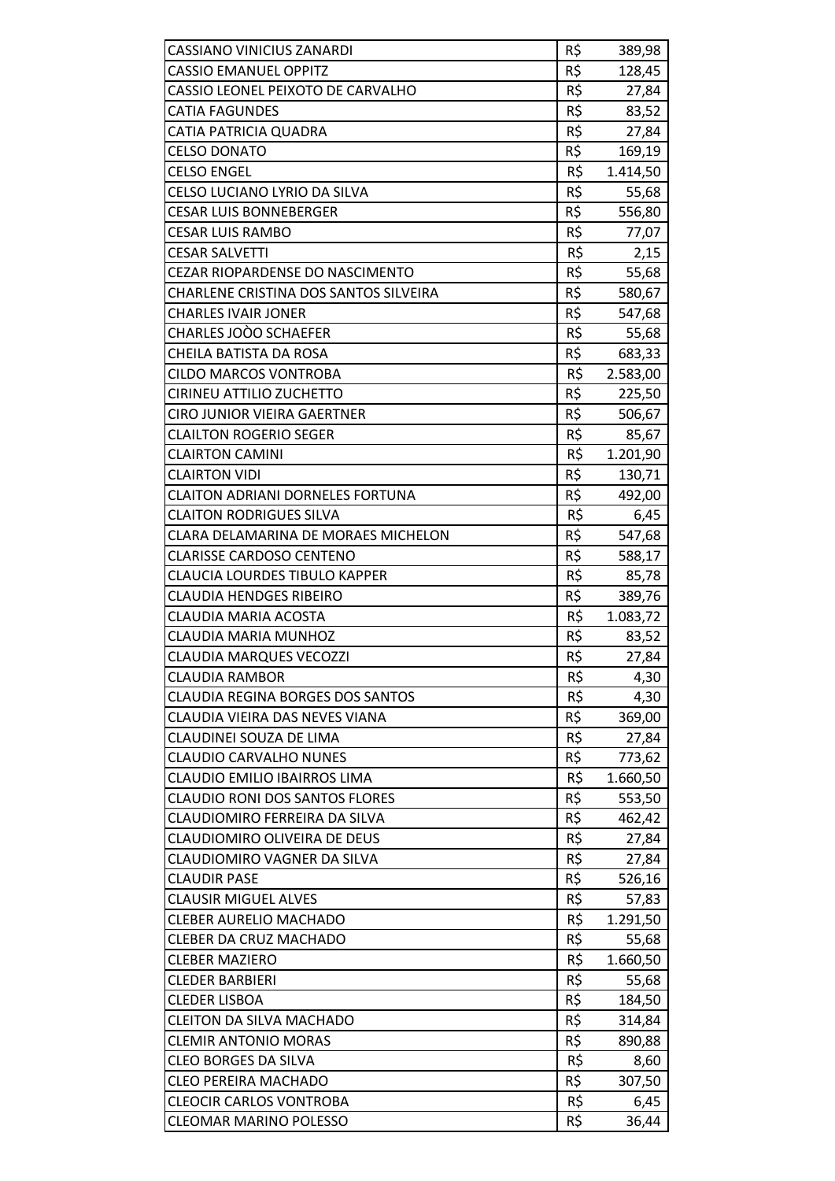| CASSIANO VINICIUS ZANARDI | R$ | 389,98 |
|---|---|---|
| CASSIO EMANUEL OPPITZ | R$ | 128,45 |
| CASSIO LEONEL PEIXOTO DE CARVALHO | R$ | 27,84 |
| CATIA FAGUNDES | R$ | 83,52 |
| CATIA PATRICIA QUADRA | R$ | 27,84 |
| CELSO DONATO | R$ | 169,19 |
| CELSO ENGEL | R$ | 1.414,50 |
| CELSO LUCIANO LYRIO DA SILVA | R$ | 55,68 |
| CESAR LUIS BONNEBERGER | R$ | 556,80 |
| CESAR LUIS RAMBO | R$ | 77,07 |
| CESAR SALVETTI | R$ | 2,15 |
| CEZAR RIOPARDENSE DO NASCIMENTO | R$ | 55,68 |
| CHARLENE CRISTINA DOS SANTOS SILVEIRA | R$ | 580,67 |
| CHARLES IVAIR JONER | R$ | 547,68 |
| CHARLES JOÒO SCHAEFER | R$ | 55,68 |
| CHEILA BATISTA DA ROSA | R$ | 683,33 |
| CILDO MARCOS VONTROBA | R$ | 2.583,00 |
| CIRINEU ATTILIO ZUCHETTO | R$ | 225,50 |
| CIRO JUNIOR VIEIRA GAERTNER | R$ | 506,67 |
| CLAILTON ROGERIO SEGER | R$ | 85,67 |
| CLAIRTON CAMINI | R$ | 1.201,90 |
| CLAIRTON VIDI | R$ | 130,71 |
| CLAITON ADRIANI DORNELES FORTUNA | R$ | 492,00 |
| CLAITON RODRIGUES SILVA | R$ | 6,45 |
| CLARA DELAMARINA DE MORAES MICHELON | R$ | 547,68 |
| CLARISSE CARDOSO CENTENO | R$ | 588,17 |
| CLAUCIA LOURDES TIBULO KAPPER | R$ | 85,78 |
| CLAUDIA HENDGES RIBEIRO | R$ | 389,76 |
| CLAUDIA MARIA ACOSTA | R$ | 1.083,72 |
| CLAUDIA MARIA MUNHOZ | R$ | 83,52 |
| CLAUDIA MARQUES VECOZZI | R$ | 27,84 |
| CLAUDIA RAMBOR | R$ | 4,30 |
| CLAUDIA REGINA BORGES DOS SANTOS | R$ | 4,30 |
| CLAUDIA VIEIRA DAS NEVES VIANA | R$ | 369,00 |
| CLAUDINEI SOUZA DE LIMA | R$ | 27,84 |
| CLAUDIO CARVALHO NUNES | R$ | 773,62 |
| CLAUDIO EMILIO IBAIRROS LIMA | R$ | 1.660,50 |
| CLAUDIO RONI DOS SANTOS FLORES | R$ | 553,50 |
| CLAUDIOMIRO FERREIRA DA SILVA | R$ | 462,42 |
| CLAUDIOMIRO OLIVEIRA DE DEUS | R$ | 27,84 |
| CLAUDIOMIRO VAGNER DA SILVA | R$ | 27,84 |
| CLAUDIR PASE | R$ | 526,16 |
| CLAUSIR MIGUEL ALVES | R$ | 57,83 |
| CLEBER AURELIO MACHADO | R$ | 1.291,50 |
| CLEBER DA CRUZ MACHADO | R$ | 55,68 |
| CLEBER MAZIERO | R$ | 1.660,50 |
| CLEDER BARBIERI | R$ | 55,68 |
| CLEDER LISBOA | R$ | 184,50 |
| CLEITON DA SILVA MACHADO | R$ | 314,84 |
| CLEMIR ANTONIO MORAS | R$ | 890,88 |
| CLEO BORGES DA SILVA | R$ | 8,60 |
| CLEO PEREIRA MACHADO | R$ | 307,50 |
| CLEOCIR CARLOS VONTROBA | R$ | 6,45 |
| CLEOMAR MARINO POLESSO | R$ | 36,44 |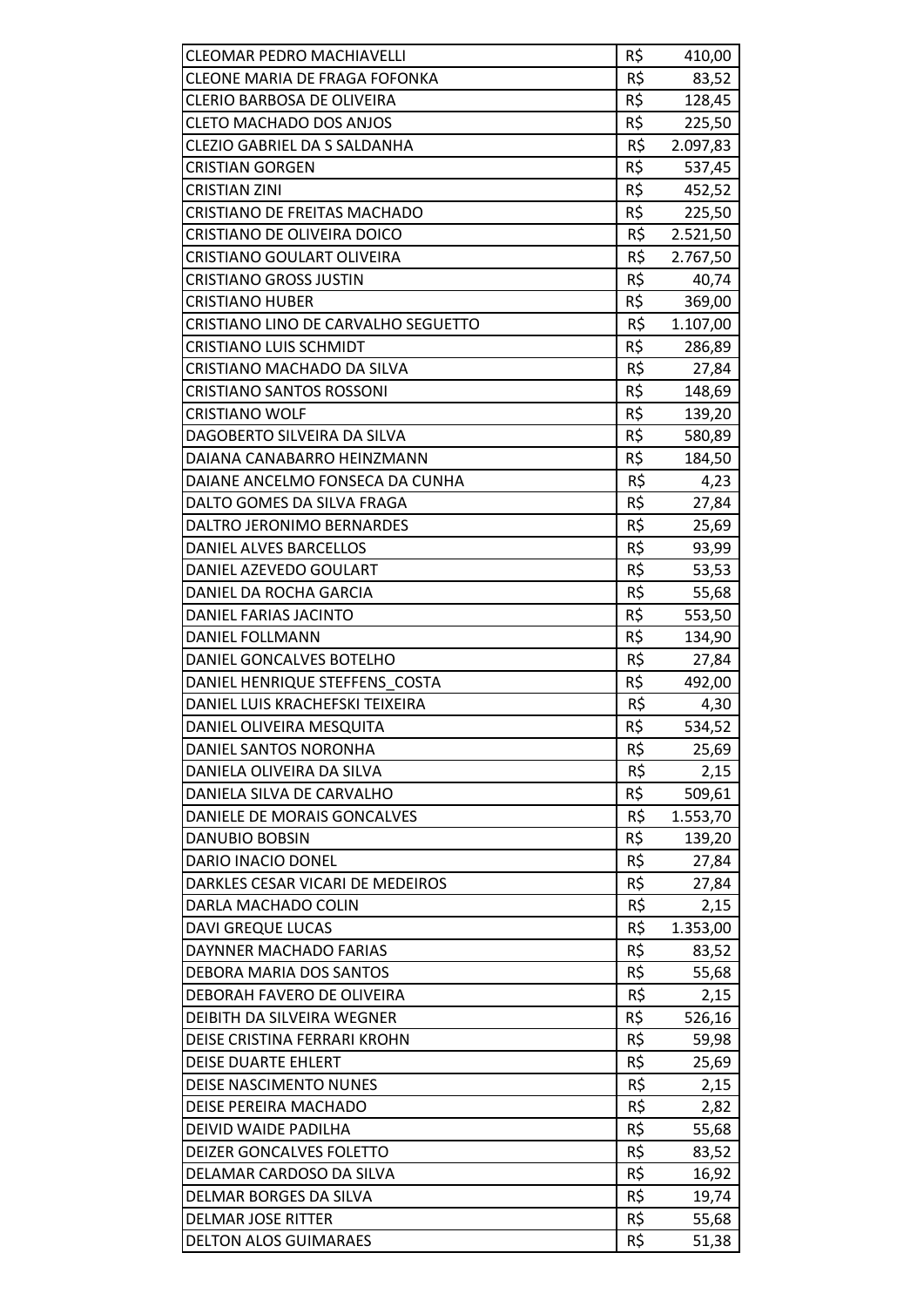| | | |
|---|---|---|
| CLEOMAR PEDRO MACHIAVELLI | R$ | 410,00 |
| CLEONE MARIA DE FRAGA FOFONKA | R$ | 83,52 |
| CLERIO BARBOSA DE OLIVEIRA | R$ | 128,45 |
| CLETO MACHADO DOS ANJOS | R$ | 225,50 |
| CLEZIO GABRIEL DA S SALDANHA | R$ | 2.097,83 |
| CRISTIAN GORGEN | R$ | 537,45 |
| CRISTIAN ZINI | R$ | 452,52 |
| CRISTIANO DE FREITAS MACHADO | R$ | 225,50 |
| CRISTIANO DE OLIVEIRA DOICO | R$ | 2.521,50 |
| CRISTIANO GOULART OLIVEIRA | R$ | 2.767,50 |
| CRISTIANO GROSS JUSTIN | R$ | 40,74 |
| CRISTIANO HUBER | R$ | 369,00 |
| CRISTIANO LINO DE CARVALHO SEGUETTO | R$ | 1.107,00 |
| CRISTIANO LUIS SCHMIDT | R$ | 286,89 |
| CRISTIANO MACHADO DA SILVA | R$ | 27,84 |
| CRISTIANO SANTOS ROSSONI | R$ | 148,69 |
| CRISTIANO WOLF | R$ | 139,20 |
| DAGOBERTO SILVEIRA DA SILVA | R$ | 580,89 |
| DAIANA CANABARRO HEINZMANN | R$ | 184,50 |
| DAIANE ANCELMO FONSECA DA CUNHA | R$ | 4,23 |
| DALTO GOMES DA SILVA FRAGA | R$ | 27,84 |
| DALTRO JERONIMO BERNARDES | R$ | 25,69 |
| DANIEL ALVES BARCELLOS | R$ | 93,99 |
| DANIEL AZEVEDO GOULART | R$ | 53,53 |
| DANIEL DA ROCHA GARCIA | R$ | 55,68 |
| DANIEL FARIAS JACINTO | R$ | 553,50 |
| DANIEL FOLLMANN | R$ | 134,90 |
| DANIEL GONCALVES BOTELHO | R$ | 27,84 |
| DANIEL HENRIQUE STEFFENS_COSTA | R$ | 492,00 |
| DANIEL LUIS KRACHEFSKI TEIXEIRA | R$ | 4,30 |
| DANIEL OLIVEIRA MESQUITA | R$ | 534,52 |
| DANIEL SANTOS NORONHA | R$ | 25,69 |
| DANIELA OLIVEIRA DA SILVA | R$ | 2,15 |
| DANIELA SILVA DE CARVALHO | R$ | 509,61 |
| DANIELE DE MORAIS GONCALVES | R$ | 1.553,70 |
| DANUBIO BOBSIN | R$ | 139,20 |
| DARIO INACIO DONEL | R$ | 27,84 |
| DARKLES CESAR VICARI DE MEDEIROS | R$ | 27,84 |
| DARLA MACHADO COLIN | R$ | 2,15 |
| DAVI GREQUE LUCAS | R$ | 1.353,00 |
| DAYNNER MACHADO FARIAS | R$ | 83,52 |
| DEBORA MARIA DOS SANTOS | R$ | 55,68 |
| DEBORAH FAVERO DE OLIVEIRA | R$ | 2,15 |
| DEIBITH DA SILVEIRA WEGNER | R$ | 526,16 |
| DEISE CRISTINA FERRARI KROHN | R$ | 59,98 |
| DEISE DUARTE EHLERT | R$ | 25,69 |
| DEISE NASCIMENTO NUNES | R$ | 2,15 |
| DEISE PEREIRA MACHADO | R$ | 2,82 |
| DEIVID WAIDE PADILHA | R$ | 55,68 |
| DEIZER GONCALVES FOLETTO | R$ | 83,52 |
| DELAMAR CARDOSO DA SILVA | R$ | 16,92 |
| DELMAR BORGES DA SILVA | R$ | 19,74 |
| DELMAR JOSE RITTER | R$ | 55,68 |
| DELTON ALOS GUIMARAES | R$ | 51,38 |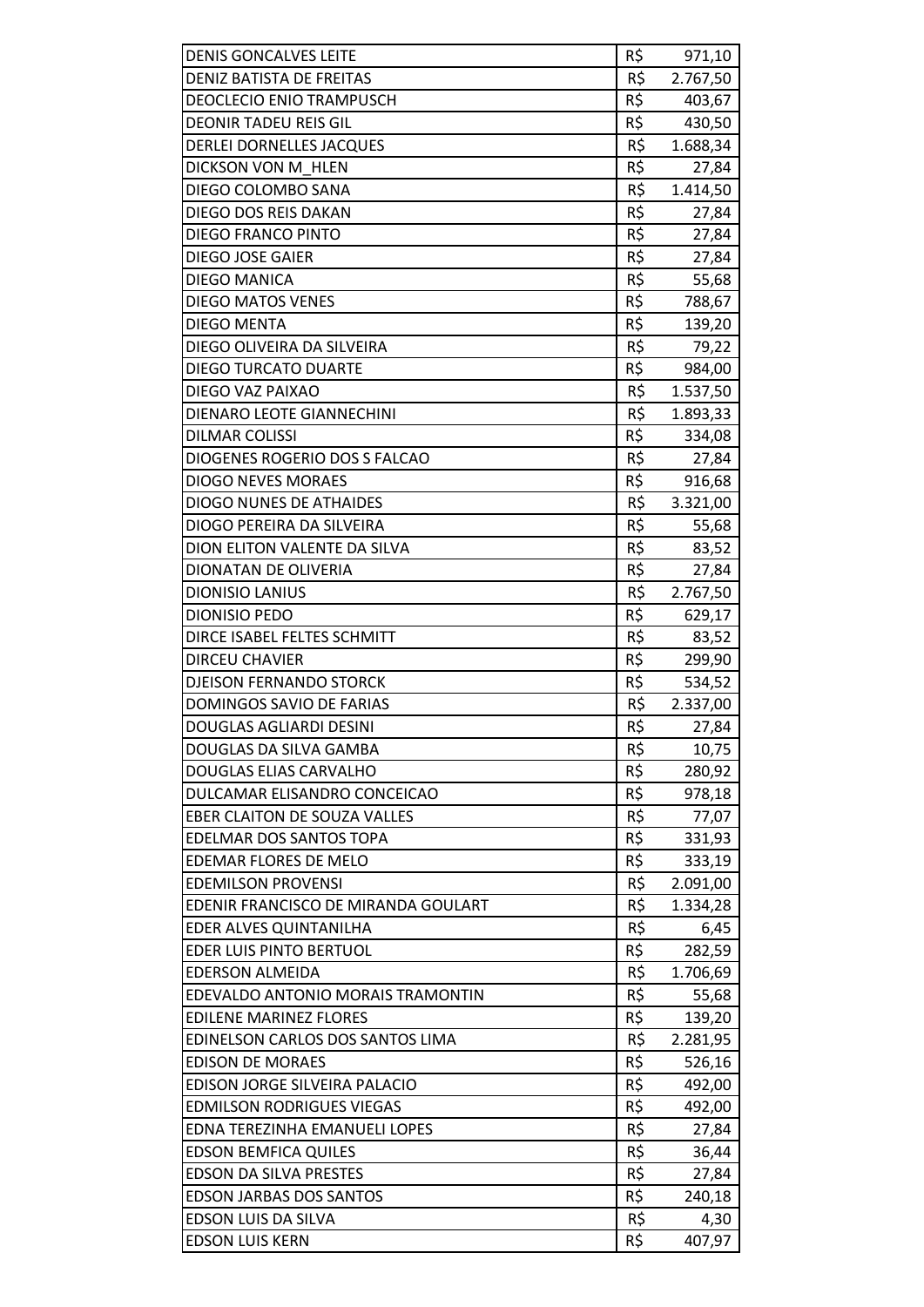| DENIS GONCALVES LEITE | R$ | 971,10 |
|---|---|---|
| DENIZ BATISTA DE FREITAS | R$ | 2.767,50 |
| DEOCLECIO ENIO TRAMPUSCH | R$ | 403,67 |
| DEONIR TADEU REIS GIL | R$ | 430,50 |
| DERLEI DORNELLES JACQUES | R$ | 1.688,34 |
| DICKSON VON M_HLEN | R$ | 27,84 |
| DIEGO COLOMBO SANA | R$ | 1.414,50 |
| DIEGO DOS REIS DAKAN | R$ | 27,84 |
| DIEGO FRANCO PINTO | R$ | 27,84 |
| DIEGO JOSE GAIER | R$ | 27,84 |
| DIEGO MANICA | R$ | 55,68 |
| DIEGO MATOS VENES | R$ | 788,67 |
| DIEGO MENTA | R$ | 139,20 |
| DIEGO OLIVEIRA DA SILVEIRA | R$ | 79,22 |
| DIEGO TURCATO DUARTE | R$ | 984,00 |
| DIEGO VAZ PAIXAO | R$ | 1.537,50 |
| DIENARO LEOTE GIANNECHINI | R$ | 1.893,33 |
| DILMAR COLISSI | R$ | 334,08 |
| DIOGENES ROGERIO DOS S FALCAO | R$ | 27,84 |
| DIOGO NEVES MORAES | R$ | 916,68 |
| DIOGO NUNES DE ATHAIDES | R$ | 3.321,00 |
| DIOGO PEREIRA DA SILVEIRA | R$ | 55,68 |
| DION ELITON VALENTE DA SILVA | R$ | 83,52 |
| DIONATAN DE OLIVERIA | R$ | 27,84 |
| DIONISIO LANIUS | R$ | 2.767,50 |
| DIONISIO PEDO | R$ | 629,17 |
| DIRCE ISABEL FELTES SCHMITT | R$ | 83,52 |
| DIRCEU CHAVIER | R$ | 299,90 |
| DJEISON FERNANDO STORCK | R$ | 534,52 |
| DOMINGOS SAVIO DE FARIAS | R$ | 2.337,00 |
| DOUGLAS AGLIARDI DESINI | R$ | 27,84 |
| DOUGLAS DA SILVA GAMBA | R$ | 10,75 |
| DOUGLAS ELIAS CARVALHO | R$ | 280,92 |
| DULCAMAR ELISANDRO CONCEICAO | R$ | 978,18 |
| EBER CLAITON DE SOUZA VALLES | R$ | 77,07 |
| EDELMAR DOS SANTOS TOPA | R$ | 331,93 |
| EDEMAR FLORES DE MELO | R$ | 333,19 |
| EDEMILSON PROVENSI | R$ | 2.091,00 |
| EDENIR FRANCISCO DE MIRANDA GOULART | R$ | 1.334,28 |
| EDER ALVES QUINTANILHA | R$ | 6,45 |
| EDER LUIS PINTO BERTUOL | R$ | 282,59 |
| EDERSON ALMEIDA | R$ | 1.706,69 |
| EDEVALDO ANTONIO MORAIS TRAMONTIN | R$ | 55,68 |
| EDILENE MARINEZ FLORES | R$ | 139,20 |
| EDINELSON CARLOS DOS SANTOS LIMA | R$ | 2.281,95 |
| EDISON DE MORAES | R$ | 526,16 |
| EDISON JORGE SILVEIRA PALACIO | R$ | 492,00 |
| EDMILSON RODRIGUES VIEGAS | R$ | 492,00 |
| EDNA TEREZINHA EMANUELI LOPES | R$ | 27,84 |
| EDSON BEMFICA QUILES | R$ | 36,44 |
| EDSON DA SILVA PRESTES | R$ | 27,84 |
| EDSON JARBAS DOS SANTOS | R$ | 240,18 |
| EDSON LUIS DA SILVA | R$ | 4,30 |
| EDSON LUIS KERN | R$ | 407,97 |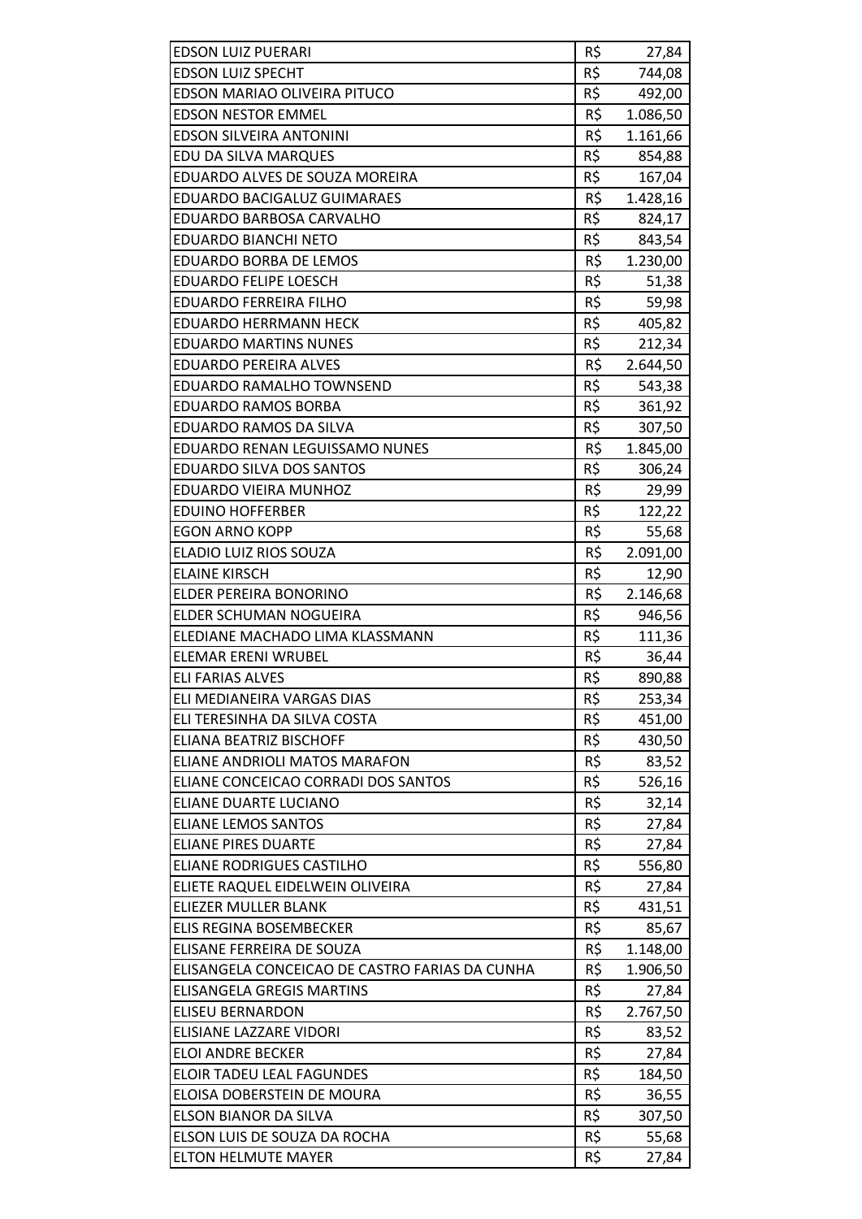| | | |
|---|---|---|
| EDSON LUIZ PUERARI | R$ | 27,84 |
| EDSON LUIZ SPECHT | R$ | 744,08 |
| EDSON MARIAO OLIVEIRA PITUCO | R$ | 492,00 |
| EDSON NESTOR EMMEL | R$ | 1.086,50 |
| EDSON SILVEIRA ANTONINI | R$ | 1.161,66 |
| EDU DA SILVA MARQUES | R$ | 854,88 |
| EDUARDO ALVES DE SOUZA MOREIRA | R$ | 167,04 |
| EDUARDO BACIGALUZ GUIMARAES | R$ | 1.428,16 |
| EDUARDO BARBOSA CARVALHO | R$ | 824,17 |
| EDUARDO BIANCHI NETO | R$ | 843,54 |
| EDUARDO BORBA DE LEMOS | R$ | 1.230,00 |
| EDUARDO FELIPE LOESCH | R$ | 51,38 |
| EDUARDO FERREIRA FILHO | R$ | 59,98 |
| EDUARDO HERRMANN HECK | R$ | 405,82 |
| EDUARDO MARTINS NUNES | R$ | 212,34 |
| EDUARDO PEREIRA ALVES | R$ | 2.644,50 |
| EDUARDO RAMALHO TOWNSEND | R$ | 543,38 |
| EDUARDO RAMOS BORBA | R$ | 361,92 |
| EDUARDO RAMOS DA SILVA | R$ | 307,50 |
| EDUARDO RENAN LEGUISSAMO NUNES | R$ | 1.845,00 |
| EDUARDO SILVA DOS SANTOS | R$ | 306,24 |
| EDUARDO VIEIRA MUNHOZ | R$ | 29,99 |
| EDUINO HOFFERBER | R$ | 122,22 |
| EGON ARNO KOPP | R$ | 55,68 |
| ELADIO LUIZ RIOS SOUZA | R$ | 2.091,00 |
| ELAINE KIRSCH | R$ | 12,90 |
| ELDER PEREIRA BONORINO | R$ | 2.146,68 |
| ELDER SCHUMAN NOGUEIRA | R$ | 946,56 |
| ELEDIANE MACHADO LIMA KLASSMANN | R$ | 111,36 |
| ELEMAR ERENI WRUBEL | R$ | 36,44 |
| ELI FARIAS ALVES | R$ | 890,88 |
| ELI MEDIANEIRA VARGAS DIAS | R$ | 253,34 |
| ELI TERESINHA DA SILVA COSTA | R$ | 451,00 |
| ELIANA BEATRIZ BISCHOFF | R$ | 430,50 |
| ELIANE ANDRIOLI MATOS MARAFON | R$ | 83,52 |
| ELIANE CONCEICAO CORRADI DOS SANTOS | R$ | 526,16 |
| ELIANE DUARTE LUCIANO | R$ | 32,14 |
| ELIANE LEMOS SANTOS | R$ | 27,84 |
| ELIANE PIRES DUARTE | R$ | 27,84 |
| ELIANE RODRIGUES CASTILHO | R$ | 556,80 |
| ELIETE RAQUEL EIDELWEIN OLIVEIRA | R$ | 27,84 |
| ELIEZER MULLER BLANK | R$ | 431,51 |
| ELIS REGINA BOSEMBECKER | R$ | 85,67 |
| ELISANE FERREIRA DE SOUZA | R$ | 1.148,00 |
| ELISANGELA CONCEICAO DE CASTRO FARIAS DA CUNHA | R$ | 1.906,50 |
| ELISANGELA GREGIS MARTINS | R$ | 27,84 |
| ELISEU BERNARDON | R$ | 2.767,50 |
| ELISIANE LAZZARE VIDORI | R$ | 83,52 |
| ELOI ANDRE BECKER | R$ | 27,84 |
| ELOIR TADEU LEAL FAGUNDES | R$ | 184,50 |
| ELOISA DOBERSTEIN DE MOURA | R$ | 36,55 |
| ELSON BIANOR DA SILVA | R$ | 307,50 |
| ELSON LUIS DE SOUZA DA ROCHA | R$ | 55,68 |
| ELTON HELMUTE MAYER | R$ | 27,84 |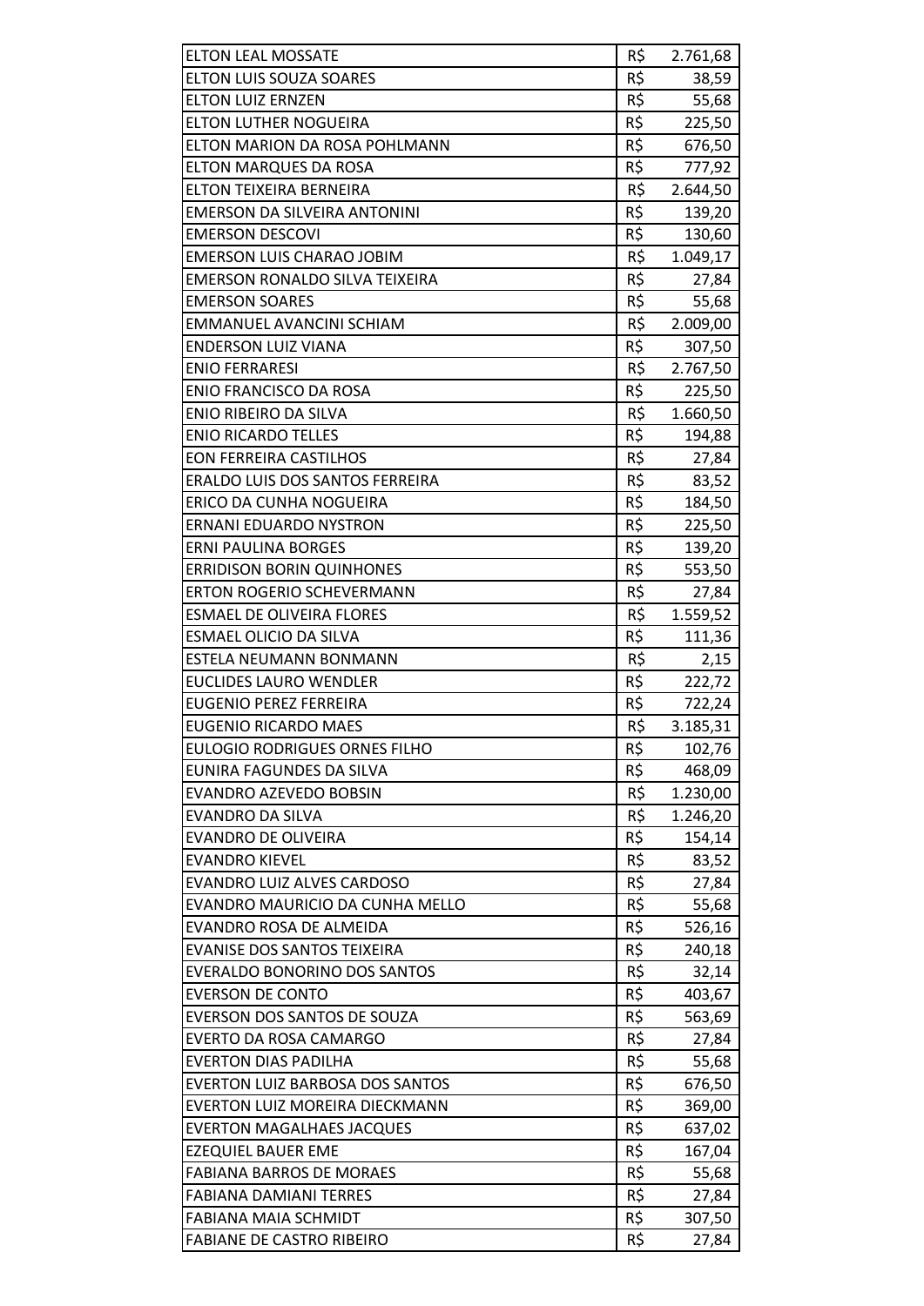| | | |
|---|---|---|
| ELTON LEAL MOSSATE | R$ | 2.761,68 |
| ELTON LUIS SOUZA SOARES | R$ | 38,59 |
| ELTON LUIZ ERNZEN | R$ | 55,68 |
| ELTON LUTHER NOGUEIRA | R$ | 225,50 |
| ELTON MARION DA ROSA POHLMANN | R$ | 676,50 |
| ELTON MARQUES DA ROSA | R$ | 777,92 |
| ELTON TEIXEIRA BERNEIRA | R$ | 2.644,50 |
| EMERSON DA SILVEIRA ANTONINI | R$ | 139,20 |
| EMERSON DESCOVI | R$ | 130,60 |
| EMERSON LUIS CHARAO JOBIM | R$ | 1.049,17 |
| EMERSON RONALDO SILVA TEIXEIRA | R$ | 27,84 |
| EMERSON SOARES | R$ | 55,68 |
| EMMANUEL AVANCINI SCHIAM | R$ | 2.009,00 |
| ENDERSON LUIZ VIANA | R$ | 307,50 |
| ENIO FERRARESI | R$ | 2.767,50 |
| ENIO FRANCISCO DA ROSA | R$ | 225,50 |
| ENIO RIBEIRO DA SILVA | R$ | 1.660,50 |
| ENIO RICARDO TELLES | R$ | 194,88 |
| EON FERREIRA CASTILHOS | R$ | 27,84 |
| ERALDO LUIS DOS SANTOS FERREIRA | R$ | 83,52 |
| ERICO DA CUNHA NOGUEIRA | R$ | 184,50 |
| ERNANI EDUARDO NYSTRON | R$ | 225,50 |
| ERNI PAULINA BORGES | R$ | 139,20 |
| ERRIDISON BORIN QUINHONES | R$ | 553,50 |
| ERTON ROGERIO SCHEVERMANN | R$ | 27,84 |
| ESMAEL DE OLIVEIRA FLORES | R$ | 1.559,52 |
| ESMAEL OLICIO DA SILVA | R$ | 111,36 |
| ESTELA NEUMANN BONMANN | R$ | 2,15 |
| EUCLIDES LAURO WENDLER | R$ | 222,72 |
| EUGENIO PEREZ FERREIRA | R$ | 722,24 |
| EUGENIO RICARDO MAES | R$ | 3.185,31 |
| EULOGIO RODRIGUES ORNES FILHO | R$ | 102,76 |
| EUNIRA FAGUNDES DA SILVA | R$ | 468,09 |
| EVANDRO AZEVEDO BOBSIN | R$ | 1.230,00 |
| EVANDRO DA SILVA | R$ | 1.246,20 |
| EVANDRO DE OLIVEIRA | R$ | 154,14 |
| EVANDRO KIEVEL | R$ | 83,52 |
| EVANDRO LUIZ ALVES CARDOSO | R$ | 27,84 |
| EVANDRO MAURICIO DA CUNHA MELLO | R$ | 55,68 |
| EVANDRO ROSA DE ALMEIDA | R$ | 526,16 |
| EVANISE DOS SANTOS TEIXEIRA | R$ | 240,18 |
| EVERALDO BONORINO DOS SANTOS | R$ | 32,14 |
| EVERSON DE CONTO | R$ | 403,67 |
| EVERSON DOS SANTOS DE SOUZA | R$ | 563,69 |
| EVERTO DA ROSA CAMARGO | R$ | 27,84 |
| EVERTON DIAS PADILHA | R$ | 55,68 |
| EVERTON LUIZ BARBOSA DOS SANTOS | R$ | 676,50 |
| EVERTON LUIZ MOREIRA DIECKMANN | R$ | 369,00 |
| EVERTON MAGALHAES JACQUES | R$ | 637,02 |
| EZEQUIEL BAUER EME | R$ | 167,04 |
| FABIANA BARROS DE MORAES | R$ | 55,68 |
| FABIANA DAMIANI TERRES | R$ | 27,84 |
| FABIANA MAIA SCHMIDT | R$ | 307,50 |
| FABIANE DE CASTRO RIBEIRO | R$ | 27,84 |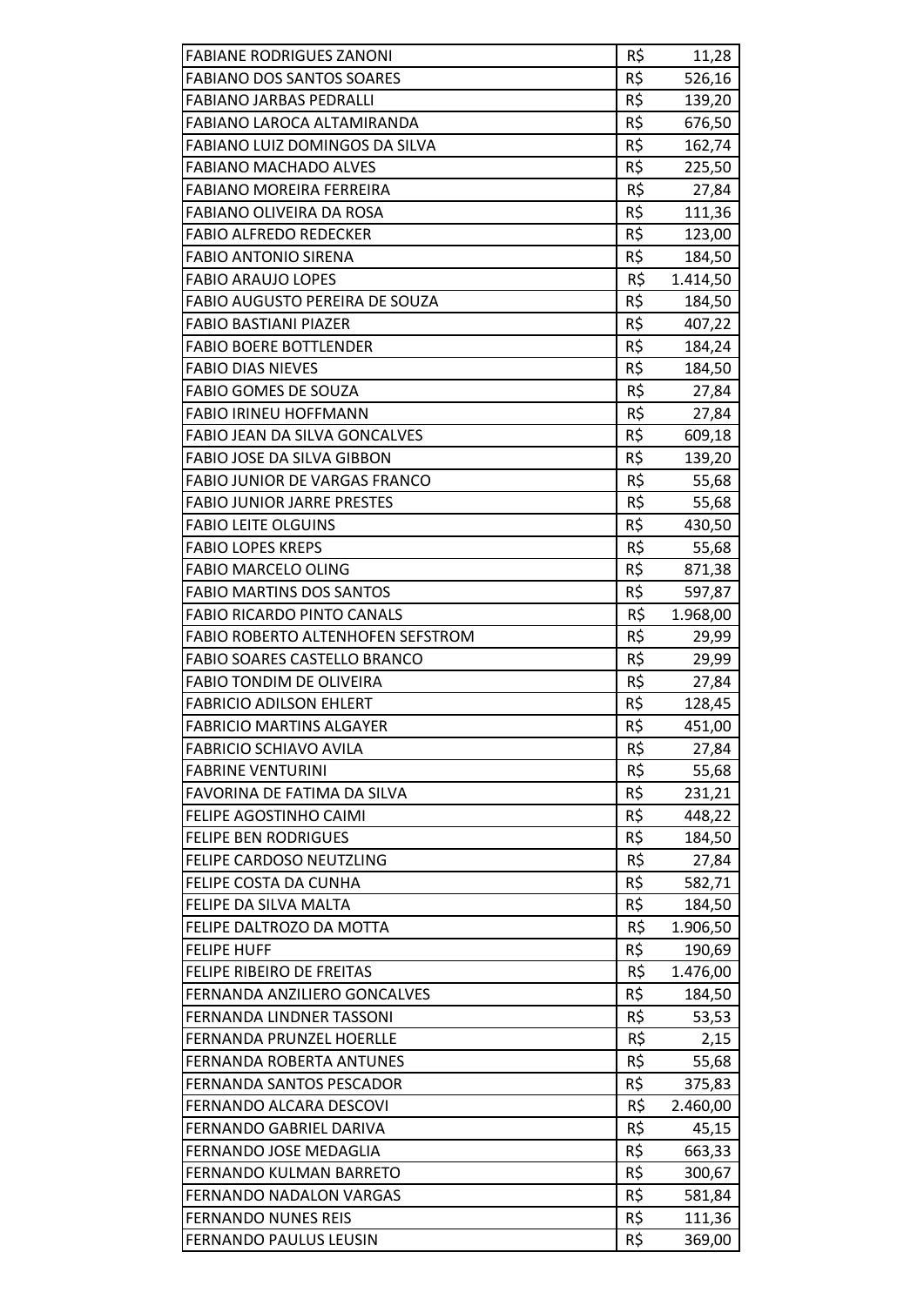| | | |
|---|---|---|
| FABIANE RODRIGUES ZANONI | R$ | 11,28 |
| FABIANO DOS SANTOS SOARES | R$ | 526,16 |
| FABIANO JARBAS PEDRALLI | R$ | 139,20 |
| FABIANO LAROCA ALTAMIRANDA | R$ | 676,50 |
| FABIANO LUIZ DOMINGOS DA SILVA | R$ | 162,74 |
| FABIANO MACHADO ALVES | R$ | 225,50 |
| FABIANO MOREIRA FERREIRA | R$ | 27,84 |
| FABIANO OLIVEIRA DA ROSA | R$ | 111,36 |
| FABIO ALFREDO REDECKER | R$ | 123,00 |
| FABIO ANTONIO SIRENA | R$ | 184,50 |
| FABIO ARAUJO LOPES | R$ | 1.414,50 |
| FABIO AUGUSTO PEREIRA DE SOUZA | R$ | 184,50 |
| FABIO BASTIANI PIAZER | R$ | 407,22 |
| FABIO BOERE BOTTLENDER | R$ | 184,24 |
| FABIO DIAS NIEVES | R$ | 184,50 |
| FABIO GOMES DE SOUZA | R$ | 27,84 |
| FABIO IRINEU HOFFMANN | R$ | 27,84 |
| FABIO JEAN DA SILVA GONCALVES | R$ | 609,18 |
| FABIO JOSE DA SILVA GIBBON | R$ | 139,20 |
| FABIO JUNIOR DE VARGAS FRANCO | R$ | 55,68 |
| FABIO JUNIOR JARRE PRESTES | R$ | 55,68 |
| FABIO LEITE OLGUINS | R$ | 430,50 |
| FABIO LOPES KREPS | R$ | 55,68 |
| FABIO MARCELO OLING | R$ | 871,38 |
| FABIO MARTINS DOS SANTOS | R$ | 597,87 |
| FABIO RICARDO PINTO CANALS | R$ | 1.968,00 |
| FABIO ROBERTO ALTENHOFEN SEFSTROM | R$ | 29,99 |
| FABIO SOARES CASTELLO BRANCO | R$ | 29,99 |
| FABIO TONDIM DE OLIVEIRA | R$ | 27,84 |
| FABRICIO ADILSON EHLERT | R$ | 128,45 |
| FABRICIO MARTINS ALGAYER | R$ | 451,00 |
| FABRICIO SCHIAVO AVILA | R$ | 27,84 |
| FABRINE VENTURINI | R$ | 55,68 |
| FAVORINA DE FATIMA DA SILVA | R$ | 231,21 |
| FELIPE AGOSTINHO CAIMI | R$ | 448,22 |
| FELIPE BEN RODRIGUES | R$ | 184,50 |
| FELIPE CARDOSO NEUTZLING | R$ | 27,84 |
| FELIPE COSTA DA CUNHA | R$ | 582,71 |
| FELIPE DA SILVA MALTA | R$ | 184,50 |
| FELIPE DALTROZO DA MOTTA | R$ | 1.906,50 |
| FELIPE HUFF | R$ | 190,69 |
| FELIPE RIBEIRO DE FREITAS | R$ | 1.476,00 |
| FERNANDA ANZILIERO GONCALVES | R$ | 184,50 |
| FERNANDA LINDNER TASSONI | R$ | 53,53 |
| FERNANDA PRUNZEL HOERLLE | R$ | 2,15 |
| FERNANDA ROBERTA ANTUNES | R$ | 55,68 |
| FERNANDA SANTOS PESCADOR | R$ | 375,83 |
| FERNANDO ALCARA DESCOVI | R$ | 2.460,00 |
| FERNANDO GABRIEL DARIVA | R$ | 45,15 |
| FERNANDO JOSE MEDAGLIA | R$ | 663,33 |
| FERNANDO KULMAN BARRETO | R$ | 300,67 |
| FERNANDO NADALON VARGAS | R$ | 581,84 |
| FERNANDO NUNES REIS | R$ | 111,36 |
| FERNANDO PAULUS LEUSIN | R$ | 369,00 |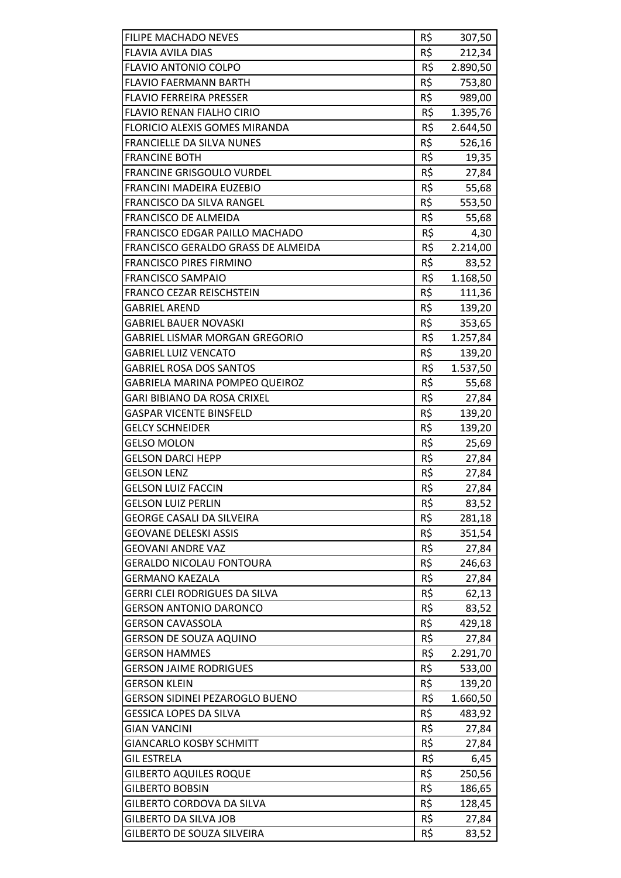| | | |
|---|---|---|
| FILIPE MACHADO NEVES | R$ | 307,50 |
| FLAVIA AVILA DIAS | R$ | 212,34 |
| FLAVIO ANTONIO COLPO | R$ | 2.890,50 |
| FLAVIO FAERMANN BARTH | R$ | 753,80 |
| FLAVIO FERREIRA PRESSER | R$ | 989,00 |
| FLAVIO RENAN FIALHO CIRIO | R$ | 1.395,76 |
| FLORICIO ALEXIS GOMES MIRANDA | R$ | 2.644,50 |
| FRANCIELLE DA SILVA NUNES | R$ | 526,16 |
| FRANCINE BOTH | R$ | 19,35 |
| FRANCINE GRISGOULO VURDEL | R$ | 27,84 |
| FRANCINI MADEIRA EUZEBIO | R$ | 55,68 |
| FRANCISCO DA SILVA RANGEL | R$ | 553,50 |
| FRANCISCO DE ALMEIDA | R$ | 55,68 |
| FRANCISCO EDGAR PAILLO MACHADO | R$ | 4,30 |
| FRANCISCO GERALDO GRASS DE ALMEIDA | R$ | 2.214,00 |
| FRANCISCO PIRES FIRMINO | R$ | 83,52 |
| FRANCISCO SAMPAIO | R$ | 1.168,50 |
| FRANCO CEZAR REISCHSTEIN | R$ | 111,36 |
| GABRIEL AREND | R$ | 139,20 |
| GABRIEL BAUER NOVASKI | R$ | 353,65 |
| GABRIEL LISMAR MORGAN GREGORIO | R$ | 1.257,84 |
| GABRIEL LUIZ VENCATO | R$ | 139,20 |
| GABRIEL ROSA DOS SANTOS | R$ | 1.537,50 |
| GABRIELA MARINA POMPEO QUEIROZ | R$ | 55,68 |
| GARI BIBIANO DA ROSA CRIXEL | R$ | 27,84 |
| GASPAR VICENTE BINSFELD | R$ | 139,20 |
| GELCY SCHNEIDER | R$ | 139,20 |
| GELSO MOLON | R$ | 25,69 |
| GELSON DARCI HEPP | R$ | 27,84 |
| GELSON LENZ | R$ | 27,84 |
| GELSON LUIZ FACCIN | R$ | 27,84 |
| GELSON LUIZ PERLIN | R$ | 83,52 |
| GEORGE CASALI DA SILVEIRA | R$ | 281,18 |
| GEOVANE DELESKI ASSIS | R$ | 351,54 |
| GEOVANI ANDRE VAZ | R$ | 27,84 |
| GERALDO NICOLAU FONTOURA | R$ | 246,63 |
| GERMANO KAEZALA | R$ | 27,84 |
| GERRI CLEI RODRIGUES DA SILVA | R$ | 62,13 |
| GERSON ANTONIO DARONCO | R$ | 83,52 |
| GERSON CAVASSOLA | R$ | 429,18 |
| GERSON DE SOUZA AQUINO | R$ | 27,84 |
| GERSON HAMMES | R$ | 2.291,70 |
| GERSON JAIME RODRIGUES | R$ | 533,00 |
| GERSON KLEIN | R$ | 139,20 |
| GERSON SIDINEI PEZAROGLO BUENO | R$ | 1.660,50 |
| GESSICA LOPES DA SILVA | R$ | 483,92 |
| GIAN VANCINI | R$ | 27,84 |
| GIANCARLO KOSBY SCHMITT | R$ | 27,84 |
| GIL ESTRELA | R$ | 6,45 |
| GILBERTO AQUILES ROQUE | R$ | 250,56 |
| GILBERTO BOBSIN | R$ | 186,65 |
| GILBERTO CORDOVA DA SILVA | R$ | 128,45 |
| GILBERTO DA SILVA JOB | R$ | 27,84 |
| GILBERTO DE SOUZA SILVEIRA | R$ | 83,52 |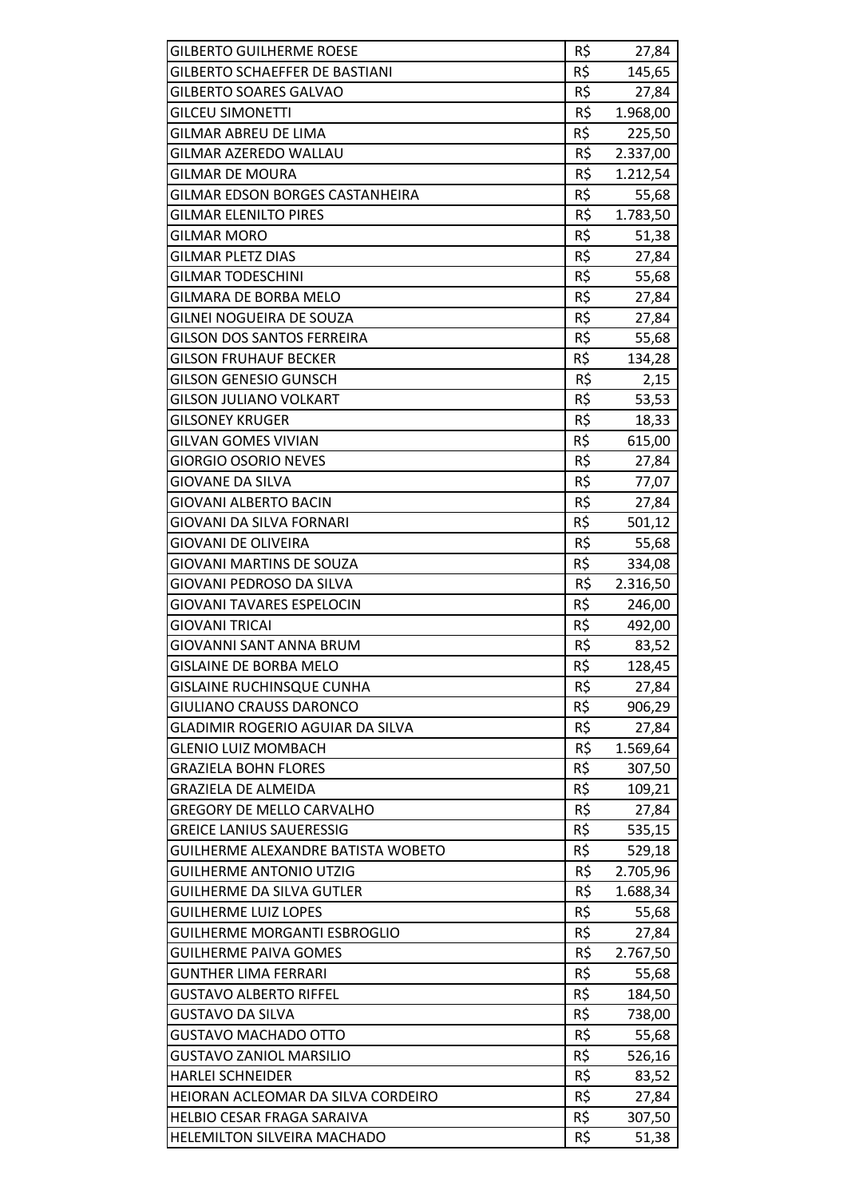| | | |
|---|---|---|
| GILBERTO GUILHERME ROESE | R$ | 27,84 |
| GILBERTO SCHAEFFER DE BASTIANI | R$ | 145,65 |
| GILBERTO SOARES GALVAO | R$ | 27,84 |
| GILCEU SIMONETTI | R$ | 1.968,00 |
| GILMAR ABREU DE LIMA | R$ | 225,50 |
| GILMAR AZEREDO WALLAU | R$ | 2.337,00 |
| GILMAR DE MOURA | R$ | 1.212,54 |
| GILMAR EDSON BORGES CASTANHEIRA | R$ | 55,68 |
| GILMAR ELENILTO PIRES | R$ | 1.783,50 |
| GILMAR MORO | R$ | 51,38 |
| GILMAR PLETZ DIAS | R$ | 27,84 |
| GILMAR TODESCHINI | R$ | 55,68 |
| GILMARA DE BORBA MELO | R$ | 27,84 |
| GILNEI NOGUEIRA DE SOUZA | R$ | 27,84 |
| GILSON DOS SANTOS FERREIRA | R$ | 55,68 |
| GILSON FRUHAUF BECKER | R$ | 134,28 |
| GILSON GENESIO GUNSCH | R$ | 2,15 |
| GILSON JULIANO VOLKART | R$ | 53,53 |
| GILSONEY KRUGER | R$ | 18,33 |
| GILVAN GOMES VIVIAN | R$ | 615,00 |
| GIORGIO OSORIO NEVES | R$ | 27,84 |
| GIOVANE DA SILVA | R$ | 77,07 |
| GIOVANI ALBERTO BACIN | R$ | 27,84 |
| GIOVANI DA SILVA FORNARI | R$ | 501,12 |
| GIOVANI DE OLIVEIRA | R$ | 55,68 |
| GIOVANI MARTINS DE SOUZA | R$ | 334,08 |
| GIOVANI PEDROSO DA SILVA | R$ | 2.316,50 |
| GIOVANI TAVARES ESPELOCIN | R$ | 246,00 |
| GIOVANI TRICAI | R$ | 492,00 |
| GIOVANNI SANT ANNA BRUM | R$ | 83,52 |
| GISLAINE DE BORBA MELO | R$ | 128,45 |
| GISLAINE RUCHINSQUE CUNHA | R$ | 27,84 |
| GIULIANO CRAUSS DARONCO | R$ | 906,29 |
| GLADIMIR ROGERIO AGUIAR DA SILVA | R$ | 27,84 |
| GLENIO LUIZ MOMBACH | R$ | 1.569,64 |
| GRAZIELA BOHN FLORES | R$ | 307,50 |
| GRAZIELA DE ALMEIDA | R$ | 109,21 |
| GREGORY DE MELLO CARVALHO | R$ | 27,84 |
| GREICE LANIUS SAUERESSIG | R$ | 535,15 |
| GUILHERME ALEXANDRE BATISTA WOBETO | R$ | 529,18 |
| GUILHERME ANTONIO UTZIG | R$ | 2.705,96 |
| GUILHERME DA SILVA GUTLER | R$ | 1.688,34 |
| GUILHERME LUIZ LOPES | R$ | 55,68 |
| GUILHERME MORGANTI ESBROGLIO | R$ | 27,84 |
| GUILHERME PAIVA GOMES | R$ | 2.767,50 |
| GUNTHER LIMA FERRARI | R$ | 55,68 |
| GUSTAVO ALBERTO RIFFEL | R$ | 184,50 |
| GUSTAVO DA SILVA | R$ | 738,00 |
| GUSTAVO MACHADO OTTO | R$ | 55,68 |
| GUSTAVO ZANIOL MARSILIO | R$ | 526,16 |
| HARLEI SCHNEIDER | R$ | 83,52 |
| HEIORAN ACLEOMAR DA SILVA CORDEIRO | R$ | 27,84 |
| HELBIO CESAR FRAGA SARAIVA | R$ | 307,50 |
| HELEMILTON SILVEIRA MACHADO | R$ | 51,38 |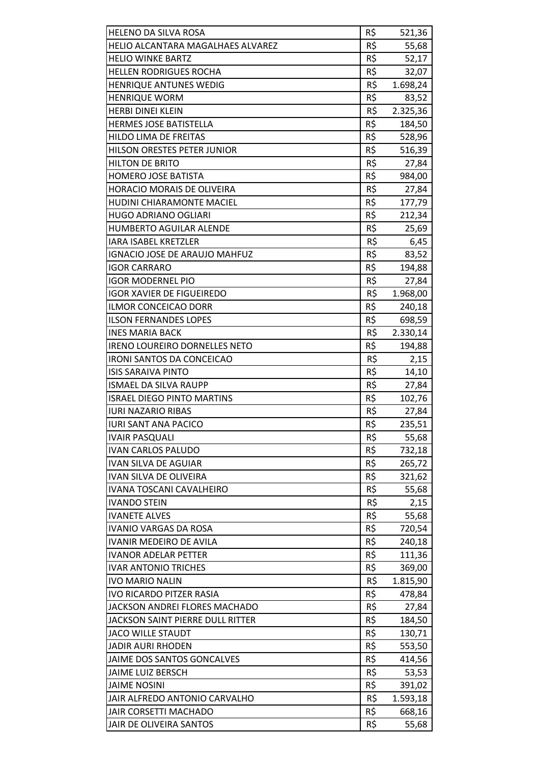| | | |
|---|---|---|
| HELENO DA SILVA ROSA | R$ | 521,36 |
| HELIO ALCANTARA MAGALHAES ALVAREZ | R$ | 55,68 |
| HELIO WINKE BARTZ | R$ | 52,17 |
| HELLEN RODRIGUES ROCHA | R$ | 32,07 |
| HENRIQUE ANTUNES WEDIG | R$ | 1.698,24 |
| HENRIQUE WORM | R$ | 83,52 |
| HERBI DINEI KLEIN | R$ | 2.325,36 |
| HERMES JOSE BATISTELLA | R$ | 184,50 |
| HILDO LIMA DE FREITAS | R$ | 528,96 |
| HILSON ORESTES PETER JUNIOR | R$ | 516,39 |
| HILTON DE BRITO | R$ | 27,84 |
| HOMERO JOSE BATISTA | R$ | 984,00 |
| HORACIO MORAIS DE OLIVEIRA | R$ | 27,84 |
| HUDINI CHIARAMONTE MACIEL | R$ | 177,79 |
| HUGO ADRIANO OGLIARI | R$ | 212,34 |
| HUMBERTO AGUILAR ALENDE | R$ | 25,69 |
| IARA ISABEL KRETZLER | R$ | 6,45 |
| IGNACIO JOSE DE ARAUJO MAHFUZ | R$ | 83,52 |
| IGOR CARRARO | R$ | 194,88 |
| IGOR MODERNEL PIO | R$ | 27,84 |
| IGOR XAVIER DE FIGUEIREDO | R$ | 1.968,00 |
| ILMOR CONCEICAO DORR | R$ | 240,18 |
| ILSON FERNANDES LOPES | R$ | 698,59 |
| INES MARIA BACK | R$ | 2.330,14 |
| IRENO LOUREIRO DORNELLES NETO | R$ | 194,88 |
| IRONI SANTOS DA CONCEICAO | R$ | 2,15 |
| ISIS SARAIVA PINTO | R$ | 14,10 |
| ISMAEL DA SILVA RAUPP | R$ | 27,84 |
| ISRAEL DIEGO PINTO MARTINS | R$ | 102,76 |
| IURI NAZARIO RIBAS | R$ | 27,84 |
| IURI SANT ANA PACICO | R$ | 235,51 |
| IVAIR PASQUALI | R$ | 55,68 |
| IVAN CARLOS PALUDO | R$ | 732,18 |
| IVAN SILVA DE AGUIAR | R$ | 265,72 |
| IVAN SILVA DE OLIVEIRA | R$ | 321,62 |
| IVANA TOSCANI CAVALHEIRO | R$ | 55,68 |
| IVANDO STEIN | R$ | 2,15 |
| IVANETE ALVES | R$ | 55,68 |
| IVANIO VARGAS DA ROSA | R$ | 720,54 |
| IVANIR MEDEIRO DE AVILA | R$ | 240,18 |
| IVANOR ADELAR PETTER | R$ | 111,36 |
| IVAR ANTONIO TRICHES | R$ | 369,00 |
| IVO MARIO NALIN | R$ | 1.815,90 |
| IVO RICARDO PITZER RASIA | R$ | 478,84 |
| JACKSON ANDREI FLORES MACHADO | R$ | 27,84 |
| JACKSON SAINT PIERRE DULL RITTER | R$ | 184,50 |
| JACO WILLE STAUDT | R$ | 130,71 |
| JADIR AURI RHODEN | R$ | 553,50 |
| JAIME DOS SANTOS GONCALVES | R$ | 414,56 |
| JAIME LUIZ BERSCH | R$ | 53,53 |
| JAIME NOSINI | R$ | 391,02 |
| JAIR ALFREDO ANTONIO CARVALHO | R$ | 1.593,18 |
| JAIR CORSETTI MACHADO | R$ | 668,16 |
| JAIR DE OLIVEIRA SANTOS | R$ | 55,68 |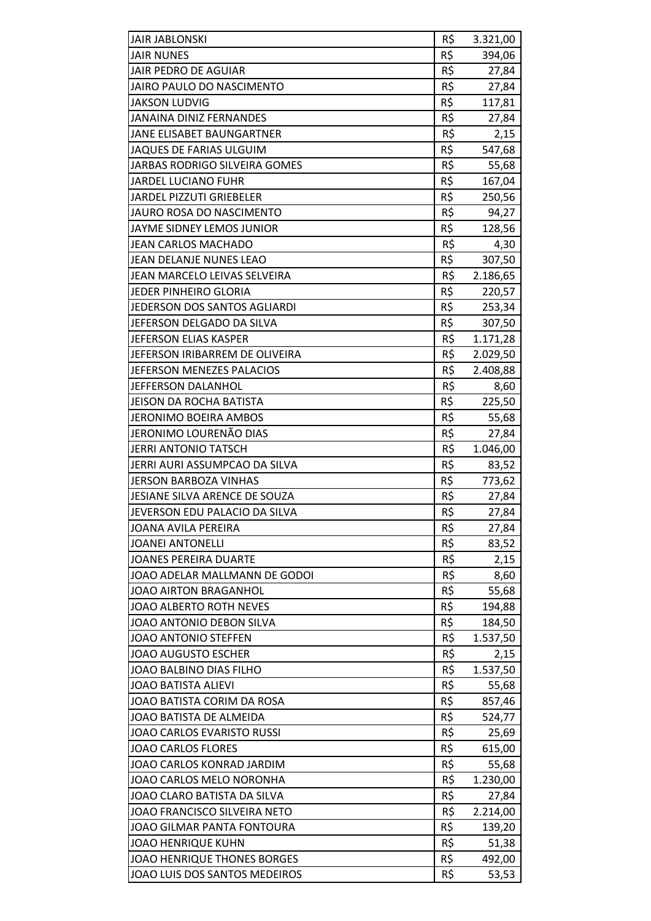| | | |
|---|---|---|
| JAIR JABLONSKI | R$ | 3.321,00 |
| JAIR NUNES | R$ | 394,06 |
| JAIR PEDRO DE AGUIAR | R$ | 27,84 |
| JAIRO PAULO DO NASCIMENTO | R$ | 27,84 |
| JAKSON LUDVIG | R$ | 117,81 |
| JANAINA DINIZ FERNANDES | R$ | 27,84 |
| JANE ELISABET BAUNGARTNER | R$ | 2,15 |
| JAQUES DE FARIAS ULGUIM | R$ | 547,68 |
| JARBAS RODRIGO SILVEIRA GOMES | R$ | 55,68 |
| JARDEL LUCIANO FUHR | R$ | 167,04 |
| JARDEL PIZZUTI GRIEBELER | R$ | 250,56 |
| JAURO ROSA DO NASCIMENTO | R$ | 94,27 |
| JAYME SIDNEY LEMOS JUNIOR | R$ | 128,56 |
| JEAN CARLOS MACHADO | R$ | 4,30 |
| JEAN DELANJE NUNES LEAO | R$ | 307,50 |
| JEAN MARCELO LEIVAS SELVEIRA | R$ | 2.186,65 |
| JEDER PINHEIRO GLORIA | R$ | 220,57 |
| JEDERSON DOS SANTOS AGLIARDI | R$ | 253,34 |
| JEFERSON DELGADO DA SILVA | R$ | 307,50 |
| JEFERSON ELIAS KASPER | R$ | 1.171,28 |
| JEFERSON IRIBARREM DE OLIVEIRA | R$ | 2.029,50 |
| JEFERSON MENEZES PALACIOS | R$ | 2.408,88 |
| JEFFERSON DALANHOL | R$ | 8,60 |
| JEISON DA ROCHA BATISTA | R$ | 225,50 |
| JERONIMO BOEIRA AMBOS | R$ | 55,68 |
| JERONIMO LOURENÃO DIAS | R$ | 27,84 |
| JERRI ANTONIO TATSCH | R$ | 1.046,00 |
| JERRI AURI ASSUMPCAO DA SILVA | R$ | 83,52 |
| JERSON BARBOZA VINHAS | R$ | 773,62 |
| JESIANE SILVA ARENCE DE SOUZA | R$ | 27,84 |
| JEVERSON EDU PALACIO DA SILVA | R$ | 27,84 |
| JOANA AVILA PEREIRA | R$ | 27,84 |
| JOANEI ANTONELLI | R$ | 83,52 |
| JOANES PEREIRA DUARTE | R$ | 2,15 |
| JOAO ADELAR MALLMANN DE GODOI | R$ | 8,60 |
| JOAO AIRTON BRAGANHOL | R$ | 55,68 |
| JOAO ALBERTO ROTH NEVES | R$ | 194,88 |
| JOAO ANTONIO DEBON SILVA | R$ | 184,50 |
| JOAO ANTONIO STEFFEN | R$ | 1.537,50 |
| JOAO AUGUSTO ESCHER | R$ | 2,15 |
| JOAO BALBINO DIAS FILHO | R$ | 1.537,50 |
| JOAO BATISTA ALIEVI | R$ | 55,68 |
| JOAO BATISTA CORIM DA ROSA | R$ | 857,46 |
| JOAO BATISTA DE ALMEIDA | R$ | 524,77 |
| JOAO CARLOS EVARISTO RUSSI | R$ | 25,69 |
| JOAO CARLOS FLORES | R$ | 615,00 |
| JOAO CARLOS KONRAD JARDIM | R$ | 55,68 |
| JOAO CARLOS MELO NORONHA | R$ | 1.230,00 |
| JOAO CLARO BATISTA DA SILVA | R$ | 27,84 |
| JOAO FRANCISCO SILVEIRA NETO | R$ | 2.214,00 |
| JOAO GILMAR PANTA FONTOURA | R$ | 139,20 |
| JOAO HENRIQUE KUHN | R$ | 51,38 |
| JOAO HENRIQUE THONES BORGES | R$ | 492,00 |
| JOAO LUIS DOS SANTOS MEDEIROS | R$ | 53,53 |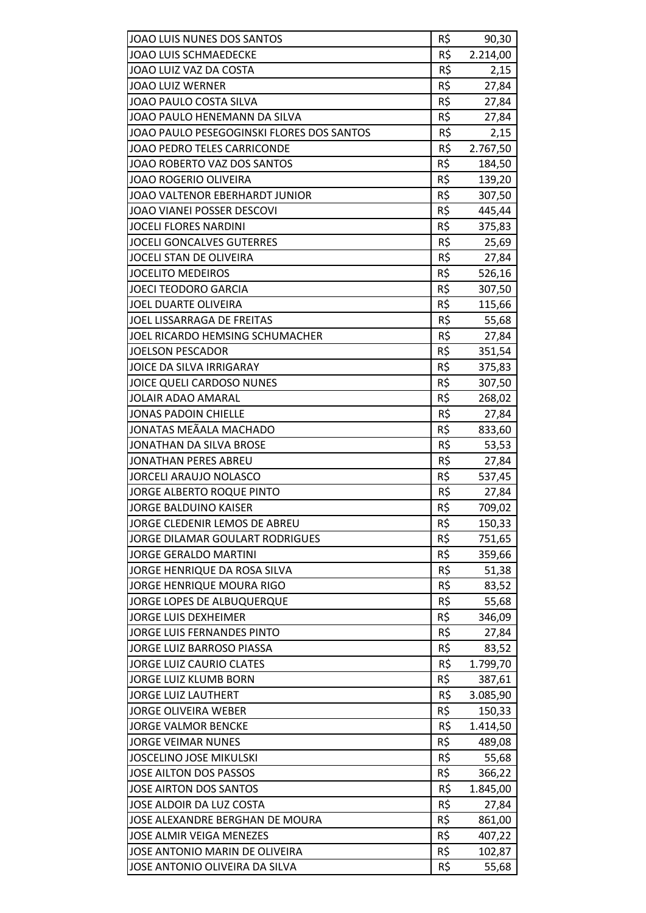| | | |
|---|---|---|
| JOAO LUIS NUNES DOS SANTOS | R$ | 90,30 |
| JOAO LUIS SCHMAEDECKE | R$ | 2.214,00 |
| JOAO LUIZ VAZ DA COSTA | R$ | 2,15 |
| JOAO LUIZ WERNER | R$ | 27,84 |
| JOAO PAULO COSTA SILVA | R$ | 27,84 |
| JOAO PAULO HENEMANN DA SILVA | R$ | 27,84 |
| JOAO PAULO PESEGOGINSKI FLORES DOS SANTOS | R$ | 2,15 |
| JOAO PEDRO TELES CARRICONDE | R$ | 2.767,50 |
| JOAO ROBERTO VAZ DOS SANTOS | R$ | 184,50 |
| JOAO ROGERIO OLIVEIRA | R$ | 139,20 |
| JOAO VALTENOR EBERHARDT JUNIOR | R$ | 307,50 |
| JOAO VIANEI POSSER DESCOVI | R$ | 445,44 |
| JOCELI FLORES NARDINI | R$ | 375,83 |
| JOCELI GONCALVES GUTERRES | R$ | 25,69 |
| JOCELI STAN DE OLIVEIRA | R$ | 27,84 |
| JOCELITO MEDEIROS | R$ | 526,16 |
| JOECI TEODORO GARCIA | R$ | 307,50 |
| JOEL DUARTE OLIVEIRA | R$ | 115,66 |
| JOEL LISSARRAGA DE FREITAS | R$ | 55,68 |
| JOEL RICARDO HEMSING SCHUMACHER | R$ | 27,84 |
| JOELSON PESCADOR | R$ | 351,54 |
| JOICE DA SILVA IRRIGARAY | R$ | 375,83 |
| JOICE QUELI CARDOSO NUNES | R$ | 307,50 |
| JOLAIR ADAO AMARAL | R$ | 268,02 |
| JONAS PADOIN CHIELLE | R$ | 27,84 |
| JONATAS MEÃALA MACHADO | R$ | 833,60 |
| JONATHAN DA SILVA BROSE | R$ | 53,53 |
| JONATHAN PERES ABREU | R$ | 27,84 |
| JORCELI ARAUJO NOLASCO | R$ | 537,45 |
| JORGE ALBERTO ROQUE PINTO | R$ | 27,84 |
| JORGE BALDUINO KAISER | R$ | 709,02 |
| JORGE CLEDENIR LEMOS DE ABREU | R$ | 150,33 |
| JORGE DILAMAR GOULART RODRIGUES | R$ | 751,65 |
| JORGE GERALDO MARTINI | R$ | 359,66 |
| JORGE HENRIQUE DA ROSA SILVA | R$ | 51,38 |
| JORGE HENRIQUE MOURA RIGO | R$ | 83,52 |
| JORGE LOPES DE ALBUQUERQUE | R$ | 55,68 |
| JORGE LUIS DEXHEIMER | R$ | 346,09 |
| JORGE LUIS FERNANDES PINTO | R$ | 27,84 |
| JORGE LUIZ BARROSO PIASSA | R$ | 83,52 |
| JORGE LUIZ CAURIO CLATES | R$ | 1.799,70 |
| JORGE LUIZ KLUMB BORN | R$ | 387,61 |
| JORGE LUIZ LAUTHERT | R$ | 3.085,90 |
| JORGE OLIVEIRA WEBER | R$ | 150,33 |
| JORGE VALMOR BENCKE | R$ | 1.414,50 |
| JORGE VEIMAR NUNES | R$ | 489,08 |
| JOSCELINO JOSE MIKULSKI | R$ | 55,68 |
| JOSE AILTON DOS PASSOS | R$ | 366,22 |
| JOSE AIRTON DOS SANTOS | R$ | 1.845,00 |
| JOSE ALDOIR DA LUZ COSTA | R$ | 27,84 |
| JOSE ALEXANDRE BERGHAN DE MOURA | R$ | 861,00 |
| JOSE ALMIR VEIGA MENEZES | R$ | 407,22 |
| JOSE ANTONIO MARIN DE OLIVEIRA | R$ | 102,87 |
| JOSE ANTONIO OLIVEIRA DA SILVA | R$ | 55,68 |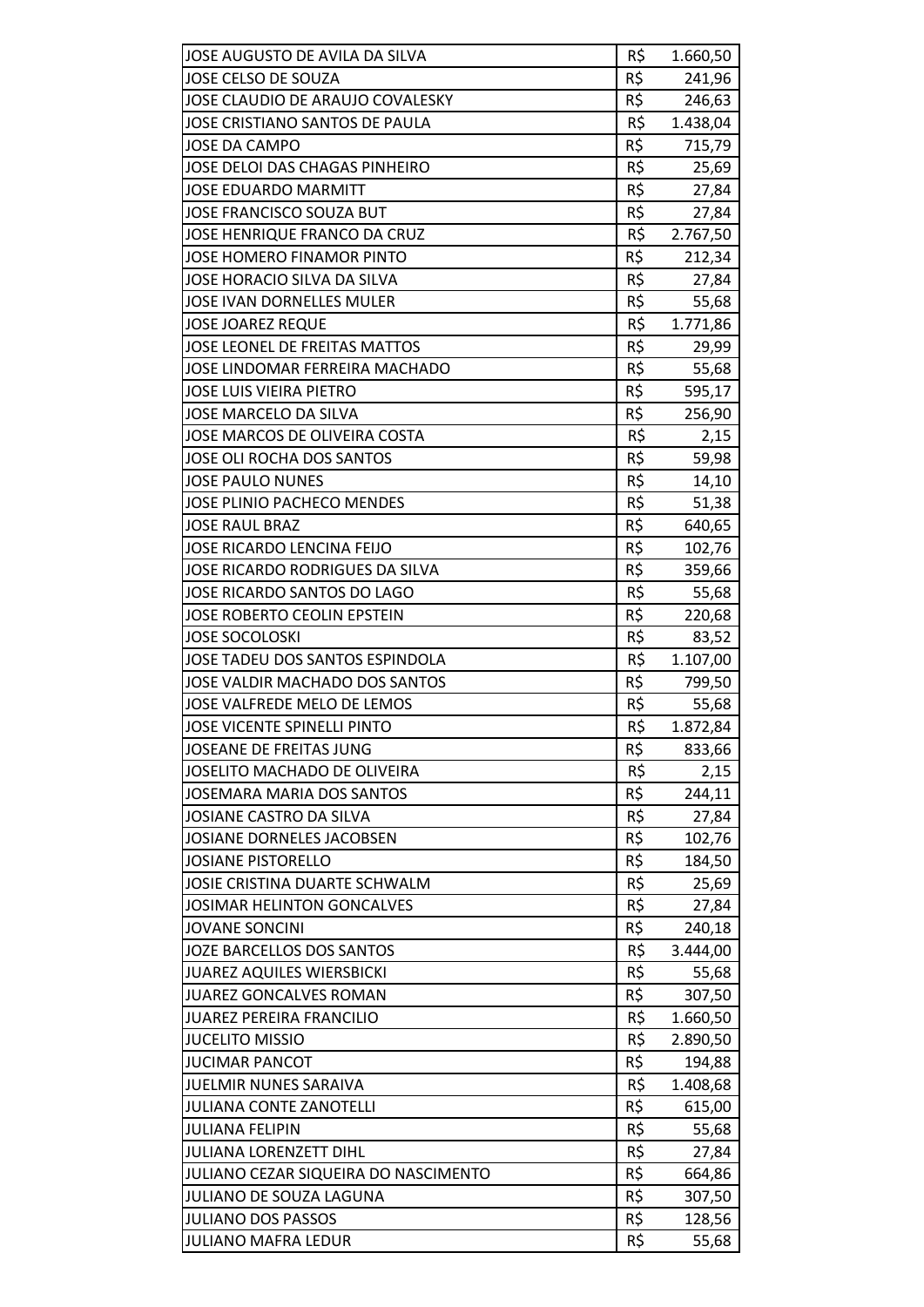| | | |
|---|---|---|
| JOSE AUGUSTO DE AVILA DA SILVA | R$ | 1.660,50 |
| JOSE CELSO DE SOUZA | R$ | 241,96 |
| JOSE CLAUDIO DE ARAUJO COVALESKY | R$ | 246,63 |
| JOSE CRISTIANO SANTOS DE PAULA | R$ | 1.438,04 |
| JOSE DA CAMPO | R$ | 715,79 |
| JOSE DELOI DAS CHAGAS PINHEIRO | R$ | 25,69 |
| JOSE EDUARDO MARMITT | R$ | 27,84 |
| JOSE FRANCISCO SOUZA BUT | R$ | 27,84 |
| JOSE HENRIQUE FRANCO DA CRUZ | R$ | 2.767,50 |
| JOSE HOMERO FINAMOR PINTO | R$ | 212,34 |
| JOSE HORACIO SILVA DA SILVA | R$ | 27,84 |
| JOSE IVAN DORNELLES MULER | R$ | 55,68 |
| JOSE JOAREZ REQUE | R$ | 1.771,86 |
| JOSE LEONEL DE FREITAS MATTOS | R$ | 29,99 |
| JOSE LINDOMAR FERREIRA MACHADO | R$ | 55,68 |
| JOSE LUIS VIEIRA PIETRO | R$ | 595,17 |
| JOSE MARCELO DA SILVA | R$ | 256,90 |
| JOSE MARCOS DE OLIVEIRA COSTA | R$ | 2,15 |
| JOSE OLI ROCHA DOS SANTOS | R$ | 59,98 |
| JOSE PAULO NUNES | R$ | 14,10 |
| JOSE PLINIO PACHECO MENDES | R$ | 51,38 |
| JOSE RAUL BRAZ | R$ | 640,65 |
| JOSE RICARDO LENCINA FEIJO | R$ | 102,76 |
| JOSE RICARDO RODRIGUES DA SILVA | R$ | 359,66 |
| JOSE RICARDO SANTOS DO LAGO | R$ | 55,68 |
| JOSE ROBERTO CEOLIN EPSTEIN | R$ | 220,68 |
| JOSE SOCOLOSKI | R$ | 83,52 |
| JOSE TADEU DOS SANTOS ESPINDOLA | R$ | 1.107,00 |
| JOSE VALDIR MACHADO DOS SANTOS | R$ | 799,50 |
| JOSE VALFREDE MELO DE LEMOS | R$ | 55,68 |
| JOSE VICENTE SPINELLI PINTO | R$ | 1.872,84 |
| JOSEANE DE FREITAS JUNG | R$ | 833,66 |
| JOSELITO MACHADO DE OLIVEIRA | R$ | 2,15 |
| JOSEMARA MARIA DOS SANTOS | R$ | 244,11 |
| JOSIANE CASTRO DA SILVA | R$ | 27,84 |
| JOSIANE DORNELES JACOBSEN | R$ | 102,76 |
| JOSIANE PISTORELLO | R$ | 184,50 |
| JOSIE CRISTINA DUARTE SCHWALM | R$ | 25,69 |
| JOSIMAR HELINTON GONCALVES | R$ | 27,84 |
| JOVANE SONCINI | R$ | 240,18 |
| JOZE BARCELLOS DOS SANTOS | R$ | 3.444,00 |
| JUAREZ AQUILES WIERSBICKI | R$ | 55,68 |
| JUAREZ GONCALVES ROMAN | R$ | 307,50 |
| JUAREZ PEREIRA FRANCILIO | R$ | 1.660,50 |
| JUCELITO MISSIO | R$ | 2.890,50 |
| JUCIMAR PANCOT | R$ | 194,88 |
| JUELMIR NUNES SARAIVA | R$ | 1.408,68 |
| JULIANA CONTE ZANOTELLI | R$ | 615,00 |
| JULIANA FELIPIN | R$ | 55,68 |
| JULIANA LORENZETT DIHL | R$ | 27,84 |
| JULIANO CEZAR SIQUEIRA DO NASCIMENTO | R$ | 664,86 |
| JULIANO DE SOUZA LAGUNA | R$ | 307,50 |
| JULIANO DOS PASSOS | R$ | 128,56 |
| JULIANO MAFRA LEDUR | R$ | 55,68 |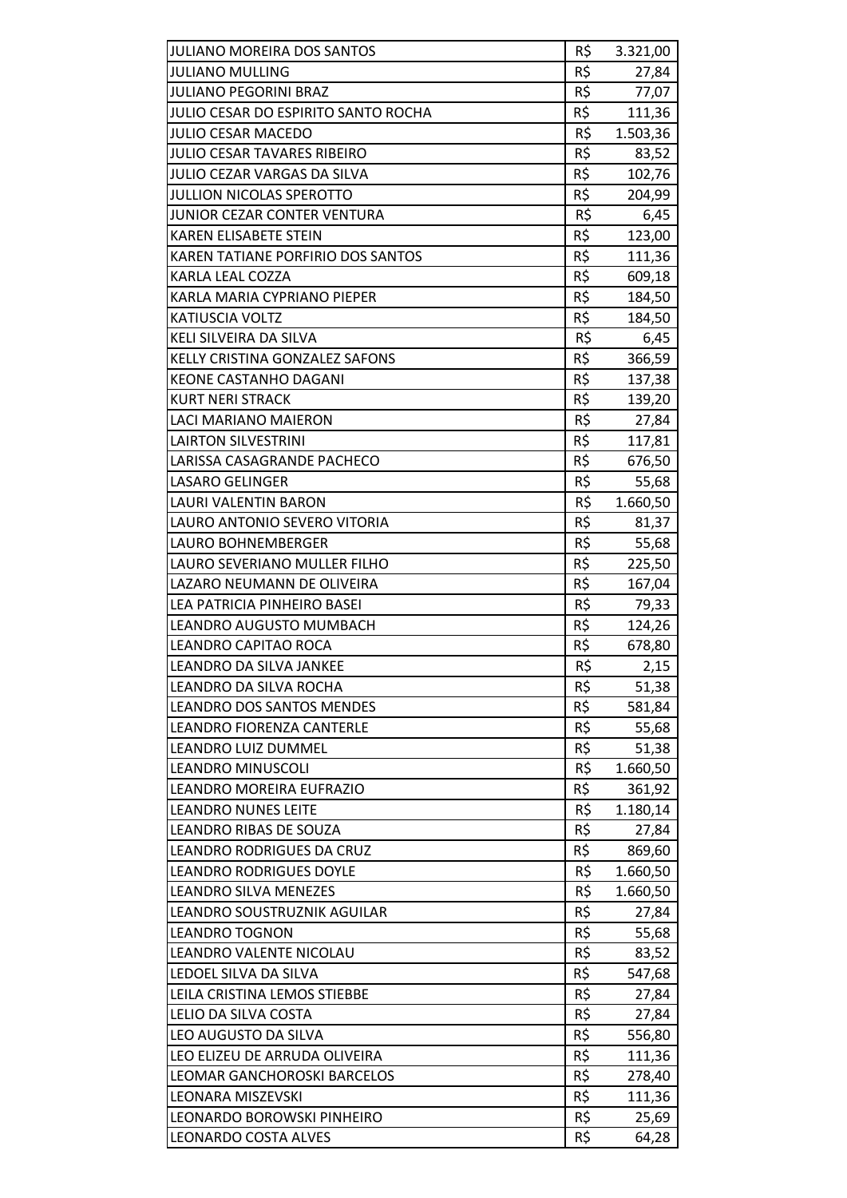| | | |
|---|---|---|
| JULIANO MOREIRA DOS SANTOS | R$ | 3.321,00 |
| JULIANO MULLING | R$ | 27,84 |
| JULIANO PEGORINI BRAZ | R$ | 77,07 |
| JULIO CESAR DO ESPIRITO SANTO ROCHA | R$ | 111,36 |
| JULIO CESAR MACEDO | R$ | 1.503,36 |
| JULIO CESAR TAVARES RIBEIRO | R$ | 83,52 |
| JULIO CEZAR VARGAS DA SILVA | R$ | 102,76 |
| JULLION NICOLAS SPEROTTO | R$ | 204,99 |
| JUNIOR CEZAR CONTER VENTURA | R$ | 6,45 |
| KAREN ELISABETE STEIN | R$ | 123,00 |
| KAREN TATIANE PORFIRIO DOS SANTOS | R$ | 111,36 |
| KARLA LEAL COZZA | R$ | 609,18 |
| KARLA MARIA CYPRIANO PIEPER | R$ | 184,50 |
| KATIUSCIA VOLTZ | R$ | 184,50 |
| KELI SILVEIRA DA SILVA | R$ | 6,45 |
| KELLY CRISTINA GONZALEZ SAFONS | R$ | 366,59 |
| KEONE CASTANHO DAGANI | R$ | 137,38 |
| KURT NERI STRACK | R$ | 139,20 |
| LACI MARIANO MAIERON | R$ | 27,84 |
| LAIRTON SILVESTRINI | R$ | 117,81 |
| LARISSA CASAGRANDE PACHECO | R$ | 676,50 |
| LASARO GELINGER | R$ | 55,68 |
| LAURI VALENTIN BARON | R$ | 1.660,50 |
| LAURO ANTONIO SEVERO VITORIA | R$ | 81,37 |
| LAURO BOHNEMBERGER | R$ | 55,68 |
| LAURO SEVERIANO MULLER FILHO | R$ | 225,50 |
| LAZARO NEUMANN DE OLIVEIRA | R$ | 167,04 |
| LEA PATRICIA PINHEIRO BASEI | R$ | 79,33 |
| LEANDRO AUGUSTO MUMBACH | R$ | 124,26 |
| LEANDRO CAPITAO ROCA | R$ | 678,80 |
| LEANDRO DA SILVA JANKEE | R$ | 2,15 |
| LEANDRO DA SILVA ROCHA | R$ | 51,38 |
| LEANDRO DOS SANTOS MENDES | R$ | 581,84 |
| LEANDRO FIORENZA CANTERLE | R$ | 55,68 |
| LEANDRO LUIZ DUMMEL | R$ | 51,38 |
| LEANDRO MINUSCOLI | R$ | 1.660,50 |
| LEANDRO MOREIRA EUFRAZIO | R$ | 361,92 |
| LEANDRO NUNES LEITE | R$ | 1.180,14 |
| LEANDRO RIBAS DE SOUZA | R$ | 27,84 |
| LEANDRO RODRIGUES DA CRUZ | R$ | 869,60 |
| LEANDRO RODRIGUES DOYLE | R$ | 1.660,50 |
| LEANDRO SILVA MENEZES | R$ | 1.660,50 |
| LEANDRO SOUSTRUZNIK AGUILAR | R$ | 27,84 |
| LEANDRO TOGNON | R$ | 55,68 |
| LEANDRO VALENTE NICOLAU | R$ | 83,52 |
| LEDOEL SILVA DA SILVA | R$ | 547,68 |
| LEILA CRISTINA LEMOS STIEBBE | R$ | 27,84 |
| LELIO DA SILVA COSTA | R$ | 27,84 |
| LEO AUGUSTO DA SILVA | R$ | 556,80 |
| LEO ELIZEU DE ARRUDA OLIVEIRA | R$ | 111,36 |
| LEOMAR GANCHOROSKI BARCELOS | R$ | 278,40 |
| LEONARA MISZEVSKI | R$ | 111,36 |
| LEONARDO BOROWSKI PINHEIRO | R$ | 25,69 |
| LEONARDO COSTA ALVES | R$ | 64,28 |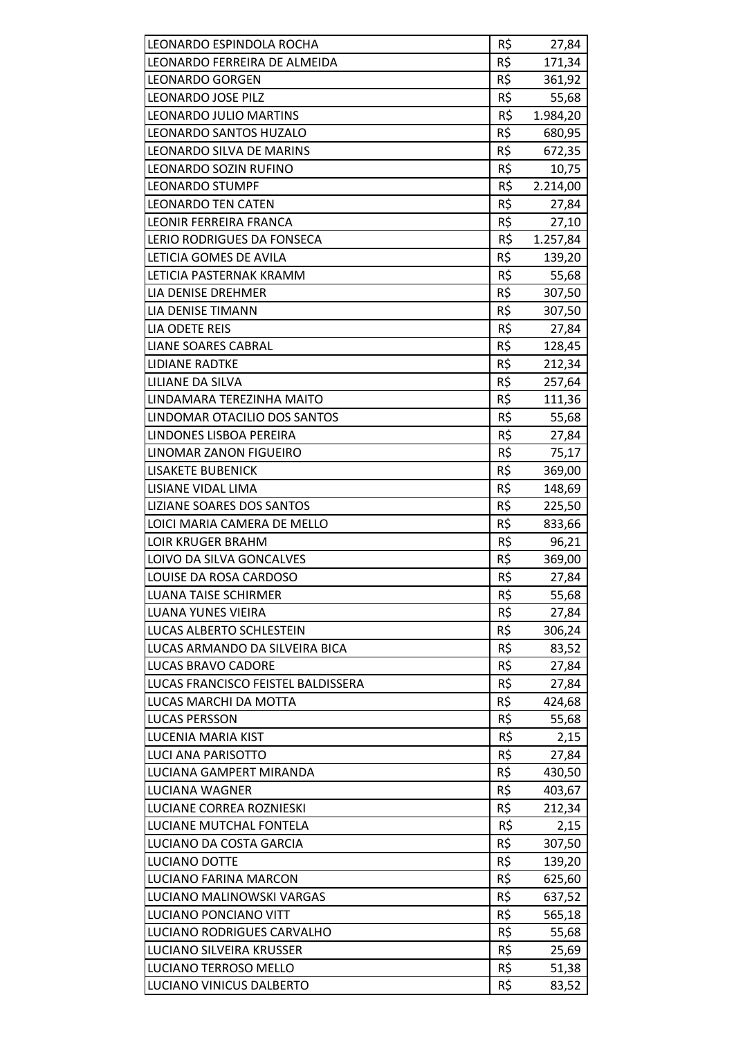| | | |
|---|---|---|
| LEONARDO ESPINDOLA ROCHA | R$ | 27,84 |
| LEONARDO FERREIRA DE ALMEIDA | R$ | 171,34 |
| LEONARDO GORGEN | R$ | 361,92 |
| LEONARDO JOSE PILZ | R$ | 55,68 |
| LEONARDO JULIO MARTINS | R$ | 1.984,20 |
| LEONARDO SANTOS HUZALO | R$ | 680,95 |
| LEONARDO SILVA DE MARINS | R$ | 672,35 |
| LEONARDO SOZIN RUFINO | R$ | 10,75 |
| LEONARDO STUMPF | R$ | 2.214,00 |
| LEONARDO TEN CATEN | R$ | 27,84 |
| LEONIR FERREIRA FRANCA | R$ | 27,10 |
| LERIO RODRIGUES DA FONSECA | R$ | 1.257,84 |
| LETICIA GOMES DE AVILA | R$ | 139,20 |
| LETICIA PASTERNAK KRAMM | R$ | 55,68 |
| LIA DENISE DREHMER | R$ | 307,50 |
| LIA DENISE TIMANN | R$ | 307,50 |
| LIA ODETE REIS | R$ | 27,84 |
| LIANE SOARES CABRAL | R$ | 128,45 |
| LIDIANE RADTKE | R$ | 212,34 |
| LILIANE DA SILVA | R$ | 257,64 |
| LINDAMARA TEREZINHA MAITO | R$ | 111,36 |
| LINDOMAR OTACILIO DOS SANTOS | R$ | 55,68 |
| LINDONES LISBOA PEREIRA | R$ | 27,84 |
| LINOMAR ZANON FIGUEIRO | R$ | 75,17 |
| LISAKETE BUBENICK | R$ | 369,00 |
| LISIANE VIDAL LIMA | R$ | 148,69 |
| LIZIANE SOARES DOS SANTOS | R$ | 225,50 |
| LOICI MARIA CAMERA DE MELLO | R$ | 833,66 |
| LOIR KRUGER BRAHM | R$ | 96,21 |
| LOIVO DA SILVA GONCALVES | R$ | 369,00 |
| LOUISE DA ROSA CARDOSO | R$ | 27,84 |
| LUANA TAISE SCHIRMER | R$ | 55,68 |
| LUANA YUNES VIEIRA | R$ | 27,84 |
| LUCAS ALBERTO SCHLESTEIN | R$ | 306,24 |
| LUCAS ARMANDO DA SILVEIRA BICA | R$ | 83,52 |
| LUCAS BRAVO CADORE | R$ | 27,84 |
| LUCAS FRANCISCO FEISTEL BALDISSERA | R$ | 27,84 |
| LUCAS MARCHI DA MOTTA | R$ | 424,68 |
| LUCAS PERSSON | R$ | 55,68 |
| LUCENIA MARIA KIST | R$ | 2,15 |
| LUCI ANA PARISOTTO | R$ | 27,84 |
| LUCIANA GAMPERT MIRANDA | R$ | 430,50 |
| LUCIANA WAGNER | R$ | 403,67 |
| LUCIANE CORREA ROZNIESKI | R$ | 212,34 |
| LUCIANE MUTCHAL FONTELA | R$ | 2,15 |
| LUCIANO DA COSTA GARCIA | R$ | 307,50 |
| LUCIANO DOTTE | R$ | 139,20 |
| LUCIANO FARINA MARCON | R$ | 625,60 |
| LUCIANO MALINOWSKI VARGAS | R$ | 637,52 |
| LUCIANO PONCIANO VITT | R$ | 565,18 |
| LUCIANO RODRIGUES CARVALHO | R$ | 55,68 |
| LUCIANO SILVEIRA KRUSSER | R$ | 25,69 |
| LUCIANO TERROSO MELLO | R$ | 51,38 |
| LUCIANO VINICUS DALBERTO | R$ | 83,52 |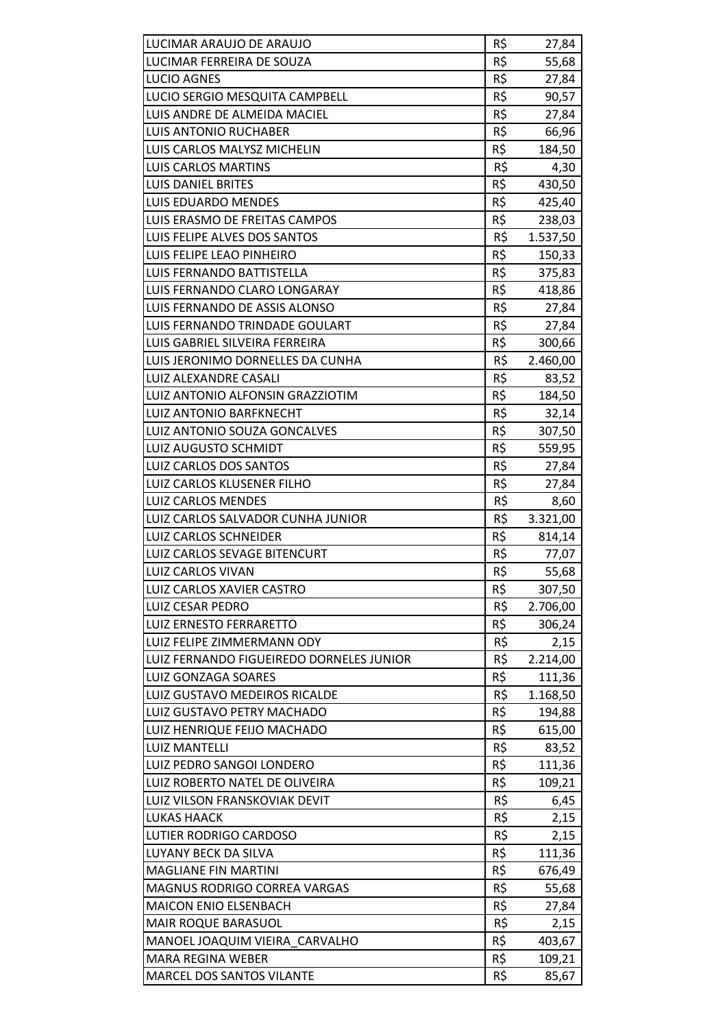| | | |
|---|---|---|
| LUCIMAR ARAUJO DE ARAUJO | R$ | 27,84 |
| LUCIMAR FERREIRA DE SOUZA | R$ | 55,68 |
| LUCIO AGNES | R$ | 27,84 |
| LUCIO SERGIO MESQUITA CAMPBELL | R$ | 90,57 |
| LUIS ANDRE DE ALMEIDA MACIEL | R$ | 27,84 |
| LUIS ANTONIO RUCHABER | R$ | 66,96 |
| LUIS CARLOS MALYSZ MICHELIN | R$ | 184,50 |
| LUIS CARLOS MARTINS | R$ | 4,30 |
| LUIS DANIEL BRITES | R$ | 430,50 |
| LUIS EDUARDO MENDES | R$ | 425,40 |
| LUIS ERASMO DE FREITAS CAMPOS | R$ | 238,03 |
| LUIS FELIPE ALVES DOS SANTOS | R$ | 1.537,50 |
| LUIS FELIPE LEAO PINHEIRO | R$ | 150,33 |
| LUIS FERNANDO BATTISTELLA | R$ | 375,83 |
| LUIS FERNANDO CLARO LONGARAY | R$ | 418,86 |
| LUIS FERNANDO DE ASSIS ALONSO | R$ | 27,84 |
| LUIS FERNANDO TRINDADE GOULART | R$ | 27,84 |
| LUIS GABRIEL SILVEIRA FERREIRA | R$ | 300,66 |
| LUIS JERONIMO DORNELLES DA CUNHA | R$ | 2.460,00 |
| LUIZ ALEXANDRE CASALI | R$ | 83,52 |
| LUIZ ANTONIO ALFONSIN GRAZZIOTIM | R$ | 184,50 |
| LUIZ ANTONIO BARFKNECHT | R$ | 32,14 |
| LUIZ ANTONIO SOUZA GONCALVES | R$ | 307,50 |
| LUIZ AUGUSTO SCHMIDT | R$ | 559,95 |
| LUIZ CARLOS DOS SANTOS | R$ | 27,84 |
| LUIZ CARLOS KLUSENER FILHO | R$ | 27,84 |
| LUIZ CARLOS MENDES | R$ | 8,60 |
| LUIZ CARLOS SALVADOR CUNHA JUNIOR | R$ | 3.321,00 |
| LUIZ CARLOS SCHNEIDER | R$ | 814,14 |
| LUIZ CARLOS SEVAGE BITENCURT | R$ | 77,07 |
| LUIZ CARLOS VIVAN | R$ | 55,68 |
| LUIZ CARLOS XAVIER CASTRO | R$ | 307,50 |
| LUIZ CESAR PEDRO | R$ | 2.706,00 |
| LUIZ ERNESTO FERRARETTO | R$ | 306,24 |
| LUIZ FELIPE ZIMMERMANN ODY | R$ | 2,15 |
| LUIZ FERNANDO FIGUEIREDO DORNELES JUNIOR | R$ | 2.214,00 |
| LUIZ GONZAGA SOARES | R$ | 111,36 |
| LUIZ GUSTAVO MEDEIROS RICALDE | R$ | 1.168,50 |
| LUIZ GUSTAVO PETRY MACHADO | R$ | 194,88 |
| LUIZ HENRIQUE FEIJO MACHADO | R$ | 615,00 |
| LUIZ MANTELLI | R$ | 83,52 |
| LUIZ PEDRO SANGOI LONDERO | R$ | 111,36 |
| LUIZ ROBERTO NATEL DE OLIVEIRA | R$ | 109,21 |
| LUIZ VILSON FRANSKOVIAK DEVIT | R$ | 6,45 |
| LUKAS HAACK | R$ | 2,15 |
| LUTIER RODRIGO CARDOSO | R$ | 2,15 |
| LUYANY BECK DA SILVA | R$ | 111,36 |
| MAGLIANE FIN MARTINI | R$ | 676,49 |
| MAGNUS RODRIGO CORREA VARGAS | R$ | 55,68 |
| MAICON ENIO ELSENBACH | R$ | 27,84 |
| MAIR ROQUE BARASUOL | R$ | 2,15 |
| MANOEL JOAQUIM VIEIRA_CARVALHO | R$ | 403,67 |
| MARA REGINA WEBER | R$ | 109,21 |
| MARCEL DOS SANTOS VILANTE | R$ | 85,67 |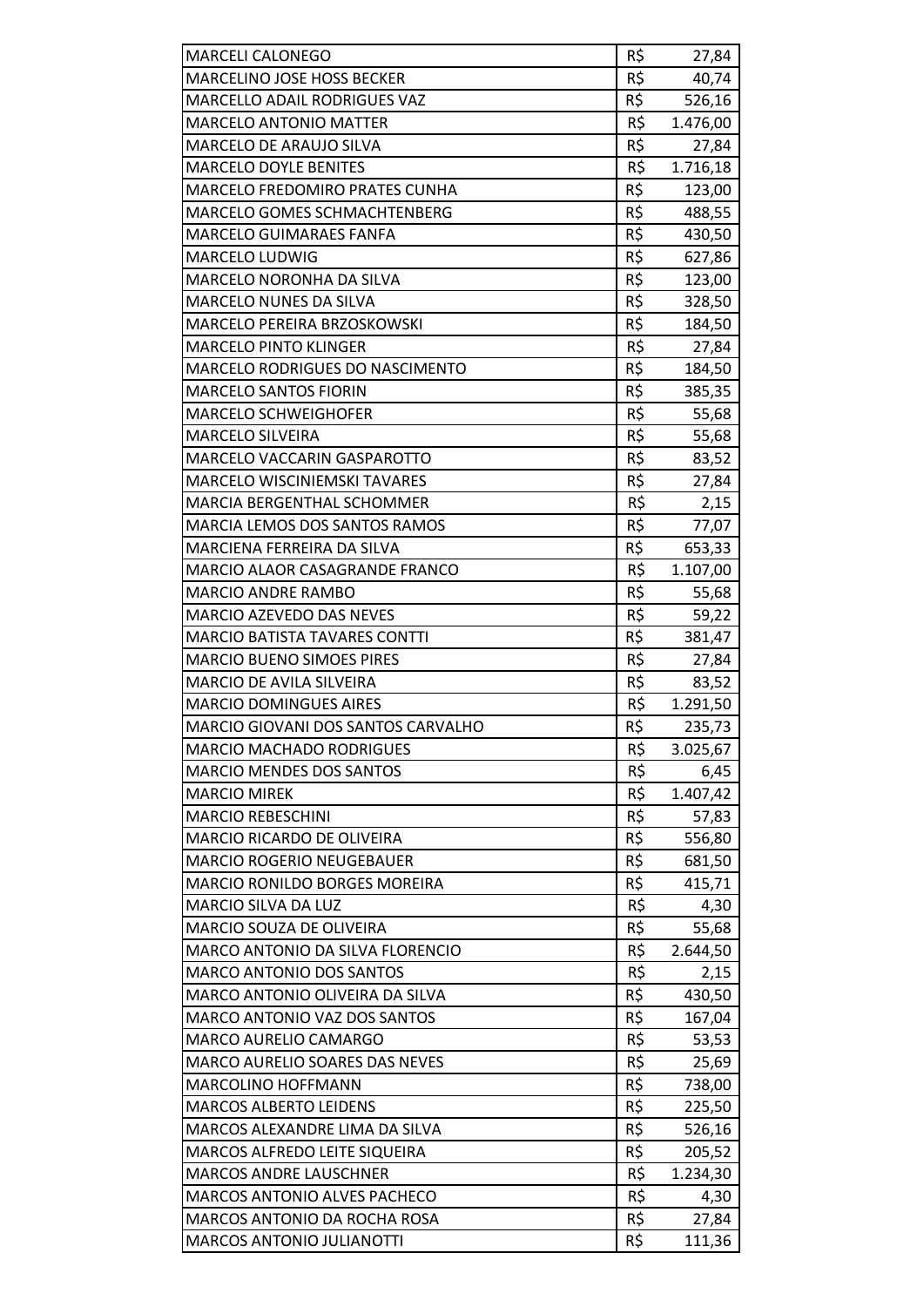| | | |
|---|---|---|
| MARCELI CALONEGO | R$ | 27,84 |
| MARCELINO JOSE HOSS BECKER | R$ | 40,74 |
| MARCELLO ADAIL RODRIGUES VAZ | R$ | 526,16 |
| MARCELO ANTONIO MATTER | R$ | 1.476,00 |
| MARCELO DE ARAUJO SILVA | R$ | 27,84 |
| MARCELO DOYLE BENITES | R$ | 1.716,18 |
| MARCELO FREDOMIRO PRATES CUNHA | R$ | 123,00 |
| MARCELO GOMES SCHMACHTENBERG | R$ | 488,55 |
| MARCELO GUIMARAES FANFA | R$ | 430,50 |
| MARCELO LUDWIG | R$ | 627,86 |
| MARCELO NORONHA DA SILVA | R$ | 123,00 |
| MARCELO NUNES DA SILVA | R$ | 328,50 |
| MARCELO PEREIRA BRZOSKOWSKI | R$ | 184,50 |
| MARCELO PINTO KLINGER | R$ | 27,84 |
| MARCELO RODRIGUES DO NASCIMENTO | R$ | 184,50 |
| MARCELO SANTOS FIORIN | R$ | 385,35 |
| MARCELO SCHWEIGHOFER | R$ | 55,68 |
| MARCELO SILVEIRA | R$ | 55,68 |
| MARCELO VACCARIN GASPAROTTO | R$ | 83,52 |
| MARCELO WISCINIEMSKI TAVARES | R$ | 27,84 |
| MARCIA BERGENTHAL SCHOMMER | R$ | 2,15 |
| MARCIA LEMOS DOS SANTOS RAMOS | R$ | 77,07 |
| MARCIENA FERREIRA DA SILVA | R$ | 653,33 |
| MARCIO ALAOR CASAGRANDE FRANCO | R$ | 1.107,00 |
| MARCIO ANDRE RAMBO | R$ | 55,68 |
| MARCIO AZEVEDO DAS NEVES | R$ | 59,22 |
| MARCIO BATISTA TAVARES CONTTI | R$ | 381,47 |
| MARCIO BUENO SIMOES PIRES | R$ | 27,84 |
| MARCIO DE AVILA SILVEIRA | R$ | 83,52 |
| MARCIO DOMINGUES AIRES | R$ | 1.291,50 |
| MARCIO GIOVANI DOS SANTOS CARVALHO | R$ | 235,73 |
| MARCIO MACHADO RODRIGUES | R$ | 3.025,67 |
| MARCIO MENDES DOS SANTOS | R$ | 6,45 |
| MARCIO MIREK | R$ | 1.407,42 |
| MARCIO REBESCHINI | R$ | 57,83 |
| MARCIO RICARDO DE OLIVEIRA | R$ | 556,80 |
| MARCIO ROGERIO NEUGEBAUER | R$ | 681,50 |
| MARCIO RONILDO BORGES MOREIRA | R$ | 415,71 |
| MARCIO SILVA DA LUZ | R$ | 4,30 |
| MARCIO SOUZA DE OLIVEIRA | R$ | 55,68 |
| MARCO ANTONIO DA SILVA FLORENCIO | R$ | 2.644,50 |
| MARCO ANTONIO DOS SANTOS | R$ | 2,15 |
| MARCO ANTONIO OLIVEIRA DA SILVA | R$ | 430,50 |
| MARCO ANTONIO VAZ DOS SANTOS | R$ | 167,04 |
| MARCO AURELIO CAMARGO | R$ | 53,53 |
| MARCO AURELIO SOARES DAS NEVES | R$ | 25,69 |
| MARCOLINO HOFFMANN | R$ | 738,00 |
| MARCOS ALBERTO LEIDENS | R$ | 225,50 |
| MARCOS ALEXANDRE LIMA DA SILVA | R$ | 526,16 |
| MARCOS ALFREDO LEITE SIQUEIRA | R$ | 205,52 |
| MARCOS ANDRE LAUSCHNER | R$ | 1.234,30 |
| MARCOS ANTONIO ALVES PACHECO | R$ | 4,30 |
| MARCOS ANTONIO DA ROCHA ROSA | R$ | 27,84 |
| MARCOS ANTONIO JULIANOTTI | R$ | 111,36 |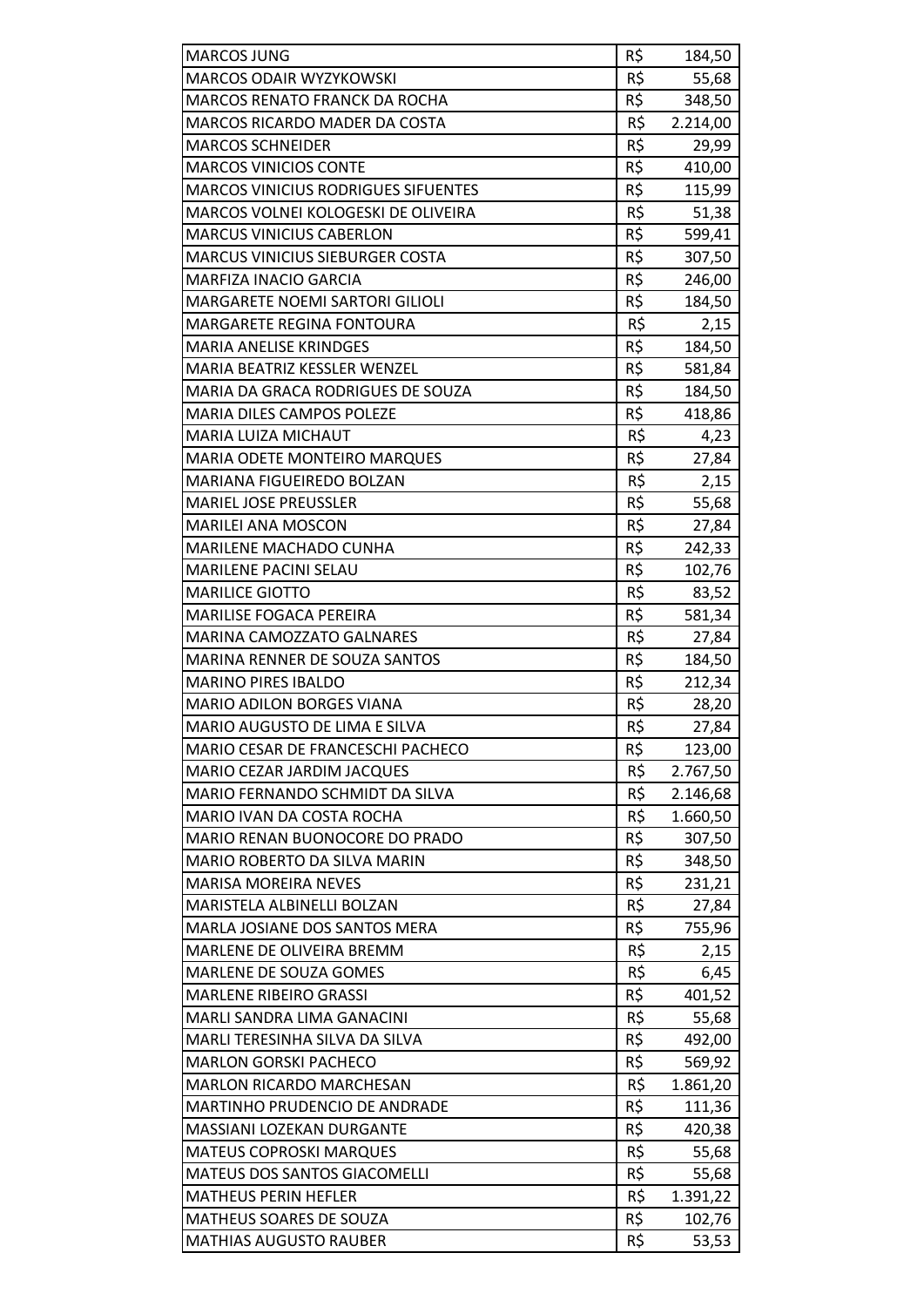| | | |
|---|---|---|
| MARCOS JUNG | R$ | 184,50 |
| MARCOS ODAIR WYZYKOWSKI | R$ | 55,68 |
| MARCOS RENATO FRANCK DA ROCHA | R$ | 348,50 |
| MARCOS RICARDO MADER DA COSTA | R$ | 2.214,00 |
| MARCOS SCHNEIDER | R$ | 29,99 |
| MARCOS VINICIOS CONTE | R$ | 410,00 |
| MARCOS VINICIUS RODRIGUES SIFUENTES | R$ | 115,99 |
| MARCOS VOLNEI KOLOGESKI DE OLIVEIRA | R$ | 51,38 |
| MARCUS VINICIUS CABERLON | R$ | 599,41 |
| MARCUS VINICIUS SIEBURGER COSTA | R$ | 307,50 |
| MARFIZA INACIO GARCIA | R$ | 246,00 |
| MARGARETE NOEMI SARTORI GILIOLI | R$ | 184,50 |
| MARGARETE REGINA FONTOURA | R$ | 2,15 |
| MARIA ANELISE KRINDGES | R$ | 184,50 |
| MARIA BEATRIZ KESSLER WENZEL | R$ | 581,84 |
| MARIA DA GRACA RODRIGUES DE SOUZA | R$ | 184,50 |
| MARIA DILES CAMPOS POLEZE | R$ | 418,86 |
| MARIA LUIZA MICHAUT | R$ | 4,23 |
| MARIA ODETE MONTEIRO MARQUES | R$ | 27,84 |
| MARIANA FIGUEIREDO BOLZAN | R$ | 2,15 |
| MARIEL JOSE PREUSSLER | R$ | 55,68 |
| MARILEI ANA MOSCON | R$ | 27,84 |
| MARILENE MACHADO CUNHA | R$ | 242,33 |
| MARILENE PACINI SELAU | R$ | 102,76 |
| MARILICE GIOTTO | R$ | 83,52 |
| MARILISE FOGACA PEREIRA | R$ | 581,34 |
| MARINA CAMOZZATO GALNARES | R$ | 27,84 |
| MARINA RENNER DE SOUZA SANTOS | R$ | 184,50 |
| MARINO PIRES IBALDO | R$ | 212,34 |
| MARIO ADILON BORGES VIANA | R$ | 28,20 |
| MARIO AUGUSTO DE LIMA E SILVA | R$ | 27,84 |
| MARIO CESAR DE FRANCESCHI PACHECO | R$ | 123,00 |
| MARIO CEZAR JARDIM JACQUES | R$ | 2.767,50 |
| MARIO FERNANDO SCHMIDT DA SILVA | R$ | 2.146,68 |
| MARIO IVAN DA COSTA ROCHA | R$ | 1.660,50 |
| MARIO RENAN BUONOCORE DO PRADO | R$ | 307,50 |
| MARIO ROBERTO DA SILVA MARIN | R$ | 348,50 |
| MARISA MOREIRA NEVES | R$ | 231,21 |
| MARISTELA ALBINELLI BOLZAN | R$ | 27,84 |
| MARLA JOSIANE DOS SANTOS MERA | R$ | 755,96 |
| MARLENE DE OLIVEIRA BREMM | R$ | 2,15 |
| MARLENE DE SOUZA GOMES | R$ | 6,45 |
| MARLENE RIBEIRO GRASSI | R$ | 401,52 |
| MARLI SANDRA LIMA GANACINI | R$ | 55,68 |
| MARLI TERESINHA SILVA DA SILVA | R$ | 492,00 |
| MARLON GORSKI PACHECO | R$ | 569,92 |
| MARLON RICARDO MARCHESAN | R$ | 1.861,20 |
| MARTINHO PRUDENCIO DE ANDRADE | R$ | 111,36 |
| MASSIANI LOZEKAN DURGANTE | R$ | 420,38 |
| MATEUS COPROSKI MARQUES | R$ | 55,68 |
| MATEUS DOS SANTOS GIACOMELLI | R$ | 55,68 |
| MATHEUS PERIN HEFLER | R$ | 1.391,22 |
| MATHEUS SOARES DE SOUZA | R$ | 102,76 |
| MATHIAS AUGUSTO RAUBER | R$ | 53,53 |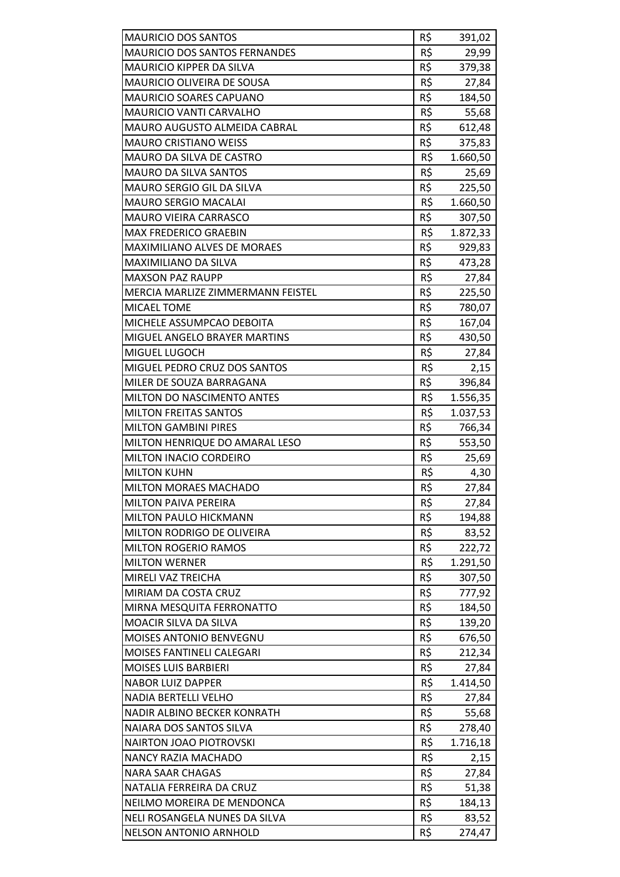| | | |
|---|---|---|
| MAURICIO DOS SANTOS | R$ | 391,02 |
| MAURICIO DOS SANTOS FERNANDES | R$ | 29,99 |
| MAURICIO KIPPER DA SILVA | R$ | 379,38 |
| MAURICIO OLIVEIRA DE SOUSA | R$ | 27,84 |
| MAURICIO SOARES CAPUANO | R$ | 184,50 |
| MAURICIO VANTI CARVALHO | R$ | 55,68 |
| MAURO AUGUSTO ALMEIDA CABRAL | R$ | 612,48 |
| MAURO CRISTIANO WEISS | R$ | 375,83 |
| MAURO DA SILVA DE CASTRO | R$ | 1.660,50 |
| MAURO DA SILVA SANTOS | R$ | 25,69 |
| MAURO SERGIO GIL DA SILVA | R$ | 225,50 |
| MAURO SERGIO MACALAI | R$ | 1.660,50 |
| MAURO VIEIRA CARRASCO | R$ | 307,50 |
| MAX FREDERICO GRAEBIN | R$ | 1.872,33 |
| MAXIMILIANO ALVES DE MORAES | R$ | 929,83 |
| MAXIMILIANO DA SILVA | R$ | 473,28 |
| MAXSON PAZ RAUPP | R$ | 27,84 |
| MERCIA MARLIZE ZIMMERMANN FEISTEL | R$ | 225,50 |
| MICAEL TOME | R$ | 780,07 |
| MICHELE ASSUMPCAO DEBOITA | R$ | 167,04 |
| MIGUEL ANGELO BRAYER MARTINS | R$ | 430,50 |
| MIGUEL LUGOCH | R$ | 27,84 |
| MIGUEL PEDRO CRUZ DOS SANTOS | R$ | 2,15 |
| MILER DE SOUZA BARRAGANA | R$ | 396,84 |
| MILTON DO NASCIMENTO ANTES | R$ | 1.556,35 |
| MILTON FREITAS SANTOS | R$ | 1.037,53 |
| MILTON GAMBINI PIRES | R$ | 766,34 |
| MILTON HENRIQUE DO AMARAL LESO | R$ | 553,50 |
| MILTON INACIO CORDEIRO | R$ | 25,69 |
| MILTON KUHN | R$ | 4,30 |
| MILTON MORAES MACHADO | R$ | 27,84 |
| MILTON PAIVA PEREIRA | R$ | 27,84 |
| MILTON PAULO HICKMANN | R$ | 194,88 |
| MILTON RODRIGO DE OLIVEIRA | R$ | 83,52 |
| MILTON ROGERIO RAMOS | R$ | 222,72 |
| MILTON WERNER | R$ | 1.291,50 |
| MIRELI VAZ TREICHA | R$ | 307,50 |
| MIRIAM DA COSTA CRUZ | R$ | 777,92 |
| MIRNA MESQUITA FERRONATTO | R$ | 184,50 |
| MOACIR SILVA DA SILVA | R$ | 139,20 |
| MOISES ANTONIO BENVEGNU | R$ | 676,50 |
| MOISES FANTINELI CALEGARI | R$ | 212,34 |
| MOISES LUIS BARBIERI | R$ | 27,84 |
| NABOR LUIZ DAPPER | R$ | 1.414,50 |
| NADIA BERTELLI VELHO | R$ | 27,84 |
| NADIR ALBINO BECKER KONRATH | R$ | 55,68 |
| NAIARA DOS SANTOS SILVA | R$ | 278,40 |
| NAIRTON JOAO PIOTROVSKI | R$ | 1.716,18 |
| NANCY RAZIA MACHADO | R$ | 2,15 |
| NARA SAAR CHAGAS | R$ | 27,84 |
| NATALIA FERREIRA DA CRUZ | R$ | 51,38 |
| NEILMO MOREIRA DE MENDONCA | R$ | 184,13 |
| NELI ROSANGELA NUNES DA SILVA | R$ | 83,52 |
| NELSON ANTONIO ARNHOLD | R$ | 274,47 |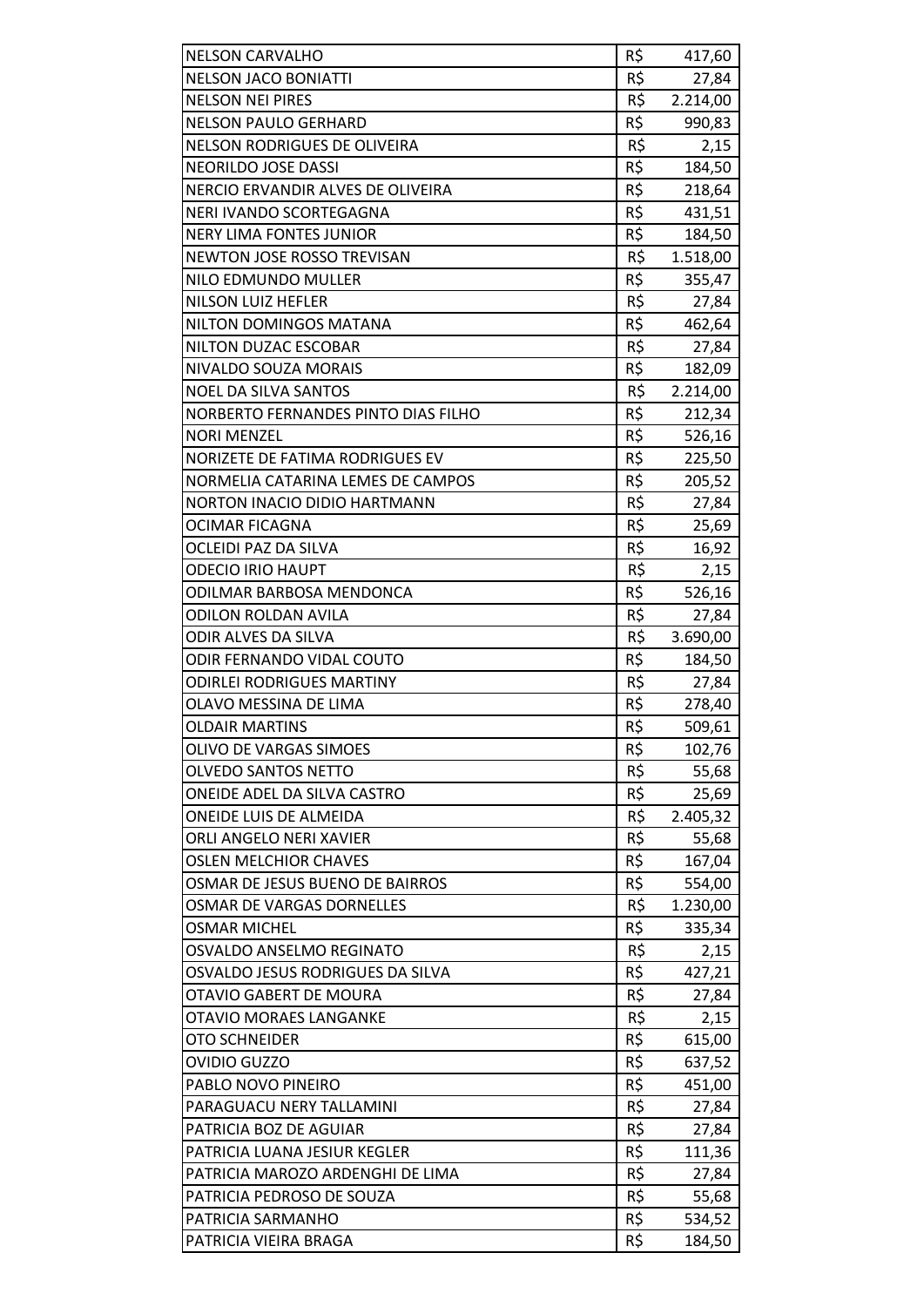| | | |
|---|---|---|
| NELSON CARVALHO | R$ | 417,60 |
| NELSON JACO BONIATTI | R$ | 27,84 |
| NELSON NEI PIRES | R$ | 2.214,00 |
| NELSON PAULO GERHARD | R$ | 990,83 |
| NELSON RODRIGUES DE OLIVEIRA | R$ | 2,15 |
| NEORILDO JOSE DASSI | R$ | 184,50 |
| NERCIO ERVANDIR ALVES DE OLIVEIRA | R$ | 218,64 |
| NERI IVANDO SCORTEGAGNA | R$ | 431,51 |
| NERY LIMA FONTES JUNIOR | R$ | 184,50 |
| NEWTON JOSE ROSSO TREVISAN | R$ | 1.518,00 |
| NILO EDMUNDO MULLER | R$ | 355,47 |
| NILSON LUIZ HEFLER | R$ | 27,84 |
| NILTON DOMINGOS MATANA | R$ | 462,64 |
| NILTON DUZAC ESCOBAR | R$ | 27,84 |
| NIVALDO SOUZA MORAIS | R$ | 182,09 |
| NOEL DA SILVA SANTOS | R$ | 2.214,00 |
| NORBERTO FERNANDES PINTO DIAS FILHO | R$ | 212,34 |
| NORI MENZEL | R$ | 526,16 |
| NORIZETE DE FATIMA RODRIGUES EV | R$ | 225,50 |
| NORMELIA CATARINA LEMES DE CAMPOS | R$ | 205,52 |
| NORTON INACIO DIDIO HARTMANN | R$ | 27,84 |
| OCIMAR FICAGNA | R$ | 25,69 |
| OCLEIDI PAZ DA SILVA | R$ | 16,92 |
| ODECIO IRIO HAUPT | R$ | 2,15 |
| ODILMAR BARBOSA MENDONCA | R$ | 526,16 |
| ODILON ROLDAN AVILA | R$ | 27,84 |
| ODIR ALVES DA SILVA | R$ | 3.690,00 |
| ODIR FERNANDO VIDAL COUTO | R$ | 184,50 |
| ODIRLEI RODRIGUES MARTINY | R$ | 27,84 |
| OLAVO MESSINA DE LIMA | R$ | 278,40 |
| OLDAIR MARTINS | R$ | 509,61 |
| OLIVO DE VARGAS SIMOES | R$ | 102,76 |
| OLVEDO SANTOS NETTO | R$ | 55,68 |
| ONEIDE ADEL DA SILVA CASTRO | R$ | 25,69 |
| ONEIDE LUIS DE ALMEIDA | R$ | 2.405,32 |
| ORLI ANGELO NERI XAVIER | R$ | 55,68 |
| OSLEN MELCHIOR CHAVES | R$ | 167,04 |
| OSMAR DE JESUS BUENO DE BAIRROS | R$ | 554,00 |
| OSMAR DE VARGAS DORNELLES | R$ | 1.230,00 |
| OSMAR MICHEL | R$ | 335,34 |
| OSVALDO ANSELMO REGINATO | R$ | 2,15 |
| OSVALDO JESUS RODRIGUES DA SILVA | R$ | 427,21 |
| OTAVIO GABERT DE MOURA | R$ | 27,84 |
| OTAVIO MORAES LANGANKE | R$ | 2,15 |
| OTO SCHNEIDER | R$ | 615,00 |
| OVIDIO GUZZO | R$ | 637,52 |
| PABLO NOVO PINEIRO | R$ | 451,00 |
| PARAGUACU NERY TALLAMINI | R$ | 27,84 |
| PATRICIA BOZ DE AGUIAR | R$ | 27,84 |
| PATRICIA LUANA JESIUR KEGLER | R$ | 111,36 |
| PATRICIA MAROZO ARDENGHI DE LIMA | R$ | 27,84 |
| PATRICIA PEDROSO DE SOUZA | R$ | 55,68 |
| PATRICIA SARMANHO | R$ | 534,52 |
| PATRICIA VIEIRA BRAGA | R$ | 184,50 |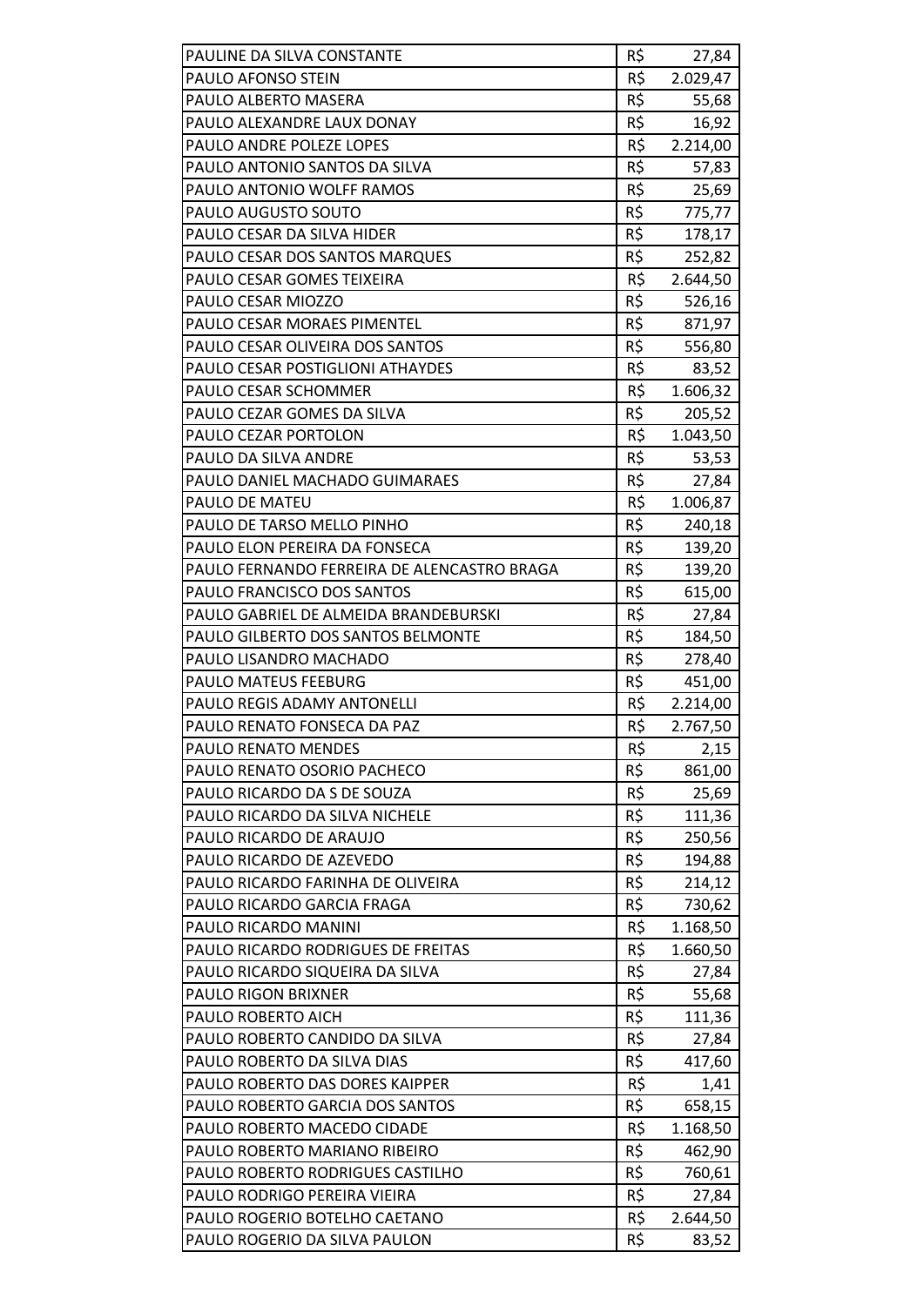| | | |
|---|---|---|
| PAULINE DA SILVA CONSTANTE | R$ | 27,84 |
| PAULO AFONSO STEIN | R$ | 2.029,47 |
| PAULO ALBERTO MASERA | R$ | 55,68 |
| PAULO ALEXANDRE LAUX DONAY | R$ | 16,92 |
| PAULO ANDRE POLEZE LOPES | R$ | 2.214,00 |
| PAULO ANTONIO SANTOS DA SILVA | R$ | 57,83 |
| PAULO ANTONIO WOLFF RAMOS | R$ | 25,69 |
| PAULO AUGUSTO SOUTO | R$ | 775,77 |
| PAULO CESAR DA SILVA HIDER | R$ | 178,17 |
| PAULO CESAR DOS SANTOS MARQUES | R$ | 252,82 |
| PAULO CESAR GOMES TEIXEIRA | R$ | 2.644,50 |
| PAULO CESAR MIOZZO | R$ | 526,16 |
| PAULO CESAR MORAES PIMENTEL | R$ | 871,97 |
| PAULO CESAR OLIVEIRA DOS SANTOS | R$ | 556,80 |
| PAULO CESAR POSTIGLIONI ATHAYDES | R$ | 83,52 |
| PAULO CESAR SCHOMMER | R$ | 1.606,32 |
| PAULO CEZAR GOMES DA SILVA | R$ | 205,52 |
| PAULO CEZAR PORTOLON | R$ | 1.043,50 |
| PAULO DA SILVA ANDRE | R$ | 53,53 |
| PAULO DANIEL MACHADO GUIMARAES | R$ | 27,84 |
| PAULO DE MATEU | R$ | 1.006,87 |
| PAULO DE TARSO MELLO PINHO | R$ | 240,18 |
| PAULO ELON PEREIRA DA FONSECA | R$ | 139,20 |
| PAULO FERNANDO FERREIRA DE ALENCASTRO BRAGA | R$ | 139,20 |
| PAULO FRANCISCO DOS SANTOS | R$ | 615,00 |
| PAULO GABRIEL DE ALMEIDA BRANDEBURSKI | R$ | 27,84 |
| PAULO GILBERTO DOS SANTOS BELMONTE | R$ | 184,50 |
| PAULO LISANDRO MACHADO | R$ | 278,40 |
| PAULO MATEUS FEEBURG | R$ | 451,00 |
| PAULO REGIS ADAMY ANTONELLI | R$ | 2.214,00 |
| PAULO RENATO FONSECA DA PAZ | R$ | 2.767,50 |
| PAULO RENATO MENDES | R$ | 2,15 |
| PAULO RENATO OSORIO PACHECO | R$ | 861,00 |
| PAULO RICARDO DA S DE SOUZA | R$ | 25,69 |
| PAULO RICARDO DA SILVA NICHELE | R$ | 111,36 |
| PAULO RICARDO DE ARAUJO | R$ | 250,56 |
| PAULO RICARDO DE AZEVEDO | R$ | 194,88 |
| PAULO RICARDO FARINHA DE OLIVEIRA | R$ | 214,12 |
| PAULO RICARDO GARCIA FRAGA | R$ | 730,62 |
| PAULO RICARDO MANINI | R$ | 1.168,50 |
| PAULO RICARDO RODRIGUES DE FREITAS | R$ | 1.660,50 |
| PAULO RICARDO SIQUEIRA DA SILVA | R$ | 27,84 |
| PAULO RIGON BRIXNER | R$ | 55,68 |
| PAULO ROBERTO AICH | R$ | 111,36 |
| PAULO ROBERTO CANDIDO DA SILVA | R$ | 27,84 |
| PAULO ROBERTO DA SILVA DIAS | R$ | 417,60 |
| PAULO ROBERTO DAS DORES KAIPPER | R$ | 1,41 |
| PAULO ROBERTO GARCIA DOS SANTOS | R$ | 658,15 |
| PAULO ROBERTO MACEDO CIDADE | R$ | 1.168,50 |
| PAULO ROBERTO MARIANO RIBEIRO | R$ | 462,90 |
| PAULO ROBERTO RODRIGUES CASTILHO | R$ | 760,61 |
| PAULO RODRIGO PEREIRA VIEIRA | R$ | 27,84 |
| PAULO ROGERIO BOTELHO CAETANO | R$ | 2.644,50 |
| PAULO ROGERIO DA SILVA PAULON | R$ | 83,52 |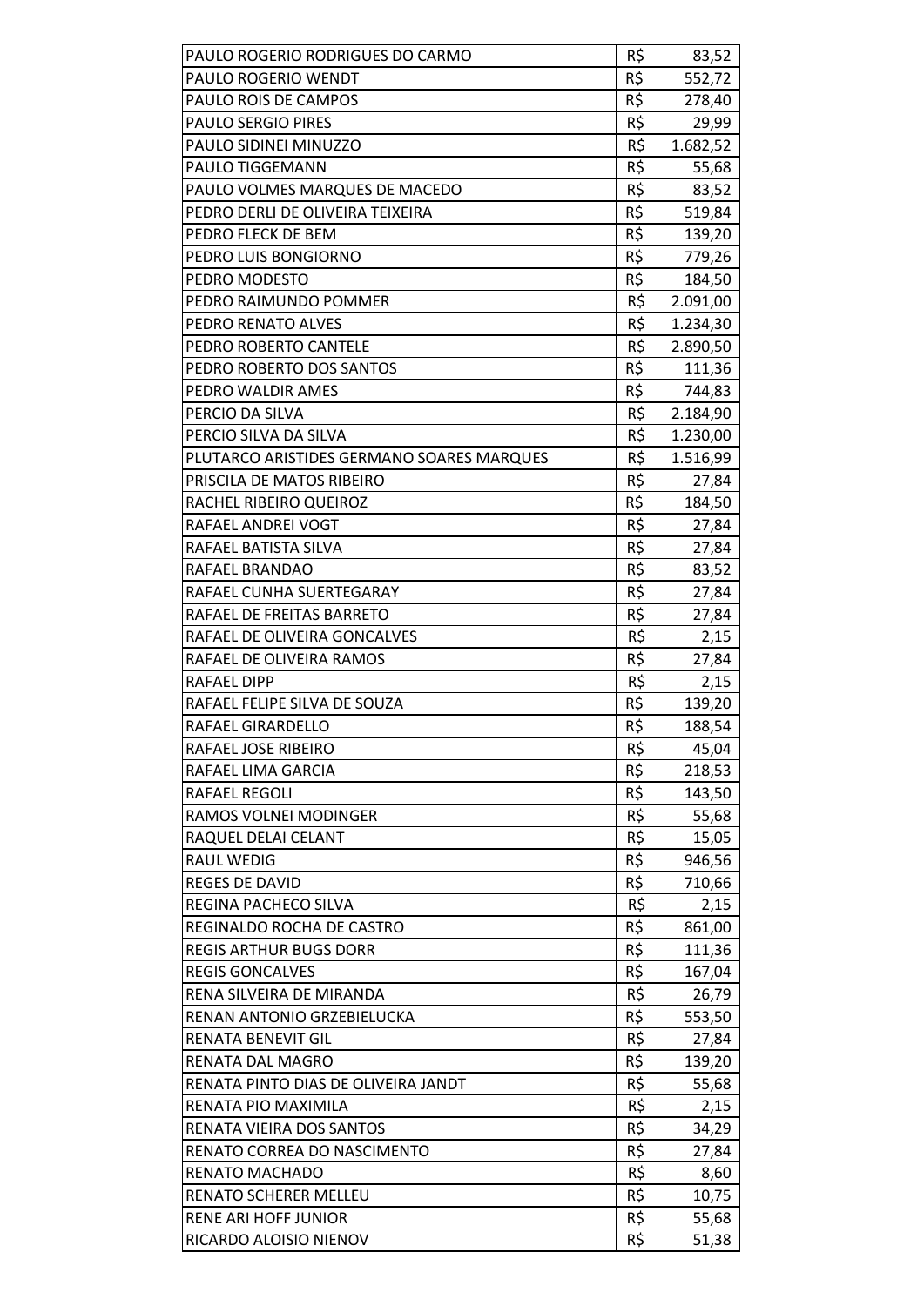| | | |
|---|---|---|
| PAULO ROGERIO RODRIGUES DO CARMO | R$ | 83,52 |
| PAULO ROGERIO WENDT | R$ | 552,72 |
| PAULO ROIS DE CAMPOS | R$ | 278,40 |
| PAULO SERGIO PIRES | R$ | 29,99 |
| PAULO SIDINEI MINUZZO | R$ | 1.682,52 |
| PAULO TIGGEMANN | R$ | 55,68 |
| PAULO VOLMES MARQUES DE MACEDO | R$ | 83,52 |
| PEDRO DERLI DE OLIVEIRA TEIXEIRA | R$ | 519,84 |
| PEDRO FLECK DE BEM | R$ | 139,20 |
| PEDRO LUIS BONGIORNO | R$ | 779,26 |
| PEDRO MODESTO | R$ | 184,50 |
| PEDRO RAIMUNDO POMMER | R$ | 2.091,00 |
| PEDRO RENATO ALVES | R$ | 1.234,30 |
| PEDRO ROBERTO CANTELE | R$ | 2.890,50 |
| PEDRO ROBERTO DOS SANTOS | R$ | 111,36 |
| PEDRO WALDIR AMES | R$ | 744,83 |
| PERCIO DA SILVA | R$ | 2.184,90 |
| PERCIO SILVA DA SILVA | R$ | 1.230,00 |
| PLUTARCO ARISTIDES GERMANO SOARES MARQUES | R$ | 1.516,99 |
| PRISCILA DE MATOS RIBEIRO | R$ | 27,84 |
| RACHEL RIBEIRO QUEIROZ | R$ | 184,50 |
| RAFAEL ANDREI VOGT | R$ | 27,84 |
| RAFAEL BATISTA SILVA | R$ | 27,84 |
| RAFAEL BRANDAO | R$ | 83,52 |
| RAFAEL CUNHA SUERTEGARAY | R$ | 27,84 |
| RAFAEL DE FREITAS BARRETO | R$ | 27,84 |
| RAFAEL DE OLIVEIRA GONCALVES | R$ | 2,15 |
| RAFAEL DE OLIVEIRA RAMOS | R$ | 27,84 |
| RAFAEL DIPP | R$ | 2,15 |
| RAFAEL FELIPE SILVA DE SOUZA | R$ | 139,20 |
| RAFAEL GIRARDELLO | R$ | 188,54 |
| RAFAEL JOSE RIBEIRO | R$ | 45,04 |
| RAFAEL LIMA GARCIA | R$ | 218,53 |
| RAFAEL REGOLI | R$ | 143,50 |
| RAMOS VOLNEI MODINGER | R$ | 55,68 |
| RAQUEL DELAI CELANT | R$ | 15,05 |
| RAUL WEDIG | R$ | 946,56 |
| REGES DE DAVID | R$ | 710,66 |
| REGINA PACHECO SILVA | R$ | 2,15 |
| REGINALDO ROCHA DE CASTRO | R$ | 861,00 |
| REGIS ARTHUR BUGS DORR | R$ | 111,36 |
| REGIS GONCALVES | R$ | 167,04 |
| RENA SILVEIRA DE MIRANDA | R$ | 26,79 |
| RENAN ANTONIO GRZEBIELUCKA | R$ | 553,50 |
| RENATA BENEVIT GIL | R$ | 27,84 |
| RENATA DAL MAGRO | R$ | 139,20 |
| RENATA PINTO DIAS DE OLIVEIRA JANDT | R$ | 55,68 |
| RENATA PIO MAXIMILA | R$ | 2,15 |
| RENATA VIEIRA DOS SANTOS | R$ | 34,29 |
| RENATO CORREA DO NASCIMENTO | R$ | 27,84 |
| RENATO MACHADO | R$ | 8,60 |
| RENATO SCHERER MELLEU | R$ | 10,75 |
| RENE ARI HOFF JUNIOR | R$ | 55,68 |
| RICARDO ALOISIO NIENOV | R$ | 51,38 |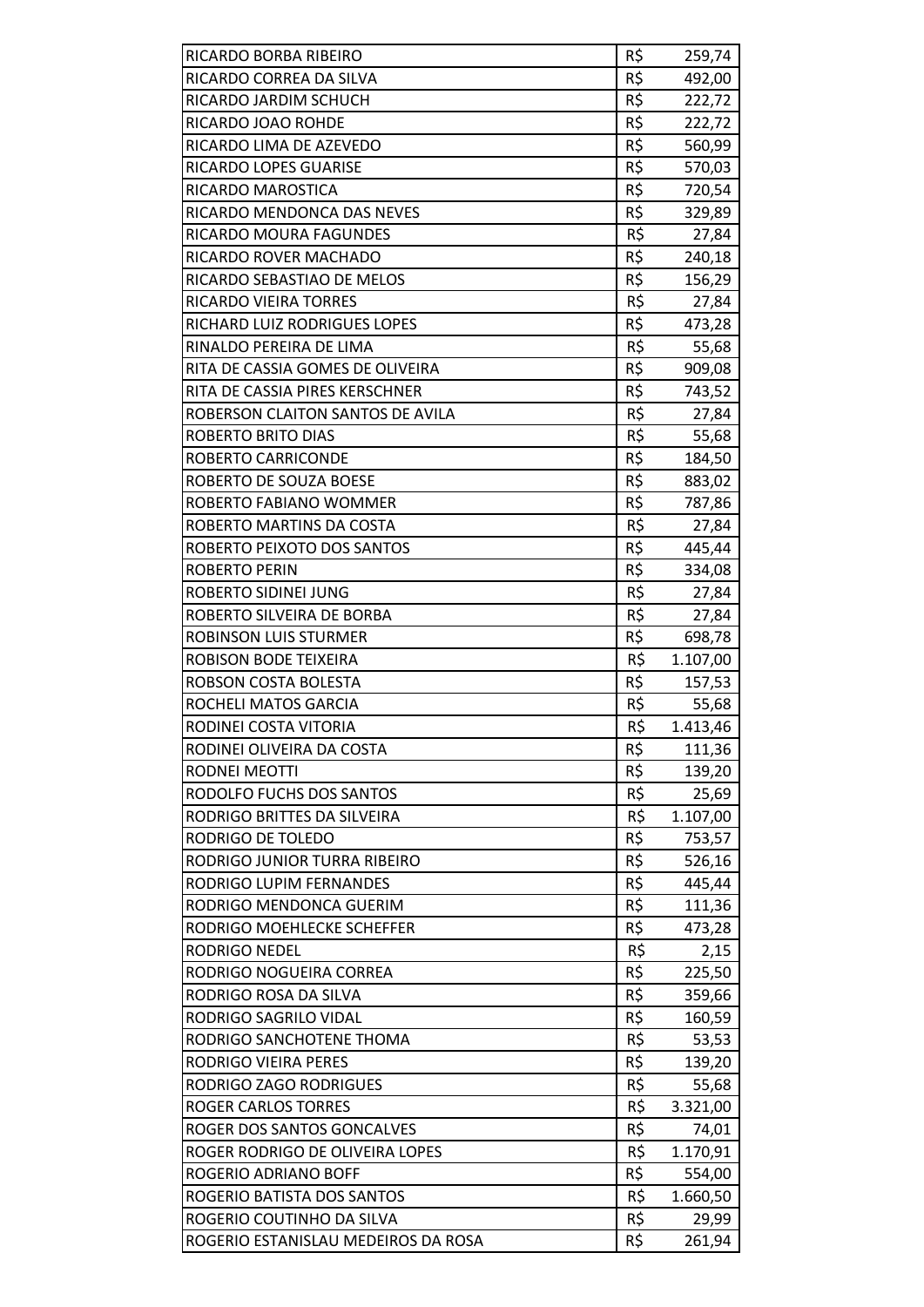| | | |
|---|---|---|
| RICARDO BORBA RIBEIRO | R$ | 259,74 |
| RICARDO CORREA DA SILVA | R$ | 492,00 |
| RICARDO JARDIM SCHUCH | R$ | 222,72 |
| RICARDO JOAO ROHDE | R$ | 222,72 |
| RICARDO LIMA DE AZEVEDO | R$ | 560,99 |
| RICARDO LOPES GUARISE | R$ | 570,03 |
| RICARDO MAROSTICA | R$ | 720,54 |
| RICARDO MENDONCA DAS NEVES | R$ | 329,89 |
| RICARDO MOURA FAGUNDES | R$ | 27,84 |
| RICARDO ROVER MACHADO | R$ | 240,18 |
| RICARDO SEBASTIAO DE MELOS | R$ | 156,29 |
| RICARDO VIEIRA TORRES | R$ | 27,84 |
| RICHARD LUIZ RODRIGUES LOPES | R$ | 473,28 |
| RINALDO PEREIRA DE LIMA | R$ | 55,68 |
| RITA DE CASSIA GOMES DE OLIVEIRA | R$ | 909,08 |
| RITA DE CASSIA PIRES KERSCHNER | R$ | 743,52 |
| ROBERSON CLAITON SANTOS DE AVILA | R$ | 27,84 |
| ROBERTO BRITO DIAS | R$ | 55,68 |
| ROBERTO CARRICONDE | R$ | 184,50 |
| ROBERTO DE SOUZA BOESE | R$ | 883,02 |
| ROBERTO FABIANO WOMMER | R$ | 787,86 |
| ROBERTO MARTINS DA COSTA | R$ | 27,84 |
| ROBERTO PEIXOTO DOS SANTOS | R$ | 445,44 |
| ROBERTO PERIN | R$ | 334,08 |
| ROBERTO SIDINEI JUNG | R$ | 27,84 |
| ROBERTO SILVEIRA DE BORBA | R$ | 27,84 |
| ROBINSON LUIS STURMER | R$ | 698,78 |
| ROBISON BODE TEIXEIRA | R$ | 1.107,00 |
| ROBSON COSTA BOLESTA | R$ | 157,53 |
| ROCHELI MATOS GARCIA | R$ | 55,68 |
| RODINEI COSTA VITORIA | R$ | 1.413,46 |
| RODINEI OLIVEIRA DA COSTA | R$ | 111,36 |
| RODNEI MEOTTI | R$ | 139,20 |
| RODOLFO FUCHS DOS SANTOS | R$ | 25,69 |
| RODRIGO BRITTES DA SILVEIRA | R$ | 1.107,00 |
| RODRIGO DE TOLEDO | R$ | 753,57 |
| RODRIGO JUNIOR TURRA RIBEIRO | R$ | 526,16 |
| RODRIGO LUPIM FERNANDES | R$ | 445,44 |
| RODRIGO MENDONCA GUERIM | R$ | 111,36 |
| RODRIGO MOEHLECKE SCHEFFER | R$ | 473,28 |
| RODRIGO NEDEL | R$ | 2,15 |
| RODRIGO NOGUEIRA CORREA | R$ | 225,50 |
| RODRIGO ROSA DA SILVA | R$ | 359,66 |
| RODRIGO SAGRILO VIDAL | R$ | 160,59 |
| RODRIGO SANCHOTENE THOMA | R$ | 53,53 |
| RODRIGO VIEIRA PERES | R$ | 139,20 |
| RODRIGO ZAGO RODRIGUES | R$ | 55,68 |
| ROGER CARLOS TORRES | R$ | 3.321,00 |
| ROGER DOS SANTOS GONCALVES | R$ | 74,01 |
| ROGER RODRIGO DE OLIVEIRA LOPES | R$ | 1.170,91 |
| ROGERIO ADRIANO BOFF | R$ | 554,00 |
| ROGERIO BATISTA DOS SANTOS | R$ | 1.660,50 |
| ROGERIO COUTINHO DA SILVA | R$ | 29,99 |
| ROGERIO ESTANISLAU MEDEIROS DA ROSA | R$ | 261,94 |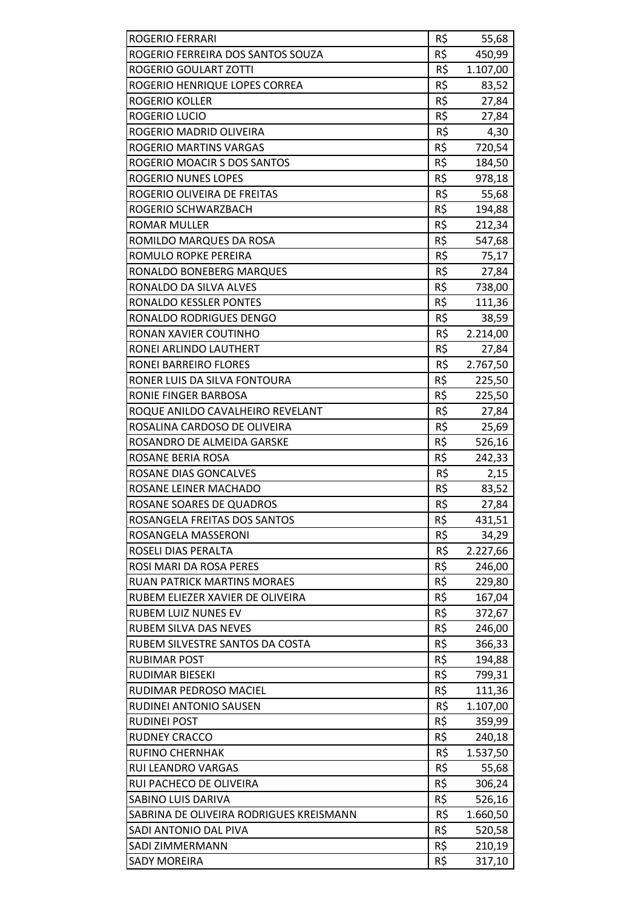| | | |
|---|---|---|
| ROGERIO FERRARI | R$ | 55,68 |
| ROGERIO FERREIRA DOS SANTOS SOUZA | R$ | 450,99 |
| ROGERIO GOULART ZOTTI | R$ | 1.107,00 |
| ROGERIO HENRIQUE LOPES CORREA | R$ | 83,52 |
| ROGERIO KOLLER | R$ | 27,84 |
| ROGERIO LUCIO | R$ | 27,84 |
| ROGERIO MADRID OLIVEIRA | R$ | 4,30 |
| ROGERIO MARTINS VARGAS | R$ | 720,54 |
| ROGERIO MOACIR S DOS SANTOS | R$ | 184,50 |
| ROGERIO NUNES LOPES | R$ | 978,18 |
| ROGERIO OLIVEIRA DE FREITAS | R$ | 55,68 |
| ROGERIO SCHWARZBACH | R$ | 194,88 |
| ROMAR MULLER | R$ | 212,34 |
| ROMILDO MARQUES DA ROSA | R$ | 547,68 |
| ROMULO ROPKE PEREIRA | R$ | 75,17 |
| RONALDO BONEBERG MARQUES | R$ | 27,84 |
| RONALDO DA SILVA ALVES | R$ | 738,00 |
| RONALDO KESSLER PONTES | R$ | 111,36 |
| RONALDO RODRIGUES DENGO | R$ | 38,59 |
| RONAN XAVIER COUTINHO | R$ | 2.214,00 |
| RONEI ARLINDO LAUTHERT | R$ | 27,84 |
| RONEI BARREIRO FLORES | R$ | 2.767,50 |
| RONER LUIS DA SILVA FONTOURA | R$ | 225,50 |
| RONIE FINGER BARBOSA | R$ | 225,50 |
| ROQUE ANILDO CAVALHEIRO REVELANT | R$ | 27,84 |
| ROSALINA CARDOSO DE OLIVEIRA | R$ | 25,69 |
| ROSANDRO DE ALMEIDA GARSKE | R$ | 526,16 |
| ROSANE BERIA ROSA | R$ | 242,33 |
| ROSANE DIAS GONCALVES | R$ | 2,15 |
| ROSANE LEINER MACHADO | R$ | 83,52 |
| ROSANE SOARES DE QUADROS | R$ | 27,84 |
| ROSANGELA FREITAS DOS SANTOS | R$ | 431,51 |
| ROSANGELA MASSERONI | R$ | 34,29 |
| ROSELI DIAS PERALTA | R$ | 2.227,66 |
| ROSI MARI DA ROSA PERES | R$ | 246,00 |
| RUAN PATRICK MARTINS MORAES | R$ | 229,80 |
| RUBEM ELIEZER XAVIER DE OLIVEIRA | R$ | 167,04 |
| RUBEM LUIZ NUNES EV | R$ | 372,67 |
| RUBEM SILVA DAS NEVES | R$ | 246,00 |
| RUBEM SILVESTRE SANTOS DA COSTA | R$ | 366,33 |
| RUBIMAR POST | R$ | 194,88 |
| RUDIMAR BIESEKI | R$ | 799,31 |
| RUDIMAR PEDROSO MACIEL | R$ | 111,36 |
| RUDINEI ANTONIO SAUSEN | R$ | 1.107,00 |
| RUDINEI POST | R$ | 359,99 |
| RUDNEY CRACCO | R$ | 240,18 |
| RUFINO CHERNHAK | R$ | 1.537,50 |
| RUI LEANDRO VARGAS | R$ | 55,68 |
| RUI PACHECO DE OLIVEIRA | R$ | 306,24 |
| SABINO LUIS DARIVA | R$ | 526,16 |
| SABRINA DE OLIVEIRA RODRIGUES KREISMANN | R$ | 1.660,50 |
| SADI ANTONIO DAL PIVA | R$ | 520,58 |
| SADI ZIMMERMANN | R$ | 210,19 |
| SADY MOREIRA | R$ | 317,10 |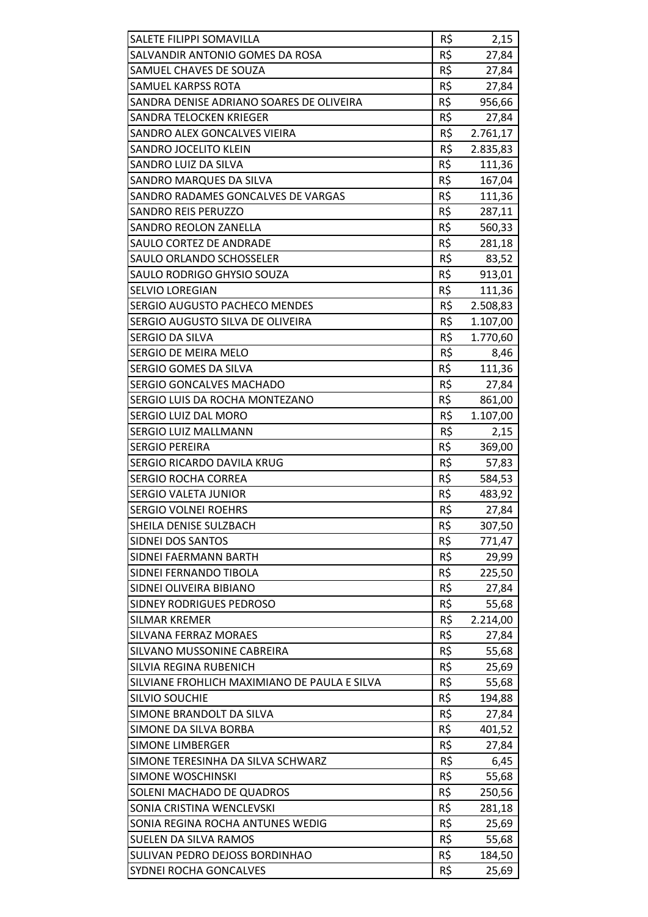| | | |
|---|---|---|
| SALETE FILIPPI SOMAVILLA | R$ | 2,15 |
| SALVANDIR ANTONIO GOMES DA ROSA | R$ | 27,84 |
| SAMUEL CHAVES DE SOUZA | R$ | 27,84 |
| SAMUEL KARPSS ROTA | R$ | 27,84 |
| SANDRA DENISE ADRIANO SOARES DE OLIVEIRA | R$ | 956,66 |
| SANDRA TELOCKEN KRIEGER | R$ | 27,84 |
| SANDRO ALEX GONCALVES VIEIRA | R$ | 2.761,17 |
| SANDRO JOCELITO KLEIN | R$ | 2.835,83 |
| SANDRO LUIZ DA SILVA | R$ | 111,36 |
| SANDRO MARQUES DA SILVA | R$ | 167,04 |
| SANDRO RADAMES GONCALVES DE VARGAS | R$ | 111,36 |
| SANDRO REIS PERUZZO | R$ | 287,11 |
| SANDRO REOLON ZANELLA | R$ | 560,33 |
| SAULO CORTEZ DE ANDRADE | R$ | 281,18 |
| SAULO ORLANDO SCHOSSELER | R$ | 83,52 |
| SAULO RODRIGO GHYSIO SOUZA | R$ | 913,01 |
| SELVIO LOREGIAN | R$ | 111,36 |
| SERGIO AUGUSTO PACHECO MENDES | R$ | 2.508,83 |
| SERGIO AUGUSTO SILVA DE OLIVEIRA | R$ | 1.107,00 |
| SERGIO DA SILVA | R$ | 1.770,60 |
| SERGIO DE MEIRA MELO | R$ | 8,46 |
| SERGIO GOMES DA SILVA | R$ | 111,36 |
| SERGIO GONCALVES MACHADO | R$ | 27,84 |
| SERGIO LUIS DA ROCHA MONTEZANO | R$ | 861,00 |
| SERGIO LUIZ DAL MORO | R$ | 1.107,00 |
| SERGIO LUIZ MALLMANN | R$ | 2,15 |
| SERGIO PEREIRA | R$ | 369,00 |
| SERGIO RICARDO DAVILA KRUG | R$ | 57,83 |
| SERGIO ROCHA CORREA | R$ | 584,53 |
| SERGIO VALETA JUNIOR | R$ | 483,92 |
| SERGIO VOLNEI ROEHRS | R$ | 27,84 |
| SHEILA DENISE SULZBACH | R$ | 307,50 |
| SIDNEI DOS SANTOS | R$ | 771,47 |
| SIDNEI FAERMANN BARTH | R$ | 29,99 |
| SIDNEI FERNANDO TIBOLA | R$ | 225,50 |
| SIDNEI OLIVEIRA BIBIANO | R$ | 27,84 |
| SIDNEY RODRIGUES PEDROSO | R$ | 55,68 |
| SILMAR KREMER | R$ | 2.214,00 |
| SILVANA FERRAZ MORAES | R$ | 27,84 |
| SILVANO MUSSONINE CABREIRA | R$ | 55,68 |
| SILVIA REGINA RUBENICH | R$ | 25,69 |
| SILVIANE FROHLICH MAXIMIANO DE PAULA E SILVA | R$ | 55,68 |
| SILVIO SOUCHIE | R$ | 194,88 |
| SIMONE BRANDOLT DA SILVA | R$ | 27,84 |
| SIMONE DA SILVA BORBA | R$ | 401,52 |
| SIMONE LIMBERGER | R$ | 27,84 |
| SIMONE TERESINHA DA SILVA SCHWARZ | R$ | 6,45 |
| SIMONE WOSCHINSKI | R$ | 55,68 |
| SOLENI MACHADO DE QUADROS | R$ | 250,56 |
| SONIA CRISTINA WENCLEVSKI | R$ | 281,18 |
| SONIA REGINA ROCHA ANTUNES WEDIG | R$ | 25,69 |
| SUELEN DA SILVA RAMOS | R$ | 55,68 |
| SULIVAN PEDRO DEJOSS BORDINHAO | R$ | 184,50 |
| SYDNEI ROCHA GONCALVES | R$ | 25,69 |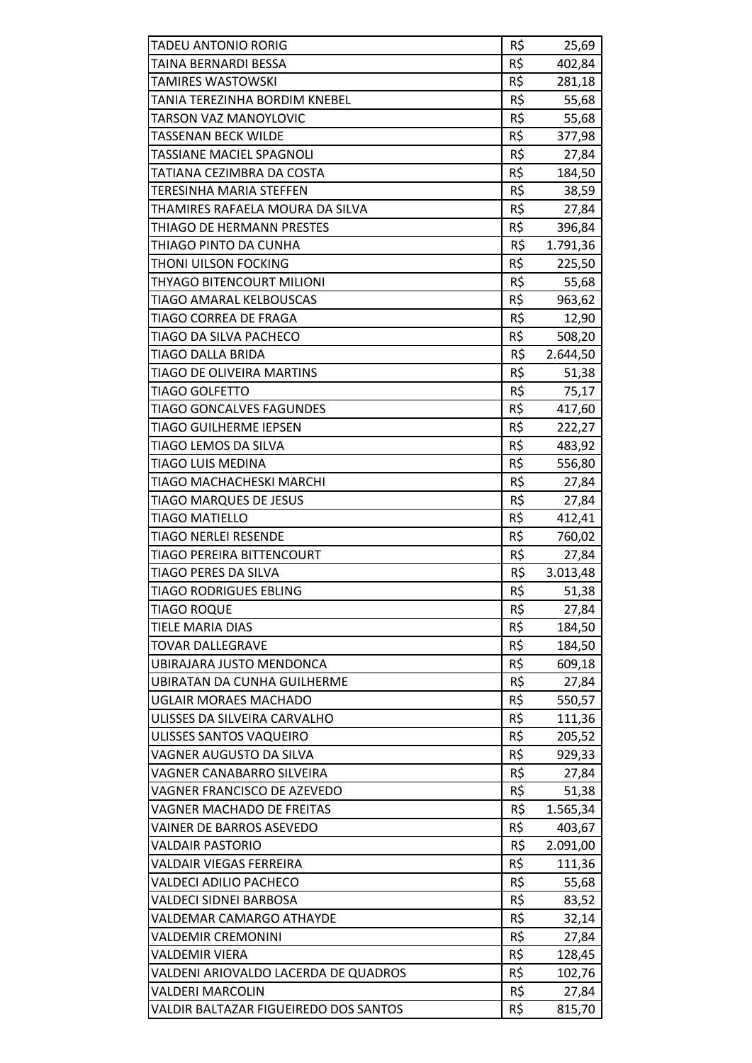| | | |
|---|---|---|
| TADEU ANTONIO RORIG | R$ | 25,69 |
| TAINA BERNARDI BESSA | R$ | 402,84 |
| TAMIRES WASTOWSKI | R$ | 281,18 |
| TANIA TEREZINHA BORDIM KNEBEL | R$ | 55,68 |
| TARSON VAZ MANOYLOVIC | R$ | 55,68 |
| TASSENAN BECK WILDE | R$ | 377,98 |
| TASSIANE MACIEL SPAGNOLI | R$ | 27,84 |
| TATIANA CEZIMBRA DA COSTA | R$ | 184,50 |
| TERESINHA MARIA STEFFEN | R$ | 38,59 |
| THAMIRES RAFAELA MOURA DA SILVA | R$ | 27,84 |
| THIAGO DE HERMANN PRESTES | R$ | 396,84 |
| THIAGO PINTO DA CUNHA | R$ | 1.791,36 |
| THONI UILSON FOCKING | R$ | 225,50 |
| THYAGO BITENCOURT MILIONI | R$ | 55,68 |
| TIAGO AMARAL KELBOUSCAS | R$ | 963,62 |
| TIAGO CORREA DE FRAGA | R$ | 12,90 |
| TIAGO DA SILVA PACHECO | R$ | 508,20 |
| TIAGO DALLA BRIDA | R$ | 2.644,50 |
| TIAGO DE OLIVEIRA MARTINS | R$ | 51,38 |
| TIAGO GOLFETTO | R$ | 75,17 |
| TIAGO GONCALVES FAGUNDES | R$ | 417,60 |
| TIAGO GUILHERME IEPSEN | R$ | 222,27 |
| TIAGO LEMOS DA SILVA | R$ | 483,92 |
| TIAGO LUIS MEDINA | R$ | 556,80 |
| TIAGO MACHACHESKI MARCHI | R$ | 27,84 |
| TIAGO MARQUES DE JESUS | R$ | 27,84 |
| TIAGO MATIELLO | R$ | 412,41 |
| TIAGO NERLEI RESENDE | R$ | 760,02 |
| TIAGO PEREIRA BITTENCOURT | R$ | 27,84 |
| TIAGO PERES DA SILVA | R$ | 3.013,48 |
| TIAGO RODRIGUES EBLING | R$ | 51,38 |
| TIAGO ROQUE | R$ | 27,84 |
| TIELE MARIA DIAS | R$ | 184,50 |
| TOVAR DALLEGRAVE | R$ | 184,50 |
| UBIRAJARA JUSTO MENDONCA | R$ | 609,18 |
| UBIRATAN DA CUNHA GUILHERME | R$ | 27,84 |
| UGLAIR MORAES MACHADO | R$ | 550,57 |
| ULISSES DA SILVEIRA CARVALHO | R$ | 111,36 |
| ULISSES SANTOS VAQUEIRO | R$ | 205,52 |
| VAGNER AUGUSTO DA SILVA | R$ | 929,33 |
| VAGNER CANABARRO SILVEIRA | R$ | 27,84 |
| VAGNER FRANCISCO DE AZEVEDO | R$ | 51,38 |
| VAGNER MACHADO DE FREITAS | R$ | 1.565,34 |
| VAINER DE BARROS ASEVEDO | R$ | 403,67 |
| VALDAIR PASTORIO | R$ | 2.091,00 |
| VALDAIR VIEGAS FERREIRA | R$ | 111,36 |
| VALDECI ADILIO PACHECO | R$ | 55,68 |
| VALDECI SIDNEI BARBOSA | R$ | 83,52 |
| VALDEMAR CAMARGO ATHAYDE | R$ | 32,14 |
| VALDEMIR CREMONINI | R$ | 27,84 |
| VALDEMIR VIERA | R$ | 128,45 |
| VALDENI ARIOVALDO LACERDA DE QUADROS | R$ | 102,76 |
| VALDERI MARCOLIN | R$ | 27,84 |
| VALDIR BALTAZAR FIGUEIREDO DOS SANTOS | R$ | 815,70 |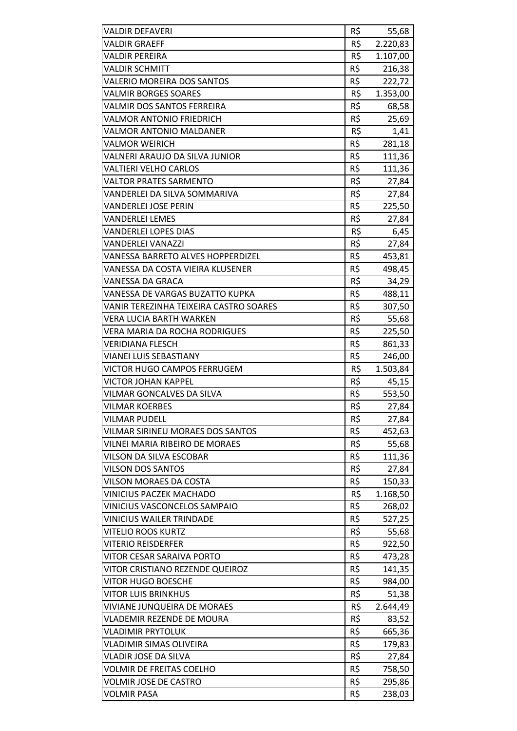| | | |
|---|---|---|
| VALDIR DEFAVERI | R$ | 55,68 |
| VALDIR GRAEFF | R$ | 2.220,83 |
| VALDIR PEREIRA | R$ | 1.107,00 |
| VALDIR SCHMITT | R$ | 216,38 |
| VALERIO MOREIRA DOS SANTOS | R$ | 222,72 |
| VALMIR BORGES SOARES | R$ | 1.353,00 |
| VALMIR DOS SANTOS FERREIRA | R$ | 68,58 |
| VALMOR ANTONIO FRIEDRICH | R$ | 25,69 |
| VALMOR ANTONIO MALDANER | R$ | 1,41 |
| VALMOR WEIRICH | R$ | 281,18 |
| VALNERI ARAUJO DA SILVA JUNIOR | R$ | 111,36 |
| VALTIERI VELHO CARLOS | R$ | 111,36 |
| VALTOR PRATES SARMENTO | R$ | 27,84 |
| VANDERLEI DA SILVA SOMMARIVA | R$ | 27,84 |
| VANDERLEI JOSE PERIN | R$ | 225,50 |
| VANDERLEI LEMES | R$ | 27,84 |
| VANDERLEI LOPES DIAS | R$ | 6,45 |
| VANDERLEI VANAZZI | R$ | 27,84 |
| VANESSA BARRETO ALVES HOPPERDIZEL | R$ | 453,81 |
| VANESSA DA COSTA VIEIRA KLUSENER | R$ | 498,45 |
| VANESSA DA GRACA | R$ | 34,29 |
| VANESSA DE VARGAS BUZATTO KUPKA | R$ | 488,11 |
| VANIR TEREZINHA TEIXEIRA CASTRO SOARES | R$ | 307,50 |
| VERA LUCIA BARTH WARKEN | R$ | 55,68 |
| VERA MARIA DA ROCHA RODRIGUES | R$ | 225,50 |
| VERIDIANA FLESCH | R$ | 861,33 |
| VIANEI LUIS SEBASTIANY | R$ | 246,00 |
| VICTOR HUGO CAMPOS FERRUGEM | R$ | 1.503,84 |
| VICTOR JOHAN KAPPEL | R$ | 45,15 |
| VILMAR GONCALVES DA SILVA | R$ | 553,50 |
| VILMAR KOERBES | R$ | 27,84 |
| VILMAR PUDELL | R$ | 27,84 |
| VILMAR SIRINEU MORAES DOS SANTOS | R$ | 452,63 |
| VILNEI MARIA RIBEIRO DE MORAES | R$ | 55,68 |
| VILSON DA SILVA ESCOBAR | R$ | 111,36 |
| VILSON DOS SANTOS | R$ | 27,84 |
| VILSON MORAES DA COSTA | R$ | 150,33 |
| VINICIUS PACZEK MACHADO | R$ | 1.168,50 |
| VINICIUS VASCONCELOS SAMPAIO | R$ | 268,02 |
| VINICIUS WAILER TRINDADE | R$ | 527,25 |
| VITELIO ROOS KURTZ | R$ | 55,68 |
| VITERIO REISDERFER | R$ | 922,50 |
| VITOR CESAR SARAIVA PORTO | R$ | 473,28 |
| VITOR CRISTIANO REZENDE QUEIROZ | R$ | 141,35 |
| VITOR HUGO BOESCHE | R$ | 984,00 |
| VITOR LUIS BRINKHUS | R$ | 51,38 |
| VIVIANE JUNQUEIRA DE MORAES | R$ | 2.644,49 |
| VLADEMIR REZENDE DE MOURA | R$ | 83,52 |
| VLADIMIR PRYTOLUK | R$ | 665,36 |
| VLADIMIR SIMAS OLIVEIRA | R$ | 179,83 |
| VLADIR JOSE DA SILVA | R$ | 27,84 |
| VOLMIR DE FREITAS COELHO | R$ | 758,50 |
| VOLMIR JOSE DE CASTRO | R$ | 295,86 |
| VOLMIR PASA | R$ | 238,03 |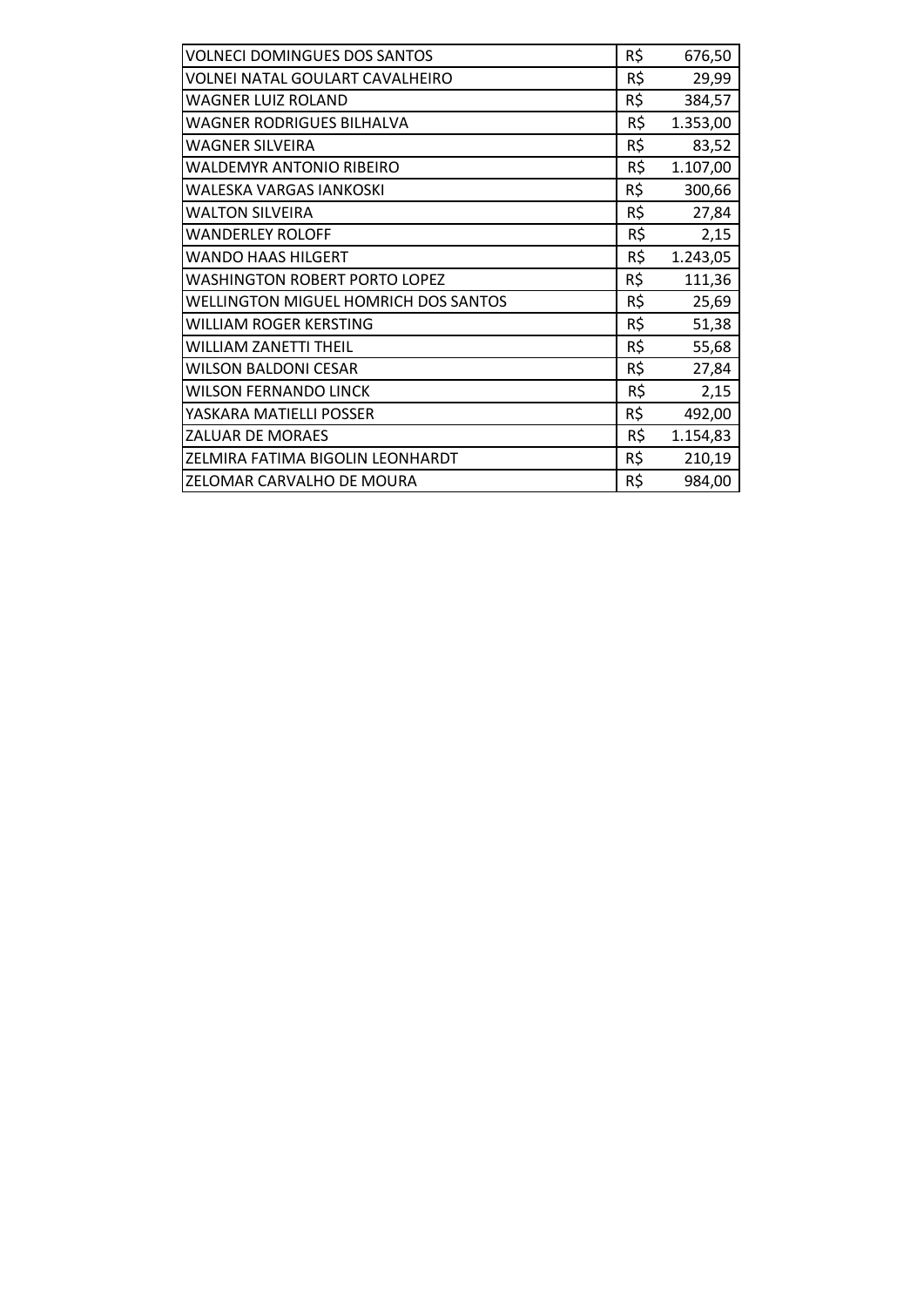| | | |
|---|---|---|
| VOLNECI DOMINGUES DOS SANTOS | R$ | 676,50 |
| VOLNEI NATAL GOULART CAVALHEIRO | R$ | 29,99 |
| WAGNER LUIZ ROLAND | R$ | 384,57 |
| WAGNER RODRIGUES BILHALVA | R$ | 1.353,00 |
| WAGNER SILVEIRA | R$ | 83,52 |
| WALDEMYR ANTONIO RIBEIRO | R$ | 1.107,00 |
| WALESKA VARGAS IANKOSKI | R$ | 300,66 |
| WALTON SILVEIRA | R$ | 27,84 |
| WANDERLEY ROLOFF | R$ | 2,15 |
| WANDO HAAS HILGERT | R$ | 1.243,05 |
| WASHINGTON ROBERT PORTO LOPEZ | R$ | 111,36 |
| WELLINGTON MIGUEL HOMRICH DOS SANTOS | R$ | 25,69 |
| WILLIAM ROGER KERSTING | R$ | 51,38 |
| WILLIAM ZANETTI THEIL | R$ | 55,68 |
| WILSON BALDONI CESAR | R$ | 27,84 |
| WILSON FERNANDO LINCK | R$ | 2,15 |
| YASKARA MATIELLI POSSER | R$ | 492,00 |
| ZALUAR DE MORAES | R$ | 1.154,83 |
| ZELMIRA FATIMA BIGOLIN LEONHARDT | R$ | 210,19 |
| ZELOMAR CARVALHO DE MOURA | R$ | 984,00 |